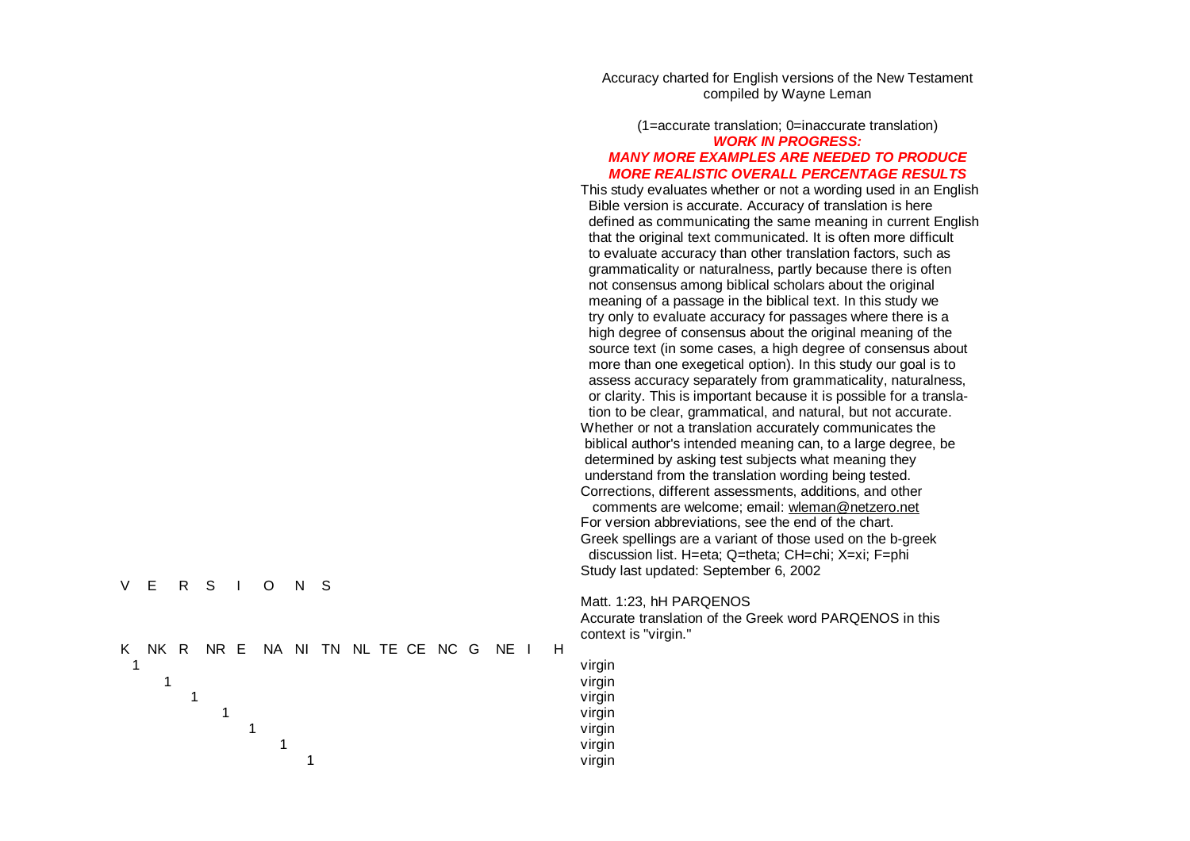Accuracy charted for English versions of the New Testament
compiled by Wayne Leman

(1=accurate translation; 0=inaccurate translation)

***WORK IN PROGRESS:***
***MANY MORE EXAMPLES ARE NEEDED TO PRODUCE MORE REALISTIC OVERALL PERCENTAGE RESULTS***

This study evaluates whether or not a wording used in an English Bible version is accurate. Accuracy of translation is here defined as communicating the same meaning in current English that the original text communicated. It is often more difficult to evaluate accuracy than other translation factors, such as grammaticality or naturalness, partly because there is often not consensus among biblical scholars about the original meaning of a passage in the biblical text. In this study we try only to evaluate accuracy for passages where there is a high degree of consensus about the original meaning of the source text (in some cases, a high degree of consensus about more than one exegetical option). In this study our goal is to assess accuracy separately from grammaticality, naturalness, or clarity. This is important because it is possible for a translation to be clear, grammatical, and natural, but not accurate.

Whether or not a translation accurately communicates the biblical author's intended meaning can, to a large degree, be determined by asking test subjects what meaning they understand from the translation wording being tested.

Corrections, different assessments, additions, and other comments are welcome; email: wleman@netzero.net

For version abbreviations, see the end of the chart.

Greek spellings are a variant of those used on the b-greek discussion list. H=eta; Q=theta; CH=chi; X=xi; F=phi

Study last updated: September 6, 2002

V E R S I O N S

Matt. 1:23, hH PARQENOS
Accurate translation of the Greek word PARQENOS in this context is "virgin."

| K | NK | R | NR | E | NA | NI | TN | NL | TE | CE | NC | G | NE | I | H | |
|---|---|---|---|---|---|---|---|---|---|---|---|---|---|---|---|---|
| 1 | | | | | | | | | | | | | | | | virgin |
| | 1 | | | | | | | | | | | | | | | virgin |
| | | 1 | | | | | | | | | | | | | | virgin |
| | | | 1 | | | | | | | | | | | | | virgin |
| | | | | 1 | | | | | | | | | | | | virgin |
| | | | | | 1 | | | | | | | | | | | virgin |
| | | | | | | 1 | | | | | | | | | | virgin |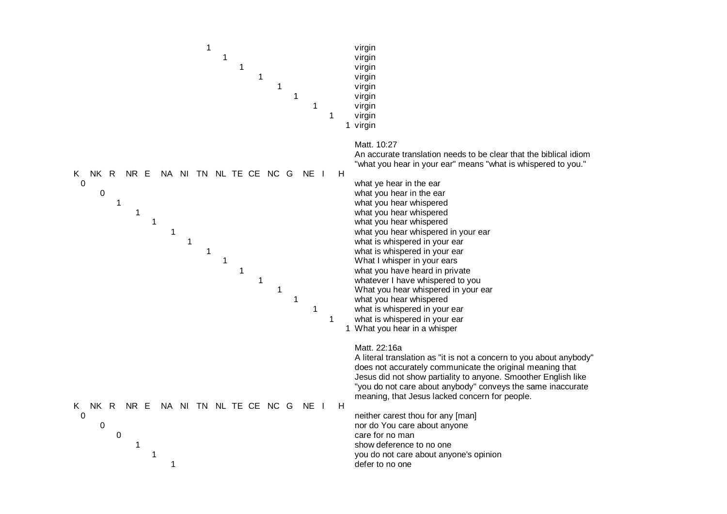| K | NK | R | NR | E | NA | NI | TN | NL | TE | CE | NC | G | NE | I | H | |
|---|---|---|---|---|---|---|---|---|---|---|---|---|---|---|---|---|
| | | | | | | | 1 | | | | | | | | | virgin |
| | | | | | | | | 1 | | | | | | | | virgin |
| | | | | | | | | | 1 | | | | | | | virgin |
| | | | | | | | | | | 1 | | | | | | virgin |
| | | | | | | | | | | | 1 | | | | | virgin |
| | | | | | | | | | | | | 1 | | | | virgin |
| | | | | | | | | | | | | | 1 | | | virgin |
| | | | | | | | | | | | | | | 1 | | virgin |
| | | | | | | | | | | | | | | | 1 | virgin |

Matt. 10:27

An accurate translation needs to be clear that the biblical idiom "what you hear in your ear" means "what is whispered to you."

| K | NK | R | NR | E | NA | NI | TN | NL | TE | CE | NC | G | NE | I | H | |
|---|---|---|---|---|---|---|---|---|---|---|---|---|---|---|---|---|
| 0 | | | | | | | | | | | | | | | | what ye hear in the ear |
| | 0 | | | | | | | | | | | | | | | what you hear in the ear |
| | | 1 | | | | | | | | | | | | | | what you hear whispered |
| | | | 1 | | | | | | | | | | | | | what you hear whispered |
| | | | | 1 | | | | | | | | | | | | what you hear whispered |
| | | | | | 1 | | | | | | | | | | | what you hear whispered in your ear |
| | | | | | | 1 | | | | | | | | | | what is whispered in your ear |
| | | | | | | | 1 | | | | | | | | | what is whispered in your ear |
| | | | | | | | | 1 | | | | | | | | What I whisper in your ears |
| | | | | | | | | | 1 | | | | | | | what you have heard in private |
| | | | | | | | | | | 1 | | | | | | whatever I have whispered to you |
| | | | | | | | | | | | 1 | | | | | What you hear whispered in your ear |
| | | | | | | | | | | | | 1 | | | | what you hear whispered |
| | | | | | | | | | | | | | 1 | | | what is whispered in your ear |
| | | | | | | | | | | | | | | 1 | | what is whispered in your ear |
| | | | | | | | | | | | | | | | 1 | What you hear in a whisper |

Matt. 22:16a

A literal translation as "it is not a concern to you about anybody" does not accurately communicate the original meaning that Jesus did not show partiality to anyone. Smoother English like "you do not care about anybody" conveys the same inaccurate meaning, that Jesus lacked concern for people.

| K | NK | R | NR | E | NA | NI | TN | NL | TE | CE | NC | G | NE | I | H | |
|---|---|---|---|---|---|---|---|---|---|---|---|---|---|---|---|---|
| 0 | | | | | | | | | | | | | | | | neither carest thou for any [man] |
| | 0 | | | | | | | | | | | | | | | nor do You care about anyone |
| | | 0 | | | | | | | | | | | | | | care for no man |
| | | | 1 | | | | | | | | | | | | | show deference to no one |
| | | | | 1 | | | | | | | | | | | | you do not care about anyone's opinion |
| | | | | | 1 | | | | | | | | | | | defer to no one |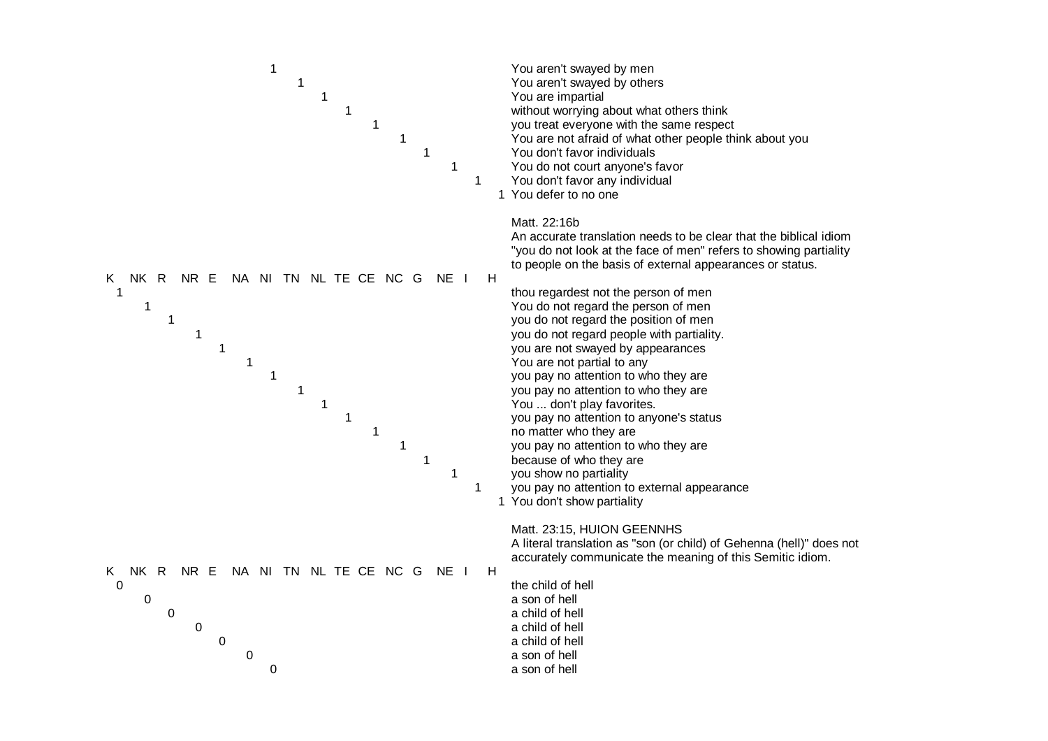| K | NK | R | NR | E | NA | NI | TN | NL | TE | CE | NC | G | NE | I | H | |
|---|---|---|---|---|---|---|---|---|---|---|---|---|---|---|---|---|
| | | | | | | 1 | | | | | | | | | | You aren't swayed by men |
| | | | | | | | 1 | | | | | | | | | You aren't swayed by others |
| | | | | | | | | 1 | | | | | | | | You are impartial |
| | | | | | | | | | 1 | | | | | | | without worrying about what others think |
| | | | | | | | | | | 1 | | | | | | you treat everyone with the same respect |
| | | | | | | | | | | | 1 | | | | | You are not afraid of what other people think about you |
| | | | | | | | | | | | | 1 | | | | You don't favor individuals |
| | | | | | | | | | | | | | 1 | | | You do not court anyone's favor |
| | | | | | | | | | | | | | | 1 | | You don't favor any individual |
| | | | | | | | | | | | | | | | 1 | You defer to no one |

Matt. 22:16b
An accurate translation needs to be clear that the biblical idiom "you do not look at the face of men" refers to showing partiality to people on the basis of external appearances or status.

| K | NK | R | NR | E | NA | NI | TN | NL | TE | CE | NC | G | NE | I | H | |
|---|---|---|---|---|---|---|---|---|---|---|---|---|---|---|---|---|
| 1 | | | | | | | | | | | | | | | | thou regardest not the person of men |
| | 1 | | | | | | | | | | | | | | | You do not regard the person of men |
| | | 1 | | | | | | | | | | | | | | you do not regard the position of men |
| | | | 1 | | | | | | | | | | | | | you do not regard people with partiality. |
| | | | | 1 | | | | | | | | | | | | you are not swayed by appearances |
| | | | | | 1 | | | | | | | | | | | You are not partial to any |
| | | | | | | 1 | | | | | | | | | | you pay no attention to who they are |
| | | | | | | | 1 | | | | | | | | | you pay no attention to who they are |
| | | | | | | | | 1 | | | | | | | | You ... don't play favorites. |
| | | | | | | | | | 1 | | | | | | | you pay no attention to anyone's status |
| | | | | | | | | | | 1 | | | | | | no matter who they are |
| | | | | | | | | | | | 1 | | | | | you pay no attention to who they are |
| | | | | | | | | | | | | 1 | | | | because of who they are |
| | | | | | | | | | | | | | 1 | | | you show no partiality |
| | | | | | | | | | | | | | | 1 | | you pay no attention to external appearance |
| | | | | | | | | | | | | | | | 1 | You don't show partiality |

Matt. 23:15, HUION GEENNHS
A literal translation as "son (or child) of Gehenna (hell)" does not accurately communicate the meaning of this Semitic idiom.

| K | NK | R | NR | E | NA | NI | TN | NL | TE | CE | NC | G | NE | I | H | |
|---|---|---|---|---|---|---|---|---|---|---|---|---|---|---|---|---|
| 0 | | | | | | | | | | | | | | | | the child of hell |
| | 0 | | | | | | | | | | | | | | | a son of hell |
| | | 0 | | | | | | | | | | | | | | a child of hell |
| | | | 0 | | | | | | | | | | | | | a child of hell |
| | | | | 0 | | | | | | | | | | | | a child of hell |
| | | | | | 0 | | | | | | | | | | | a son of hell |
| | | | | | | 0 | | | | | | | | | | a son of hell |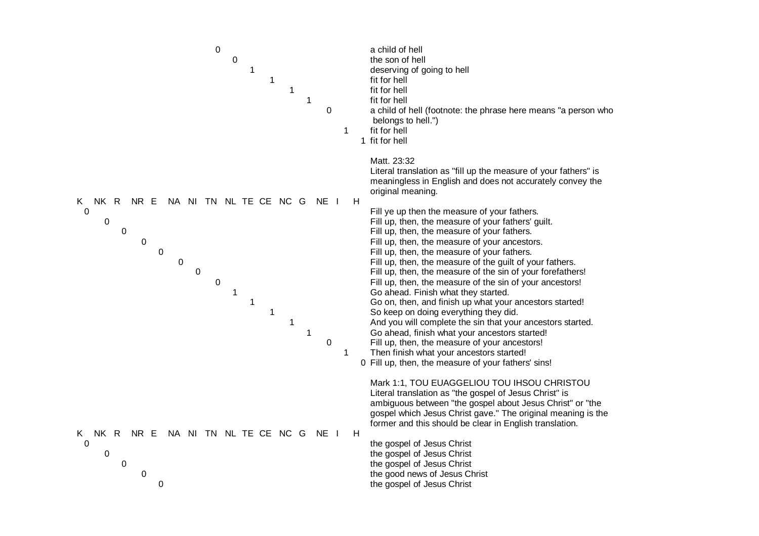| K | NK | R | NR | E | NA | NI | TN | NL | TE | CE | NC | G | NE | I | H | |
|---|---|---|---|---|---|---|---|---|---|---|---|---|---|---|---|---|
| | | | | | | | 0 | | | | | | | | | a child of hell |
| | | | | | | | | 0 | | | | | | | | the son of hell |
| | | | | | | | | | 1 | | | | | | | deserving of going to hell |
| | | | | | | | | | | 1 | | | | | | fit for hell |
| | | | | | | | | | | | 1 | | | | | fit for hell |
| | | | | | | | | | | | | 1 | | | | fit for hell |
| | | | | | | | | | | | | | 0 | | | a child of hell (footnote: the phrase here means "a person who belongs to hell.") |
| | | | | | | | | | | | | | | 1 | | fit for hell |
| | | | | | | | | | | | | | | | 1 | fit for hell |

Matt. 23:32
Literal translation as "fill up the measure of your fathers" is meaningless in English and does not accurately convey the original meaning.

| K | NK | R | NR | E | NA | NI | TN | NL | TE | CE | NC | G | NE | I | H | |
|---|---|---|---|---|---|---|---|---|---|---|---|---|---|---|---|---|
| 0 | | | | | | | | | | | | | | | | Fill ye up then the measure of your fathers. |
| | 0 | | | | | | | | | | | | | | | Fill up, then, the measure of your fathers' guilt. |
| | | 0 | | | | | | | | | | | | | | Fill up, then, the measure of your fathers. |
| | | | 0 | | | | | | | | | | | | | Fill up, then, the measure of your ancestors. |
| | | | | 0 | | | | | | | | | | | | Fill up, then, the measure of your fathers. |
| | | | | | 0 | | | | | | | | | | | Fill up, then, the measure of the guilt of your fathers. |
| | | | | | | 0 | | | | | | | | | | Fill up, then, the measure of the sin of your forefathers! |
| | | | | | | | 0 | | | | | | | | | Fill up, then, the measure of the sin of your ancestors! |
| | | | | | | | | 1 | | | | | | | | Go ahead. Finish what they started. |
| | | | | | | | | | 1 | | | | | | | Go on, then, and finish up what your ancestors started! |
| | | | | | | | | | | 1 | | | | | | So keep on doing everything they did. |
| | | | | | | | | | | | 1 | | | | | And you will complete the sin that your ancestors started. |
| | | | | | | | | | | | | 1 | | | | Go ahead, finish what your ancestors started! |
| | | | | | | | | | | | | | 0 | | | Fill up, then, the measure of your ancestors! |
| | | | | | | | | | | | | | | 1 | | Then finish what your ancestors started! |
| | | | | | | | | | | | | | | | 0 | Fill up, then, the measure of your fathers' sins! |

Mark 1:1, TOU EUAGGELIOU TOU IHSOU CHRISTOU
Literal translation as "the gospel of Jesus Christ" is ambiguous between "the gospel about Jesus Christ" or "the gospel which Jesus Christ gave." The original meaning is the former and this should be clear in English translation.

| K | NK | R | NR | E | NA | NI | TN | NL | TE | CE | NC | G | NE | I | H | |
|---|---|---|---|---|---|---|---|---|---|---|---|---|---|---|---|---|
| 0 | | | | | | | | | | | | | | | | the gospel of Jesus Christ |
| | 0 | | | | | | | | | | | | | | | the gospel of Jesus Christ |
| | | 0 | | | | | | | | | | | | | | the gospel of Jesus Christ |
| | | | 0 | | | | | | | | | | | | | the good news of Jesus Christ |
| | | | | 0 | | | | | | | | | | | | the gospel of Jesus Christ |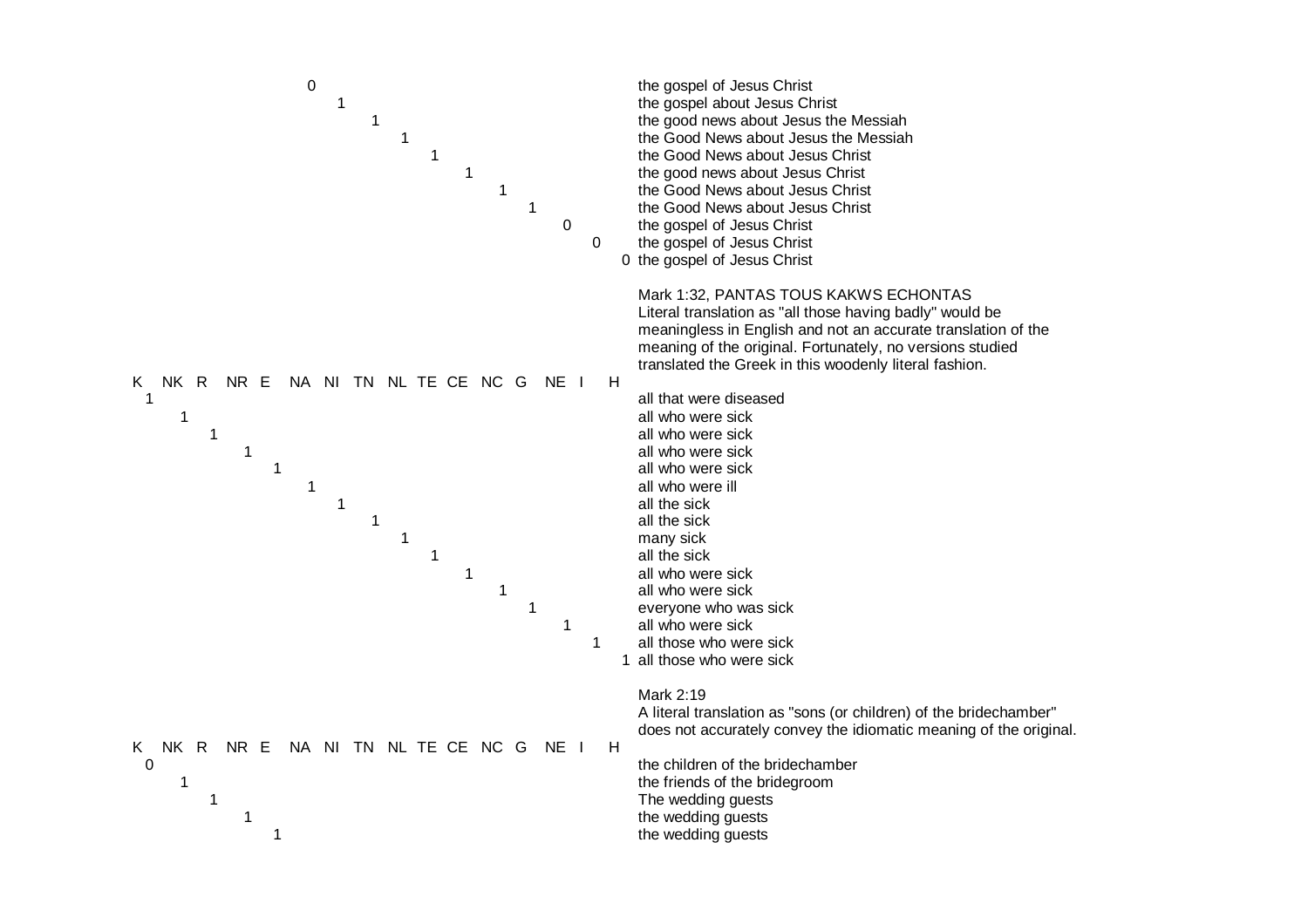| K | NK | R | NR | E | NA | NI | TN | NL | TE | CE | NC | G | NE | I | H | |
|---|---|---|---|---|---|---|---|---|---|---|---|---|---|---|---|---|
| | | | | | 0 | | | | | | | | | | | the gospel of Jesus Christ |
| | | | | | | 1 | | | | | | | | | | the gospel about Jesus Christ |
| | | | | | | | 1 | | | | | | | | | the good news about Jesus the Messiah |
| | | | | | | | | 1 | | | | | | | | the Good News about Jesus the Messiah |
| | | | | | | | | | 1 | | | | | | | the Good News about Jesus Christ |
| | | | | | | | | | | 1 | | | | | | the good news about Jesus Christ |
| | | | | | | | | | | | 1 | | | | | the Good News about Jesus Christ |
| | | | | | | | | | | | | 1 | | | | the Good News about Jesus Christ |
| | | | | | | | | | | | | | 0 | | | the gospel of Jesus Christ |
| | | | | | | | | | | | | | | 0 | | the gospel of Jesus Christ |
| | | | | | | | | | | | | | | | 0 | the gospel of Jesus Christ |

Mark 1:32, PANTAS TOUS KAKWS ECHONTAS
Literal translation as "all those having badly" would be meaningless in English and not an accurate translation of the meaning of the original. Fortunately, no versions studied translated the Greek in this woodenly literal fashion.

| K | NK | R | NR | E | NA | NI | TN | NL | TE | CE | NC | G | NE | I | H | |
|---|---|---|---|---|---|---|---|---|---|---|---|---|---|---|---|---|
| 1 | | | | | | | | | | | | | | | | all that were diseased |
| | 1 | | | | | | | | | | | | | | | all who were sick |
| | | 1 | | | | | | | | | | | | | | all who were sick |
| | | | 1 | | | | | | | | | | | | | all who were sick |
| | | | | 1 | | | | | | | | | | | | all who were sick |
| | | | | | 1 | | | | | | | | | | | all who were ill |
| | | | | | | 1 | | | | | | | | | | all the sick |
| | | | | | | | 1 | | | | | | | | | all the sick |
| | | | | | | | | 1 | | | | | | | | many sick |
| | | | | | | | | | 1 | | | | | | | all the sick |
| | | | | | | | | | | 1 | | | | | | all who were sick |
| | | | | | | | | | | | 1 | | | | | all who were sick |
| | | | | | | | | | | | | 1 | | | | everyone who was sick |
| | | | | | | | | | | | | | 1 | | | all who were sick |
| | | | | | | | | | | | | | | 1 | | all those who were sick |
| | | | | | | | | | | | | | | | 1 | all those who were sick |

Mark 2:19
A literal translation as "sons (or children) of the bridechamber" does not accurately convey the idiomatic meaning of the original.

| K | NK | R | NR | E | NA | NI | TN | NL | TE | CE | NC | G | NE | I | H | |
|---|---|---|---|---|---|---|---|---|---|---|---|---|---|---|---|---|
| 0 | | | | | | | | | | | | | | | | the children of the bridechamber |
| | 1 | | | | | | | | | | | | | | | the friends of the bridegroom |
| | | 1 | | | | | | | | | | | | | | The wedding guests |
| | | | 1 | | | | | | | | | | | | | the wedding guests |
| | | | | 1 | | | | | | | | | | | | the wedding guests |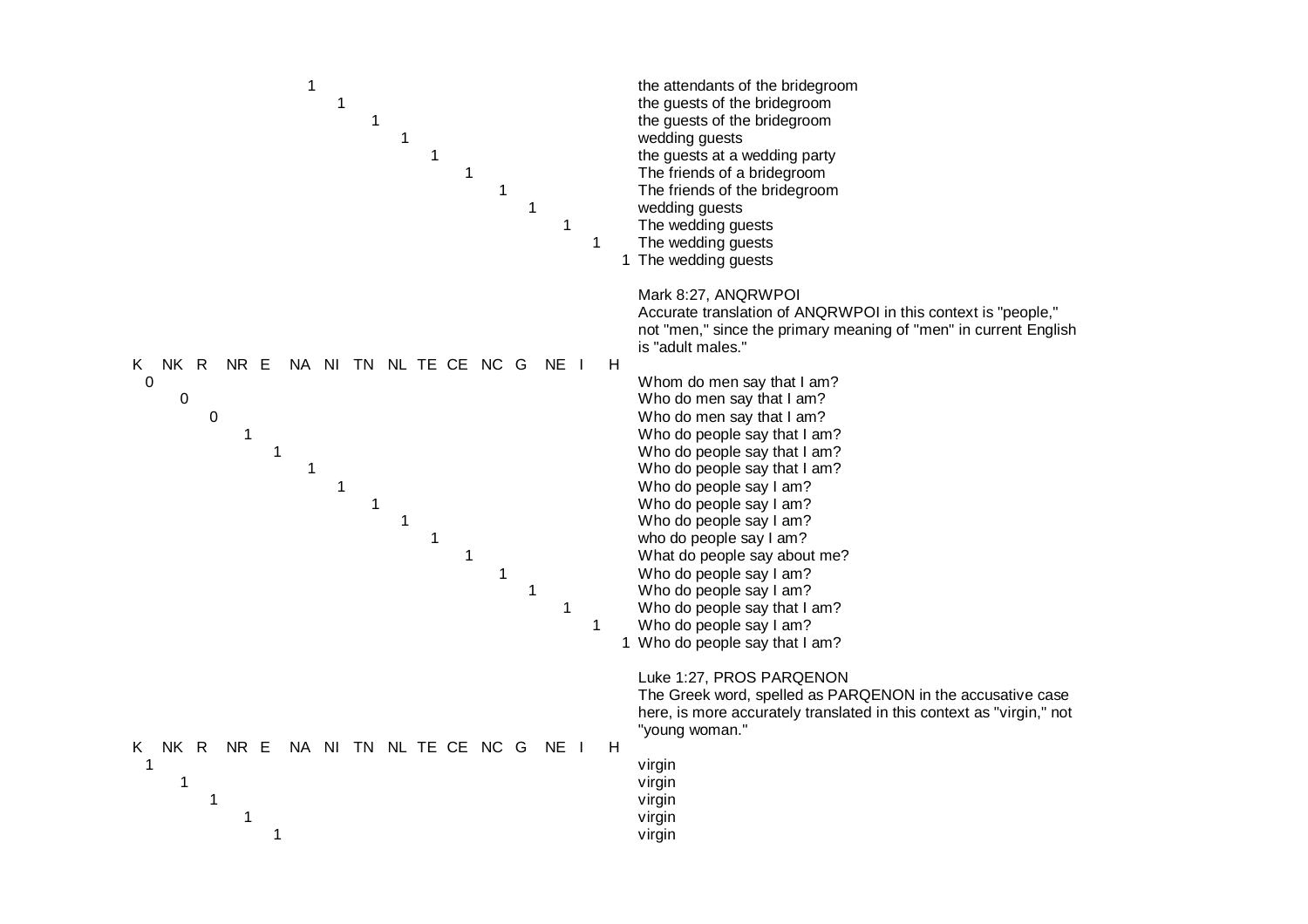| | | | | | | | | | | | | | | | | |
|---|---|---|---|---|---|---|---|---|---|---|---|---|---|---|---|---|
| | | | | | 1 | | | | | | | | | | | the attendants of the bridegroom |
| | | | | | | 1 | | | | | | | | | | the guests of the bridegroom |
| | | | | | | | 1 | | | | | | | | | the guests of the bridegroom |
| | | | | | | | | 1 | | | | | | | | wedding guests |
| | | | | | | | | | 1 | | | | | | | the guests at a wedding party |
| | | | | | | | | | | 1 | | | | | | The friends of a bridegroom |
| | | | | | | | | | | | 1 | | | | | The friends of the bridegroom |
| | | | | | | | | | | | | 1 | | | | wedding guests |
| | | | | | | | | | | | | | 1 | | | The wedding guests |
| | | | | | | | | | | | | | | 1 | | The wedding guests |
| | | | | | | | | | | | | | | | 1 | The wedding guests |

Mark 8:27, ANQRWPOI
Accurate translation of ANQRWPOI in this context is "people," not "men," since the primary meaning of "men" in current English is "adult males."

| K | NK | R | NR | E | NA | NI | TN | NL | TE | CE | NC | G | NE | I | H | |
|---|---|---|---|---|---|---|---|---|---|---|---|---|---|---|---|---|
| 0 | | | | | | | | | | | | | | | | Whom do men say that I am? |
| | 0 | | | | | | | | | | | | | | | Who do men say that I am? |
| | | 0 | | | | | | | | | | | | | | Who do men say that I am? |
| | | | 1 | | | | | | | | | | | | | Who do people say that I am? |
| | | | | 1 | | | | | | | | | | | | Who do people say that I am? |
| | | | | | 1 | | | | | | | | | | | Who do people say that I am? |
| | | | | | | 1 | | | | | | | | | | Who do people say I am? |
| | | | | | | | 1 | | | | | | | | | Who do people say I am? |
| | | | | | | | | 1 | | | | | | | | Who do people say I am? |
| | | | | | | | | | 1 | | | | | | | who do people say I am? |
| | | | | | | | | | | 1 | | | | | | What do people say about me? |
| | | | | | | | | | | | 1 | | | | | Who do people say I am? |
| | | | | | | | | | | | | 1 | | | | Who do people say I am? |
| | | | | | | | | | | | | | 1 | | | Who do people say that I am? |
| | | | | | | | | | | | | | | 1 | | Who do people say I am? |
| | | | | | | | | | | | | | | | 1 | Who do people say that I am? |

Luke 1:27, PROS PARQENON
The Greek word, spelled as PARQENON in the accusative case here, is more accurately translated in this context as "virgin," not "young woman."

| K | NK | R | NR | E | NA | NI | TN | NL | TE | CE | NC | G | NE | I | H | |
|---|---|---|---|---|---|---|---|---|---|---|---|---|---|---|---|---|
| 1 | | | | | | | | | | | | | | | | virgin |
| | 1 | | | | | | | | | | | | | | | virgin |
| | | 1 | | | | | | | | | | | | | | virgin |
| | | | 1 | | | | | | | | | | | | | virgin |
| | | | | 1 | | | | | | | | | | | | virgin |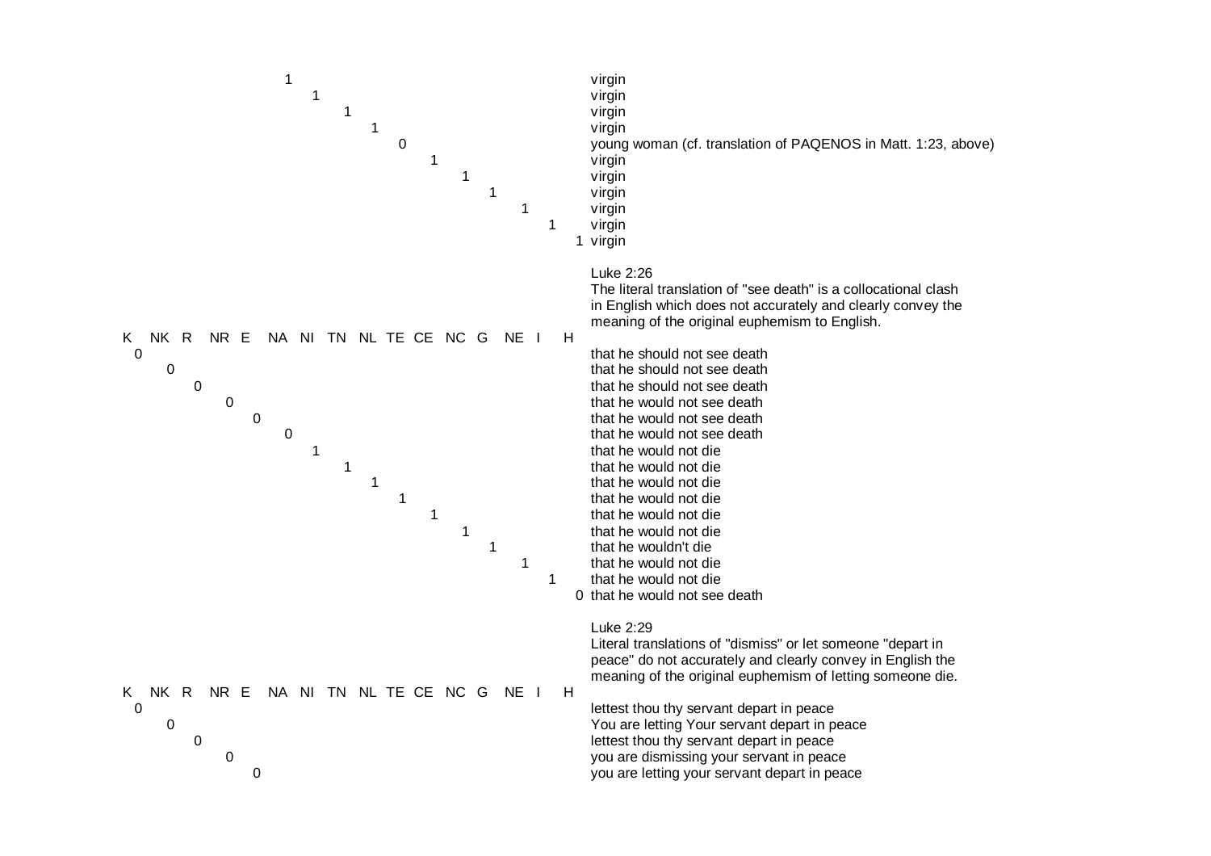| K | NK | R | NR | E | NA | NI | TN | NL | TE | CE | NC | G | NE | I | H | |
|---|---|---|---|---|---|---|---|---|---|---|---|---|---|---|---|---|
| | | | | | 1 | | | | | | | | | | | virgin |
| | | | | | | 1 | | | | | | | | | | virgin |
| | | | | | | | 1 | | | | | | | | | virgin |
| | | | | | | | | 1 | | | | | | | | virgin |
| | | | | | | | | | 0 | | | | | | | young woman (cf. translation of PAQENOS in Matt. 1:23, above) |
| | | | | | | | | | | 1 | | | | | | virgin |
| | | | | | | | | | | | 1 | | | | | virgin |
| | | | | | | | | | | | | 1 | | | | virgin |
| | | | | | | | | | | | | | 1 | | | virgin |
| | | | | | | | | | | | | | | 1 | | virgin |
| | | | | | | | | | | | | | | | 1 | virgin |

Luke 2:26
The literal translation of "see death" is a collocational clash in English which does not accurately and clearly convey the meaning of the original euphemism to English.

| K | NK | R | NR | E | NA | NI | TN | NL | TE | CE | NC | G | NE | I | H | |
|---|---|---|---|---|---|---|---|---|---|---|---|---|---|---|---|---|
| 0 | | | | | | | | | | | | | | | | that he should not see death |
| | 0 | | | | | | | | | | | | | | | that he should not see death |
| | | 0 | | | | | | | | | | | | | | that he should not see death |
| | | | 0 | | | | | | | | | | | | | that he would not see death |
| | | | | 0 | | | | | | | | | | | | that he would not see death |
| | | | | | 0 | | | | | | | | | | | that he would not see death |
| | | | | | | 1 | | | | | | | | | | that he would not die |
| | | | | | | | 1 | | | | | | | | | that he would not die |
| | | | | | | | | 1 | | | | | | | | that he would not die |
| | | | | | | | | | 1 | | | | | | | that he would not die |
| | | | | | | | | | | 1 | | | | | | that he would not die |
| | | | | | | | | | | | 1 | | | | | that he would not die |
| | | | | | | | | | | | | 1 | | | | that he wouldn't die |
| | | | | | | | | | | | | | 1 | | | that he would not die |
| | | | | | | | | | | | | | | 1 | | that he would not die |
| | | | | | | | | | | | | | | | 0 | that he would not see death |

Luke 2:29
Literal translations of "dismiss" or let someone "depart in peace" do not accurately and clearly convey in English the meaning of the original euphemism of letting someone die.

| K | NK | R | NR | E | NA | NI | TN | NL | TE | CE | NC | G | NE | I | H | |
|---|---|---|---|---|---|---|---|---|---|---|---|---|---|---|---|---|
| 0 | | | | | | | | | | | | | | | | lettest thou thy servant depart in peace |
| | 0 | | | | | | | | | | | | | | | You are letting Your servant depart in peace |
| | | 0 | | | | | | | | | | | | | | lettest thou thy servant depart in peace |
| | | | 0 | | | | | | | | | | | | | you are dismissing your servant in peace |
| | | | | 0 | | | | | | | | | | | | you are letting your servant depart in peace |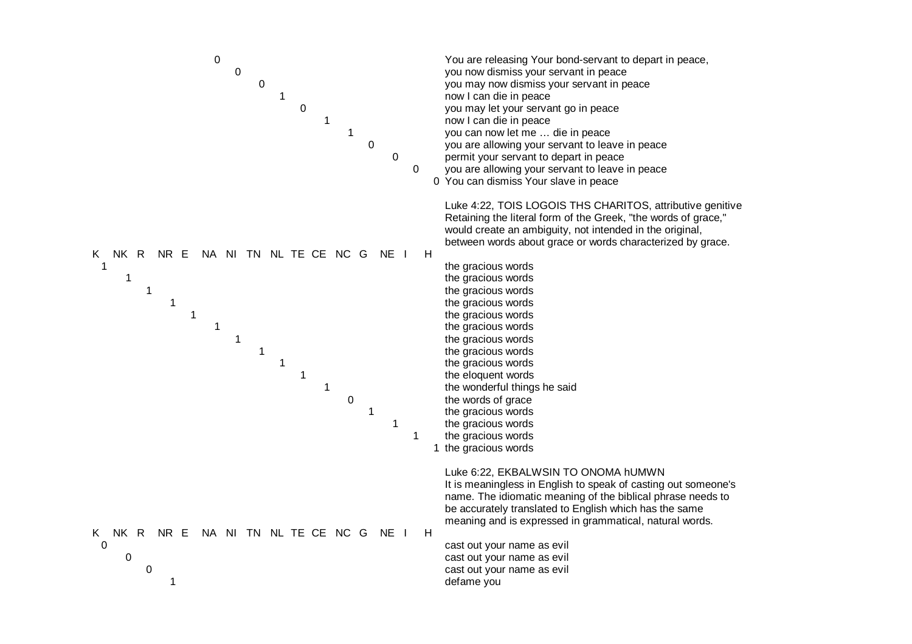| K | NK | R | NR | E | NA | NI | TN | NL | TE | CE | NC | G | NE | I | H | |
|---|---|---|---|---|---|---|---|---|---|---|---|---|---|---|---|---|
| | | | | | 0 | | | | | | | | | | | You are releasing Your bond-servant to depart in peace, |
| | | | | | | 0 | | | | | | | | | | you now dismiss your servant in peace |
| | | | | | | | 0 | | | | | | | | | you may now dismiss your servant in peace |
| | | | | | | | | 1 | | | | | | | | now I can die in peace |
| | | | | | | | | | 0 | | | | | | | you may let your servant go in peace |
| | | | | | | | | | | 1 | | | | | | now I can die in peace |
| | | | | | | | | | | | 1 | | | | | you can now let me … die in peace |
| | | | | | | | | | | | | 0 | | | | you are allowing your servant to leave in peace |
| | | | | | | | | | | | | | 0 | | | permit your servant to depart in peace |
| | | | | | | | | | | | | | | 0 | | you are allowing your servant to leave in peace |
| | | | | | | | | | | | | | | | 0 | You can dismiss Your slave in peace |

Luke 4:22, TOIS LOGOIS THS CHARITOS, attributive genitive
Retaining the literal form of the Greek, "the words of grace," would create an ambiguity, not intended in the original, between words about grace or words characterized by grace.

| K | NK | R | NR | E | NA | NI | TN | NL | TE | CE | NC | G | NE | I | H | |
|---|---|---|---|---|---|---|---|---|---|---|---|---|---|---|---|---|
| 1 | | | | | | | | | | | | | | | | the gracious words |
| | 1 | | | | | | | | | | | | | | | the gracious words |
| | | 1 | | | | | | | | | | | | | | the gracious words |
| | | | 1 | | | | | | | | | | | | | the gracious words |
| | | | | 1 | | | | | | | | | | | | the gracious words |
| | | | | | 1 | | | | | | | | | | | the gracious words |
| | | | | | | 1 | | | | | | | | | | the gracious words |
| | | | | | | | 1 | | | | | | | | | the gracious words |
| | | | | | | | | 1 | | | | | | | | the gracious words |
| | | | | | | | | | 1 | | | | | | | the eloquent words |
| | | | | | | | | | | 1 | | | | | | the wonderful things he said |
| | | | | | | | | | | | 0 | | | | | the words of grace |
| | | | | | | | | | | | | 1 | | | | the gracious words |
| | | | | | | | | | | | | | 1 | | | the gracious words |
| | | | | | | | | | | | | | | 1 | | the gracious words |
| | | | | | | | | | | | | | | | 1 | the gracious words |

Luke 6:22, EKBALWSIN TO ONOMA hUMWN
It is meaningless in English to speak of casting out someone's name. The idiomatic meaning of the biblical phrase needs to be accurately translated to English which has the same meaning and is expressed in grammatical, natural words.

| K | NK | R | NR | E | NA | NI | TN | NL | TE | CE | NC | G | NE | I | H | |
|---|---|---|---|---|---|---|---|---|---|---|---|---|---|---|---|---|
| 0 | | | | | | | | | | | | | | | | cast out your name as evil |
| | 0 | | | | | | | | | | | | | | | cast out your name as evil |
| | | 0 | | | | | | | | | | | | | | cast out your name as evil |
| | | | 1 | | | | | | | | | | | | | defame you |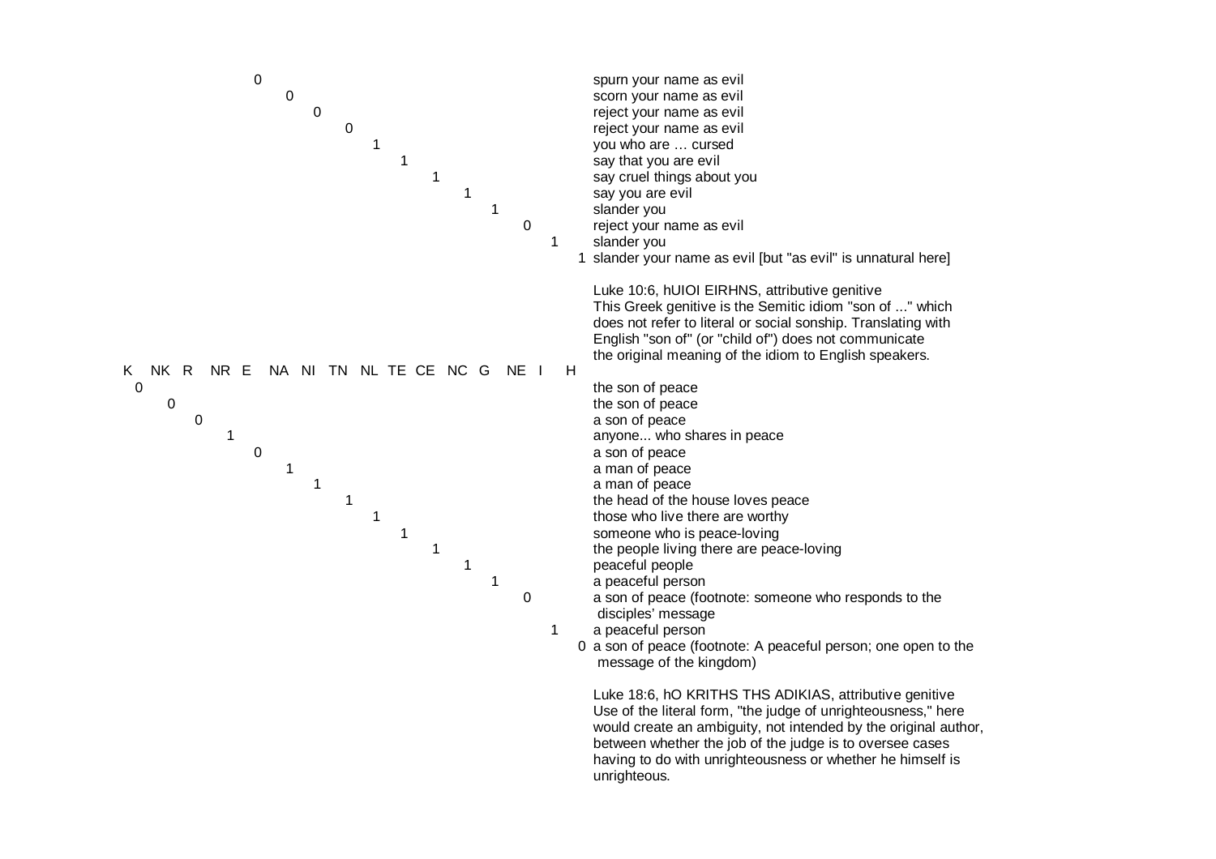| K | NK | R | NR | E | NA | NI | TN | NL | TE | CE | NC | G | NE | I | H | |
|---|---|---|---|---|---|---|---|---|---|---|---|---|---|---|---|---|
| | | | | 0 | | | | | | | | | | | | spurn your name as evil |
| | | | | | 0 | | | | | | | | | | | scorn your name as evil |
| | | | | | | 0 | | | | | | | | | | reject your name as evil |
| | | | | | | | 0 | | | | | | | | | reject your name as evil |
| | | | | | | | | 1 | | | | | | | | you who are … cursed |
| | | | | | | | | | 1 | | | | | | | say that you are evil |
| | | | | | | | | | | 1 | | | | | | say cruel things about you |
| | | | | | | | | | | | 1 | | | | | say you are evil |
| | | | | | | | | | | | | 1 | | | | slander you |
| | | | | | | | | | | | | | 0 | | | reject your name as evil |
| | | | | | | | | | | | | | | 1 | | slander you |
| | | | | | | | | | | | | | | | 1 | slander your name as evil [but "as evil" is unnatural here] |

Luke 10:6, hUIOI EIRHNS, attributive genitive
This Greek genitive is the Semitic idiom "son of ..." which does not refer to literal or social sonship. Translating with English "son of" (or "child of") does not communicate the original meaning of the idiom to English speakers.

| K | NK | R | NR | E | NA | NI | TN | NL | TE | CE | NC | G | NE | I | H | |
|---|---|---|---|---|---|---|---|---|---|---|---|---|---|---|---|---|
| 0 | | | | | | | | | | | | | | | | the son of peace |
| | 0 | | | | | | | | | | | | | | | the son of peace |
| | | 0 | | | | | | | | | | | | | | a son of peace |
| | | | 1 | | | | | | | | | | | | | anyone... who shares in peace |
| | | | | 0 | | | | | | | | | | | | a son of peace |
| | | | | | 1 | | | | | | | | | | | a man of peace |
| | | | | | | 1 | | | | | | | | | | a man of peace |
| | | | | | | | 1 | | | | | | | | | the head of the house loves peace |
| | | | | | | | | 1 | | | | | | | | those who live there are worthy |
| | | | | | | | | | 1 | | | | | | | someone who is peace-loving |
| | | | | | | | | | | 1 | | | | | | the people living there are peace-loving |
| | | | | | | | | | | | 1 | | | | | peaceful people |
| | | | | | | | | | | | | 1 | | | | a peaceful person |
| | | | | | | | | | | | | | 0 | | | a son of peace (footnote: someone who responds to the disciples' message |
| | | | | | | | | | | | | | | 1 | | a peaceful person |
| | | | | | | | | | | | | | | | 0 | a son of peace (footnote: A peaceful person; one open to the message of the kingdom) |

Luke 18:6, hO KRITHS THS ADIKIAS, attributive genitive
Use of the literal form, "the judge of unrighteousness," here would create an ambiguity, not intended by the original author, between whether the job of the judge is to oversee cases having to do with unrighteousness or whether he himself is unrighteous.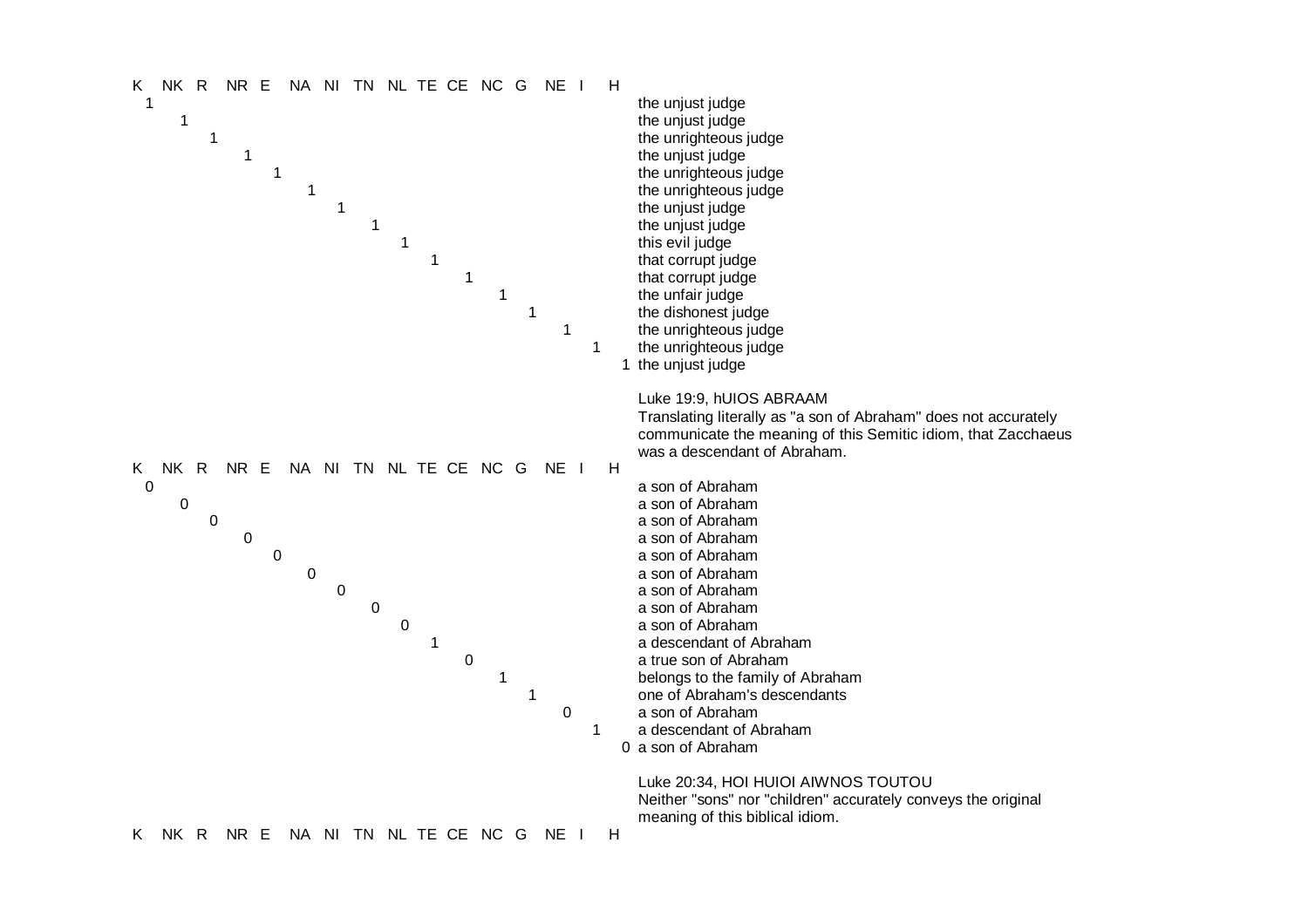| K | NK | R | NR | E | NA | NI | TN | NL | TE | CE | NC | G | NE | I | H | |
|---|---|---|---|---|---|---|---|---|---|---|---|---|---|---|---|---|
| 1 | | | | | | | | | | | | | | | | the unjust judge |
| | 1 | | | | | | | | | | | | | | | the unjust judge |
| | | 1 | | | | | | | | | | | | | | the unrighteous judge |
| | | | 1 | | | | | | | | | | | | | the unjust judge |
| | | | | 1 | | | | | | | | | | | | the unrighteous judge |
| | | | | | 1 | | | | | | | | | | | the unrighteous judge |
| | | | | | | 1 | | | | | | | | | | the unjust judge |
| | | | | | | | 1 | | | | | | | | | the unjust judge |
| | | | | | | | | 1 | | | | | | | | this evil judge |
| | | | | | | | | | 1 | | | | | | | that corrupt judge |
| | | | | | | | | | | 1 | | | | | | that corrupt judge |
| | | | | | | | | | | | 1 | | | | | the unfair judge |
| | | | | | | | | | | | | 1 | | | | the dishonest judge |
| | | | | | | | | | | | | | 1 | | | the unrighteous judge |
| | | | | | | | | | | | | | | 1 | | the unrighteous judge |
| | | | | | | | | | | | | | | | 1 | the unjust judge |

Luke 19:9, hUIOS ABRAAM
Translating literally as "a son of Abraham" does not accurately communicate the meaning of this Semitic idiom, that Zacchaeus was a descendant of Abraham.

| K | NK | R | NR | E | NA | NI | TN | NL | TE | CE | NC | G | NE | I | H | |
|---|---|---|---|---|---|---|---|---|---|---|---|---|---|---|---|---|
| 0 | | | | | | | | | | | | | | | | a son of Abraham |
| | 0 | | | | | | | | | | | | | | | a son of Abraham |
| | | 0 | | | | | | | | | | | | | | a son of Abraham |
| | | | 0 | | | | | | | | | | | | | a son of Abraham |
| | | | | 0 | | | | | | | | | | | | a son of Abraham |
| | | | | | 0 | | | | | | | | | | | a son of Abraham |
| | | | | | | 0 | | | | | | | | | | a son of Abraham |
| | | | | | | | 0 | | | | | | | | | a son of Abraham |
| | | | | | | | | 0 | | | | | | | | a son of Abraham |
| | | | | | | | | | 1 | | | | | | | a descendant of Abraham |
| | | | | | | | | | | 0 | | | | | | a true son of Abraham |
| | | | | | | | | | | | 1 | | | | | belongs to the family of Abraham |
| | | | | | | | | | | | | 1 | | | | one of Abraham's descendants |
| | | | | | | | | | | | | | 0 | | | a son of Abraham |
| | | | | | | | | | | | | | | 1 | | a descendant of Abraham |
| | | | | | | | | | | | | | | | 0 | a son of Abraham |

Luke 20:34, HOI HUIOI AIWNOS TOUTOU
Neither "sons" nor "children" accurately conveys the original meaning of this biblical idiom.

| K | NK | R | NR | E | NA | NI | TN | NL | TE | CE | NC | G | NE | I | H |
|---|---|---|---|---|---|---|---|---|---|---|---|---|---|---|---|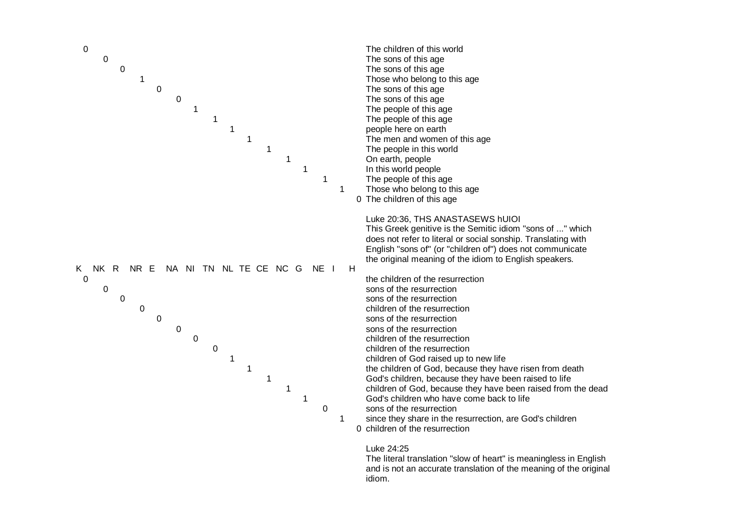| K | NK | R | NR | E | NA | NI | TN | NL | TE | CE | NC | G | NE | I | H | |
|---|---|---|---|---|---|---|---|---|---|---|---|---|---|---|---|---|
| 0 | | | | | | | | | | | | | | | | The children of this world |
| | 0 | | | | | | | | | | | | | | | The sons of this age |
| | | 0 | | | | | | | | | | | | | | The sons of this age |
| | | | 1 | | | | | | | | | | | | | Those who belong to this age |
| | | | | 0 | | | | | | | | | | | | The sons of this age |
| | | | | | 0 | | | | | | | | | | | The sons of this age |
| | | | | | | 1 | | | | | | | | | | The people of this age |
| | | | | | | | 1 | | | | | | | | | The people of this age |
| | | | | | | | | 1 | | | | | | | | people here on earth |
| | | | | | | | | | 1 | | | | | | | The men and women of this age |
| | | | | | | | | | | 1 | | | | | | The people in this world |
| | | | | | | | | | | | 1 | | | | | On earth, people |
| | | | | | | | | | | | | 1 | | | | In this world people |
| | | | | | | | | | | | | | 1 | | | The people of this age |
| | | | | | | | | | | | | | | 1 | | Those who belong to this age |
| | | | | | | | | | | | | | | | 0 | The children of this age |

Luke 20:36, THS ANASTASEWS hUIOI
This Greek genitive is the Semitic idiom "sons of ..." which does not refer to literal or social sonship. Translating with English "sons of" (or "children of") does not communicate the original meaning of the idiom to English speakers.

| K | NK | R | NR | E | NA | NI | TN | NL | TE | CE | NC | G | NE | I | H | |
|---|---|---|---|---|---|---|---|---|---|---|---|---|---|---|---|---|
| 0 | | | | | | | | | | | | | | | | the children of the resurrection |
| | 0 | | | | | | | | | | | | | | | sons of the resurrection |
| | | 0 | | | | | | | | | | | | | | sons of the resurrection |
| | | | 0 | | | | | | | | | | | | | children of the resurrection |
| | | | | 0 | | | | | | | | | | | | sons of the resurrection |
| | | | | | 0 | | | | | | | | | | | sons of the resurrection |
| | | | | | | 0 | | | | | | | | | | children of the resurrection |
| | | | | | | | 0 | | | | | | | | | children of the resurrection |
| | | | | | | | | 1 | | | | | | | | children of God raised up to new life |
| | | | | | | | | | 1 | | | | | | | the children of God, because they have risen from death |
| | | | | | | | | | | 1 | | | | | | God's children, because they have been raised to life |
| | | | | | | | | | | | 1 | | | | | children of God, because they have been raised from the dead |
| | | | | | | | | | | | | 1 | | | | God's children who have come back to life |
| | | | | | | | | | | | | | 0 | | | sons of the resurrection |
| | | | | | | | | | | | | | | 1 | | since they share in the resurrection, are God's children |
| | | | | | | | | | | | | | | | 0 | children of the resurrection |

Luke 24:25
The literal translation "slow of heart" is meaningless in English and is not an accurate translation of the meaning of the original idiom.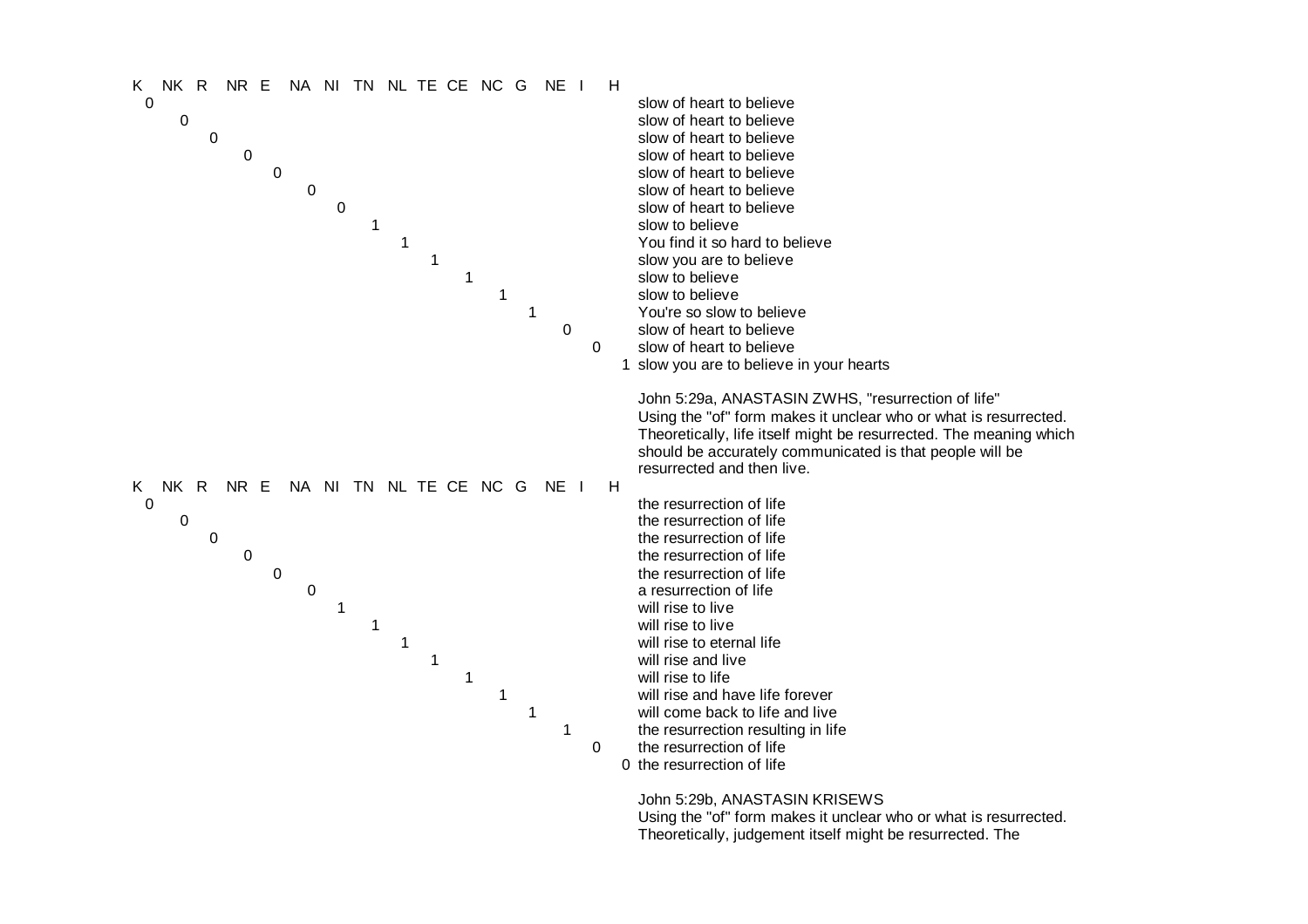| K | NK | R | NR | E | NA | NI | TN | NL | TE | CE | NC | G | NE | I | H | |
|---|---|---|---|---|---|---|---|---|---|---|---|---|---|---|---|---|
| 0 | | | | | | | | | | | | | | | | slow of heart to believe |
| | 0 | | | | | | | | | | | | | | | slow of heart to believe |
| | | 0 | | | | | | | | | | | | | | slow of heart to believe |
| | | | 0 | | | | | | | | | | | | | slow of heart to believe |
| | | | | 0 | | | | | | | | | | | | slow of heart to believe |
| | | | | | 0 | | | | | | | | | | | slow of heart to believe |
| | | | | | | 0 | | | | | | | | | | slow of heart to believe |
| | | | | | | | 1 | | | | | | | | | slow to believe |
| | | | | | | | | 1 | | | | | | | | You find it so hard to believe |
| | | | | | | | | | 1 | | | | | | | slow you are to believe |
| | | | | | | | | | | 1 | | | | | | slow to believe |
| | | | | | | | | | | | 1 | | | | | slow to believe |
| | | | | | | | | | | | | 1 | | | | You're so slow to believe |
| | | | | | | | | | | | | | 0 | | | slow of heart to believe |
| | | | | | | | | | | | | | | 0 | | slow of heart to believe |
| | | | | | | | | | | | | | | | 1 | slow you are to believe in your hearts |

John 5:29a, ANASTASIN ZWHS, "resurrection of life"
Using the "of" form makes it unclear who or what is resurrected. Theoretically, life itself might be resurrected. The meaning which should be accurately communicated is that people will be resurrected and then live.

| K | NK | R | NR | E | NA | NI | TN | NL | TE | CE | NC | G | NE | I | H | |
|---|---|---|---|---|---|---|---|---|---|---|---|---|---|---|---|---|
| 0 | | | | | | | | | | | | | | | | the resurrection of life |
| | 0 | | | | | | | | | | | | | | | the resurrection of life |
| | | 0 | | | | | | | | | | | | | | the resurrection of life |
| | | | 0 | | | | | | | | | | | | | the resurrection of life |
| | | | | 0 | | | | | | | | | | | | the resurrection of life |
| | | | | | 0 | | | | | | | | | | | a resurrection of life |
| | | | | | | 1 | | | | | | | | | | will rise to live |
| | | | | | | | 1 | | | | | | | | | will rise to live |
| | | | | | | | | 1 | | | | | | | | will rise to eternal life |
| | | | | | | | | | 1 | | | | | | | will rise and live |
| | | | | | | | | | | 1 | | | | | | will rise to life |
| | | | | | | | | | | | 1 | | | | | will rise and have life forever |
| | | | | | | | | | | | | 1 | | | | will come back to life and live |
| | | | | | | | | | | | | | 1 | | | the resurrection resulting in life |
| | | | | | | | | | | | | | | 0 | | the resurrection of life |
| | | | | | | | | | | | | | | | 0 | the resurrection of life |

John 5:29b, ANASTASIN KRISEWS
Using the "of" form makes it unclear who or what is resurrected. Theoretically, judgement itself might be resurrected. The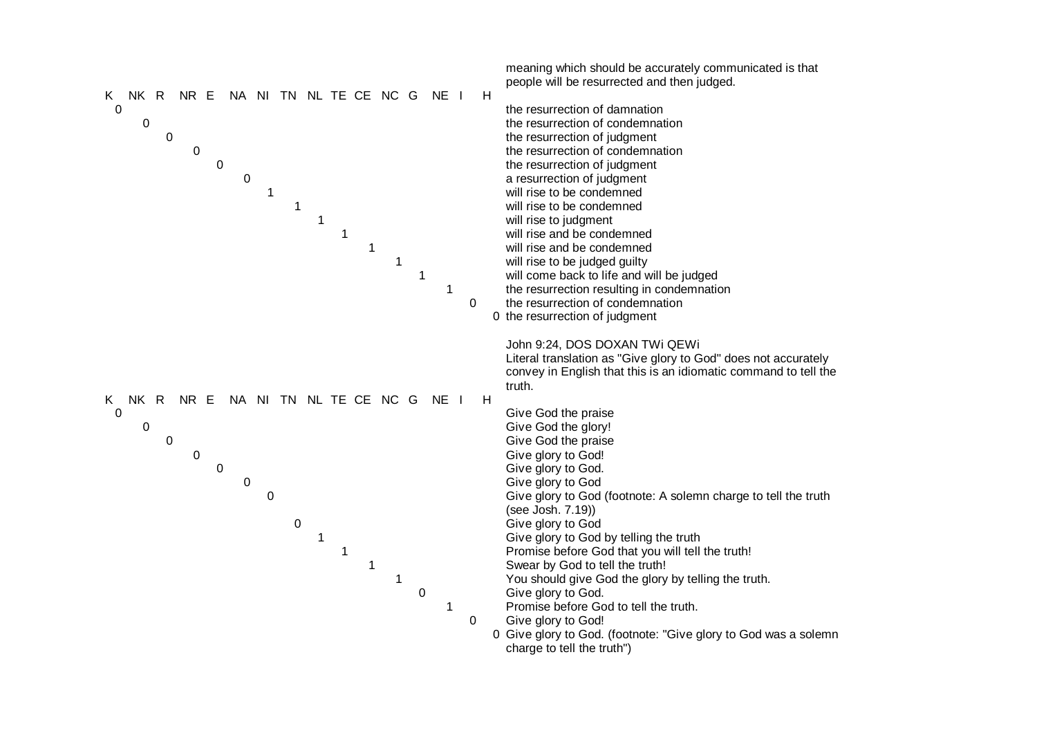meaning which should be accurately communicated is that people will be resurrected and then judged.

| K | NK | R | NR | E | NA | NI | TN | NL | TE | CE | NC | G | NE | I | H | |
|---|---|---|---|---|---|---|---|---|---|---|---|---|---|---|---|---|
| 0 | | | | | | | | | | | | | | | | the resurrection of damnation |
| | 0 | | | | | | | | | | | | | | | the resurrection of condemnation |
| | | 0 | | | | | | | | | | | | | | the resurrection of judgment |
| | | | 0 | | | | | | | | | | | | | the resurrection of condemnation |
| | | | | 0 | | | | | | | | | | | | the resurrection of judgment |
| | | | | | 0 | | | | | | | | | | | a resurrection of judgment |
| | | | | | | 1 | | | | | | | | | | will rise to be condemned |
| | | | | | | | 1 | | | | | | | | | will rise to be condemned |
| | | | | | | | | 1 | | | | | | | | will rise to judgment |
| | | | | | | | | | 1 | | | | | | | will rise and be condemned |
| | | | | | | | | | | 1 | | | | | | will rise and be condemned |
| | | | | | | | | | | | 1 | | | | | will rise to be judged guilty |
| | | | | | | | | | | | | 1 | | | | will come back to life and will be judged |
| | | | | | | | | | | | | | 1 | | | the resurrection resulting in condemnation |
| | | | | | | | | | | | | | | 0 | | the resurrection of condemnation |
| | | | | | | | | | | | | | | | 0 | the resurrection of judgment |

John 9:24, DOS DOXAN TWi QEWi
Literal translation as "Give glory to God" does not accurately convey in English that this is an idiomatic command to tell the truth.

| K | NK | R | NR | E | NA | NI | TN | NL | TE | CE | NC | G | NE | I | H | |
|---|---|---|---|---|---|---|---|---|---|---|---|---|---|---|---|---|
| 0 | | | | | | | | | | | | | | | | Give God the praise |
| | 0 | | | | | | | | | | | | | | | Give God the glory! |
| | | 0 | | | | | | | | | | | | | | Give God the praise |
| | | | 0 | | | | | | | | | | | | | Give glory to God! |
| | | | | 0 | | | | | | | | | | | | Give glory to God. |
| | | | | | 0 | | | | | | | | | | | Give glory to God |
| | | | | | | 0 | | | | | | | | | | Give glory to God (footnote: A solemn charge to tell the truth (see Josh. 7.19)) |
| | | | | | | | 0 | | | | | | | | | Give glory to God |
| | | | | | | | | 1 | | | | | | | | Give glory to God by telling the truth |
| | | | | | | | | | 1 | | | | | | | Promise before God that you will tell the truth! |
| | | | | | | | | | | 1 | | | | | | Swear by God to tell the truth! |
| | | | | | | | | | | | 1 | | | | | You should give God the glory by telling the truth. |
| | | | | | | | | | | | | 0 | | | | Give glory to God. |
| | | | | | | | | | | | | | 1 | | | Promise before God to tell the truth. |
| | | | | | | | | | | | | | | 0 | | Give glory to God! |
| | | | | | | | | | | | | | | | 0 | Give glory to God. (footnote: "Give glory to God was a solemn charge to tell the truth") |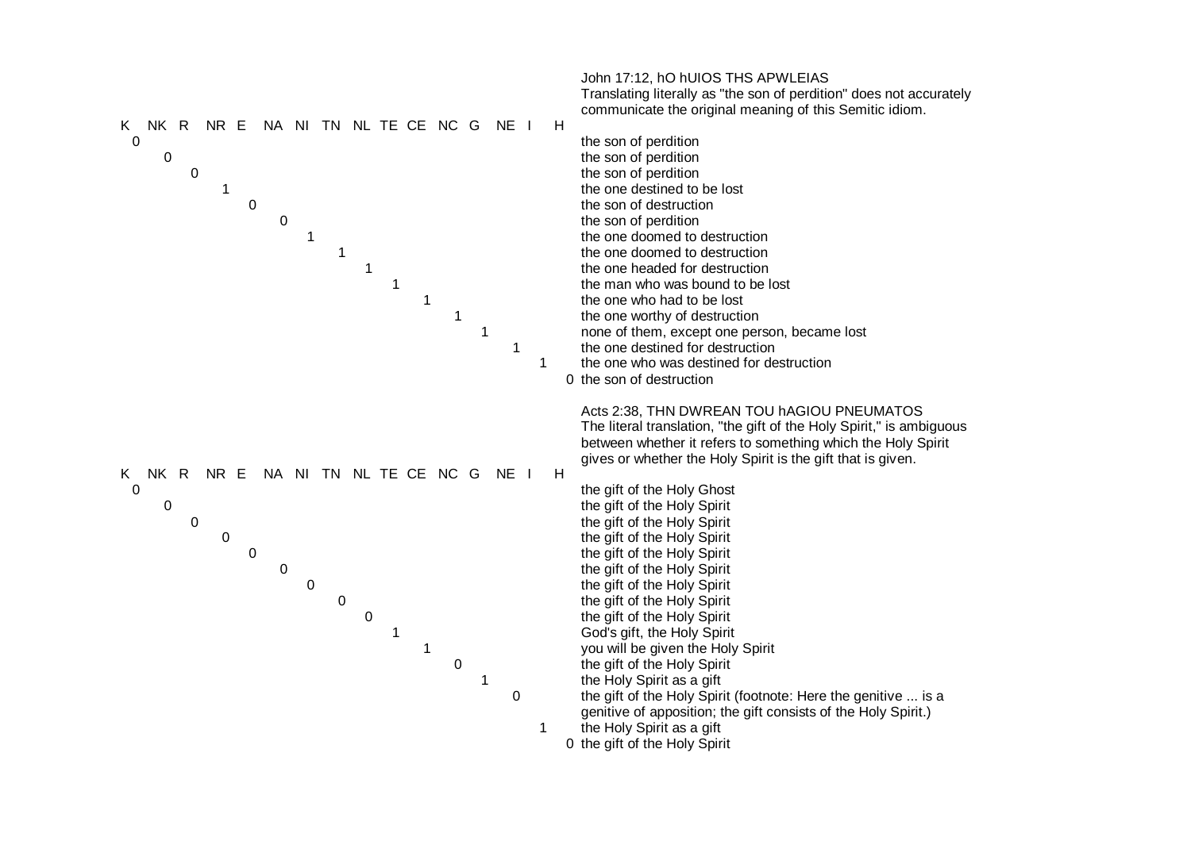John 17:12, hO hUIOS THS APWLEIAS
Translating literally as "the son of perdition" does not accurately communicate the original meaning of this Semitic idiom.

| K | NK | R | NR | E | NA | NI | TN | NL | TE | CE | NC | G | NE | I | H | |
|---|---|---|---|---|---|---|---|---|---|---|---|---|---|---|---|---|
| 0 | | | | | | | | | | | | | | | | the son of perdition |
| | 0 | | | | | | | | | | | | | | | the son of perdition |
| | | 0 | | | | | | | | | | | | | | the son of perdition |
| | | | 1 | | | | | | | | | | | | | the one destined to be lost |
| | | | | 0 | | | | | | | | | | | | the son of destruction |
| | | | | | 0 | | | | | | | | | | | the son of perdition |
| | | | | | | 1 | | | | | | | | | | the one doomed to destruction |
| | | | | | | | 1 | | | | | | | | | the one doomed to destruction |
| | | | | | | | | 1 | | | | | | | | the one headed for destruction |
| | | | | | | | | | 1 | | | | | | | the man who was bound to be lost |
| | | | | | | | | | | 1 | | | | | | the one who had to be lost |
| | | | | | | | | | | | 1 | | | | | the one worthy of destruction |
| | | | | | | | | | | | | 1 | | | | none of them, except one person, became lost |
| | | | | | | | | | | | | | 1 | | | the one destined for destruction |
| | | | | | | | | | | | | | | 1 | | the one who was destined for destruction |
| | | | | | | | | | | | | | | | 0 | the son of destruction |

Acts 2:38, THN DWREAN TOU hAGIOU PNEUMATOS
The literal translation, "the gift of the Holy Spirit," is ambiguous between whether it refers to something which the Holy Spirit gives or whether the Holy Spirit is the gift that is given.

| K | NK | R | NR | E | NA | NI | TN | NL | TE | CE | NC | G | NE | I | H | |
|---|---|---|---|---|---|---|---|---|---|---|---|---|---|---|---|---|
| 0 | | | | | | | | | | | | | | | | the gift of the Holy Ghost |
| | 0 | | | | | | | | | | | | | | | the gift of the Holy Spirit |
| | | 0 | | | | | | | | | | | | | | the gift of the Holy Spirit |
| | | | 0 | | | | | | | | | | | | | the gift of the Holy Spirit |
| | | | | 0 | | | | | | | | | | | | the gift of the Holy Spirit |
| | | | | | 0 | | | | | | | | | | | the gift of the Holy Spirit |
| | | | | | | 0 | | | | | | | | | | the gift of the Holy Spirit |
| | | | | | | | 0 | | | | | | | | | the gift of the Holy Spirit |
| | | | | | | | | 0 | | | | | | | | the gift of the Holy Spirit |
| | | | | | | | | | 1 | | | | | | | God's gift, the Holy Spirit |
| | | | | | | | | | | 1 | | | | | | you will be given the Holy Spirit |
| | | | | | | | | | | | 0 | | | | | the gift of the Holy Spirit |
| | | | | | | | | | | | | 1 | | | | the Holy Spirit as a gift |
| | | | | | | | | | | | | | 0 | | | the gift of the Holy Spirit (footnote: Here the genitive ... is a genitive of apposition; the gift consists of the Holy Spirit.) |
| | | | | | | | | | | | | | | 1 | | the Holy Spirit as a gift |
| | | | | | | | | | | | | | | | 0 | the gift of the Holy Spirit |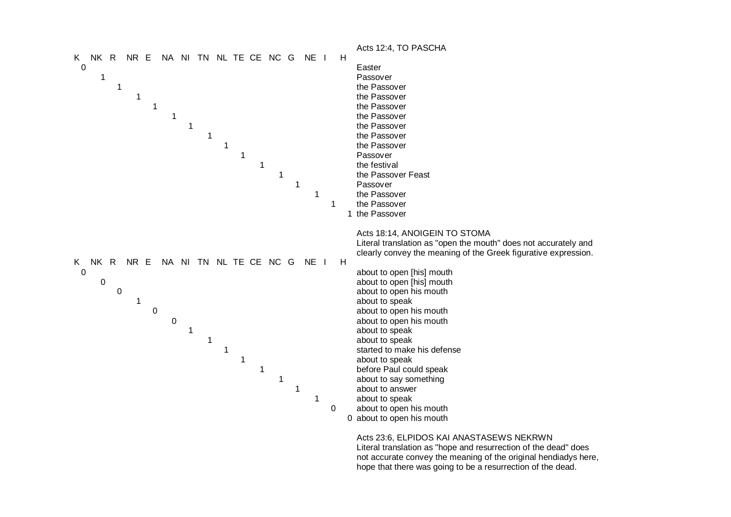Acts 12:4, TO PASCHA

| K | NK | R | NR | E | NA | NI | TN | NL | TE | CE | NC | G | NE | I | H | |
|---|---|---|---|---|---|---|---|---|---|---|---|---|---|---|---|---|
| 0 | | | | | | | | | | | | | | | | Easter |
| | 1 | | | | | | | | | | | | | | | Passover |
| | | 1 | | | | | | | | | | | | | | the Passover |
| | | | 1 | | | | | | | | | | | | | the Passover |
| | | | | 1 | | | | | | | | | | | | the Passover |
| | | | | | 1 | | | | | | | | | | | the Passover |
| | | | | | | 1 | | | | | | | | | | the Passover |
| | | | | | | | 1 | | | | | | | | | the Passover |
| | | | | | | | | 1 | | | | | | | | the Passover |
| | | | | | | | | | 1 | | | | | | | Passover |
| | | | | | | | | | | 1 | | | | | | the festival |
| | | | | | | | | | | | 1 | | | | | the Passover Feast |
| | | | | | | | | | | | | 1 | | | | Passover |
| | | | | | | | | | | | | | 1 | | | the Passover |
| | | | | | | | | | | | | | | 1 | | the Passover |
| | | | | | | | | | | | | | | | 1 | the Passover |

Acts 18:14, ANOIGEIN TO STOMA
Literal translation as "open the mouth" does not accurately and clearly convey the meaning of the Greek figurative expression.

| K | NK | R | NR | E | NA | NI | TN | NL | TE | CE | NC | G | NE | I | H | |
|---|---|---|---|---|---|---|---|---|---|---|---|---|---|---|---|---|
| 0 | | | | | | | | | | | | | | | | about to open [his] mouth |
| | 0 | | | | | | | | | | | | | | | about to open [his] mouth |
| | | 0 | | | | | | | | | | | | | | about to open his mouth |
| | | | 1 | | | | | | | | | | | | | about to speak |
| | | | | 0 | | | | | | | | | | | | about to open his mouth |
| | | | | | 0 | | | | | | | | | | | about to open his mouth |
| | | | | | | 1 | | | | | | | | | | about to speak |
| | | | | | | | 1 | | | | | | | | | about to speak |
| | | | | | | | | 1 | | | | | | | | started to make his defense |
| | | | | | | | | | 1 | | | | | | | about to speak |
| | | | | | | | | | | 1 | | | | | | before Paul could speak |
| | | | | | | | | | | | 1 | | | | | about to say something |
| | | | | | | | | | | | | 1 | | | | about to answer |
| | | | | | | | | | | | | | 1 | | | about to speak |
| | | | | | | | | | | | | | | 0 | | about to open his mouth |
| | | | | | | | | | | | | | | | 0 | about to open his mouth |

Acts 23:6, ELPIDOS KAI ANASTASEWS NEKRWN
Literal translation as "hope and resurrection of the dead" does not accurate convey the meaning of the original hendiadys here, hope that there was going to be a resurrection of the dead.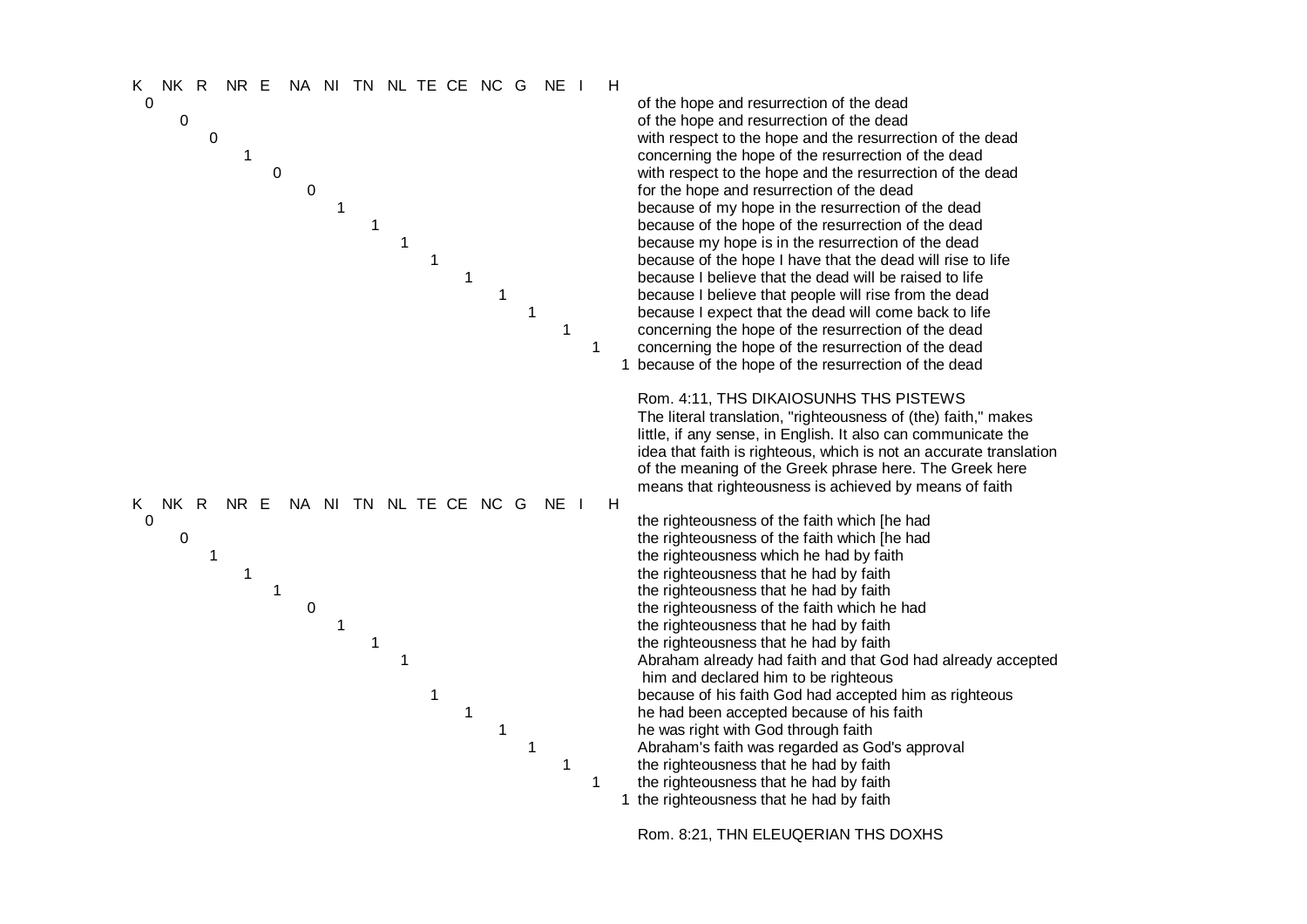| K | NK | R | NR | E | NA | NI | TN | NL | TE | CE | NC | G | NE | I | H | |
|---|---|---|---|---|---|---|---|---|---|---|---|---|---|---|---|---|
| 0 | | | | | | | | | | | | | | | | of the hope and resurrection of the dead |
| | 0 | | | | | | | | | | | | | | | of the hope and resurrection of the dead |
| | | 0 | | | | | | | | | | | | | | with respect to the hope and the resurrection of the dead |
| | | | 1 | | | | | | | | | | | | | concerning the hope of the resurrection of the dead |
| | | | | 0 | | | | | | | | | | | | with respect to the hope and the resurrection of the dead |
| | | | | | 0 | | | | | | | | | | | for the hope and resurrection of the dead |
| | | | | | | 1 | | | | | | | | | | because of my hope in the resurrection of the dead |
| | | | | | | | 1 | | | | | | | | | because of the hope of the resurrection of the dead |
| | | | | | | | | 1 | | | | | | | | because my hope is in the resurrection of the dead |
| | | | | | | | | | 1 | | | | | | | because of the hope I have that the dead will rise to life |
| | | | | | | | | | | 1 | | | | | | because I believe that the dead will be raised to life |
| | | | | | | | | | | | 1 | | | | | because I believe that people will rise from the dead |
| | | | | | | | | | | | | 1 | | | | because I expect that the dead will come back to life |
| | | | | | | | | | | | | | 1 | | | concerning the hope of the resurrection of the dead |
| | | | | | | | | | | | | | | 1 | | concerning the hope of the resurrection of the dead |
| | | | | | | | | | | | | | | | 1 | because of the hope of the resurrection of the dead |

Rom. 4:11, THS DIKAIOSUNHS THS PISTEWS
The literal translation, "righteousness of (the) faith," makes little, if any sense, in English. It also can communicate the idea that faith is righteous, which is not an accurate translation of the meaning of the Greek phrase here. The Greek here means that righteousness is achieved by means of faith

| K | NK | R | NR | E | NA | NI | TN | NL | TE | CE | NC | G | NE | I | H | |
|---|---|---|---|---|---|---|---|---|---|---|---|---|---|---|---|---|
| 0 | | | | | | | | | | | | | | | | the righteousness of the faith which [he had |
| | 0 | | | | | | | | | | | | | | | the righteousness of the faith which [he had |
| | | 1 | | | | | | | | | | | | | | the righteousness which he had by faith |
| | | | 1 | | | | | | | | | | | | | the righteousness that he had by faith |
| | | | | 1 | | | | | | | | | | | | the righteousness that he had by faith |
| | | | | | 0 | | | | | | | | | | | the righteousness of the faith which he had |
| | | | | | | 1 | | | | | | | | | | the righteousness that he had by faith |
| | | | | | | | 1 | | | | | | | | | the righteousness that he had by faith |
| | | | | | | | | 1 | | | | | | | | Abraham already had faith and that God had already accepted him and declared him to be righteous |
| | | | | | | | | | 1 | | | | | | | because of his faith God had accepted him as righteous |
| | | | | | | | | | | 1 | | | | | | he had been accepted because of his faith |
| | | | | | | | | | | | 1 | | | | | he was right with God through faith |
| | | | | | | | | | | | | 1 | | | | Abraham's faith was regarded as God's approval |
| | | | | | | | | | | | | | 1 | | | the righteousness that he had by faith |
| | | | | | | | | | | | | | | 1 | | the righteousness that he had by faith |
| | | | | | | | | | | | | | | | 1 | the righteousness that he had by faith |

Rom. 8:21, THN ELEUQERIAN THS DOXHS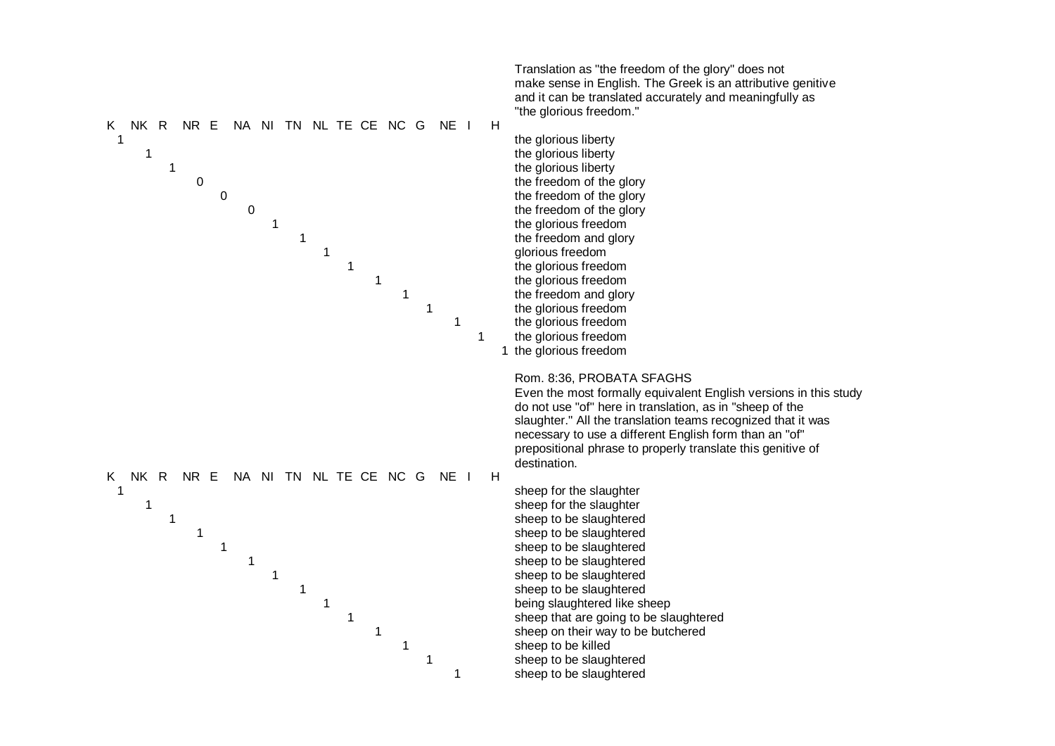Translation as "the freedom of the glory" does not make sense in English. The Greek is an attributive genitive and it can be translated accurately and meaningfully as "the glorious freedom."

| K | NK | R | NR | E | NA | NI | TN | NL | TE | CE | NC | G | NE | I | H | |
|---|---|---|---|---|---|---|---|---|---|---|---|---|---|---|---|---|
| 1 | | | | | | | | | | | | | | | | the glorious liberty |
| | 1 | | | | | | | | | | | | | | | the glorious liberty |
| | | 1 | | | | | | | | | | | | | | the glorious liberty |
| | | | 0 | | | | | | | | | | | | | the freedom of the glory |
| | | | | 0 | | | | | | | | | | | | the freedom of the glory |
| | | | | | 0 | | | | | | | | | | | the freedom of the glory |
| | | | | | | 1 | | | | | | | | | | the glorious freedom |
| | | | | | | | 1 | | | | | | | | | the freedom and glory |
| | | | | | | | | 1 | | | | | | | | glorious freedom |
| | | | | | | | | | 1 | | | | | | | the glorious freedom |
| | | | | | | | | | | 1 | | | | | | the glorious freedom |
| | | | | | | | | | | | 1 | | | | | the freedom and glory |
| | | | | | | | | | | | | 1 | | | | the glorious freedom |
| | | | | | | | | | | | | | 1 | | | the glorious freedom |
| | | | | | | | | | | | | | | 1 | | the glorious freedom |
| | | | | | | | | | | | | | | | 1 | the glorious freedom |

Rom. 8:36, PROBATA SFAGHS

Even the most formally equivalent English versions in this study do not use "of" here in translation, as in "sheep of the slaughter." All the translation teams recognized that it was necessary to use a different English form than an "of" prepositional phrase to properly translate this genitive of destination.

| K | NK | R | NR | E | NA | NI | TN | NL | TE | CE | NC | G | NE | I | H | |
|---|---|---|---|---|---|---|---|---|---|---|---|---|---|---|---|---|
| 1 | | | | | | | | | | | | | | | | sheep for the slaughter |
| | 1 | | | | | | | | | | | | | | | sheep for the slaughter |
| | | 1 | | | | | | | | | | | | | | sheep to be slaughtered |
| | | | 1 | | | | | | | | | | | | | sheep to be slaughtered |
| | | | | 1 | | | | | | | | | | | | sheep to be slaughtered |
| | | | | | 1 | | | | | | | | | | | sheep to be slaughtered |
| | | | | | | 1 | | | | | | | | | | sheep to be slaughtered |
| | | | | | | | 1 | | | | | | | | | sheep to be slaughtered |
| | | | | | | | | 1 | | | | | | | | being slaughtered like sheep |
| | | | | | | | | | 1 | | | | | | | sheep that are going to be slaughtered |
| | | | | | | | | | | 1 | | | | | | sheep on their way to be butchered |
| | | | | | | | | | | | 1 | | | | | sheep to be killed |
| | | | | | | | | | | | | 1 | | | | sheep to be slaughtered |
| | | | | | | | | | | | | | 1 | | | sheep to be slaughtered |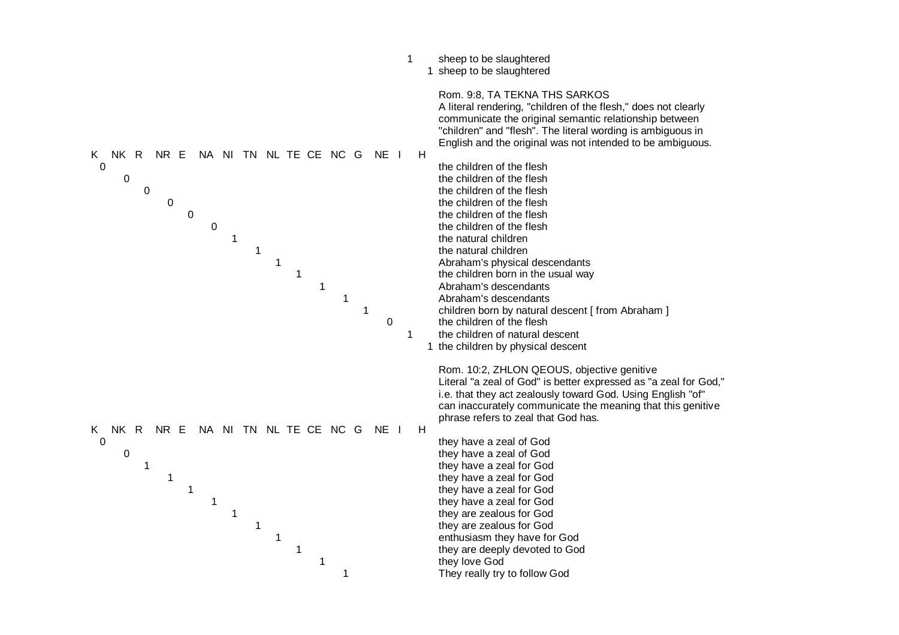| K | NK | R | NR | E | NA | NI | TN | NL | TE | CE | NC | G | NE | I | H | Text |
|---|---|---|---|---|---|---|---|---|---|---|---|---|---|---|---|---|
| | | | | | | | | | | | | | | 1 | | sheep to be slaughtered |
| | | | | | | | | | | | | | | | 1 | sheep to be slaughtered |

Rom. 9:8, TA TEKNA THS SARKOS
A literal rendering, "children of the flesh," does not clearly communicate the original semantic relationship between "children" and "flesh". The literal wording is ambiguous in English and the original was not intended to be ambiguous.

| K | NK | R | NR | E | NA | NI | TN | NL | TE | CE | NC | G | NE | I | H | Text |
|---|---|---|---|---|---|---|---|---|---|---|---|---|---|---|---|---|
| 0 | | | | | | | | | | | | | | | | the children of the flesh |
| | 0 | | | | | | | | | | | | | | | the children of the flesh |
| | | 0 | | | | | | | | | | | | | | the children of the flesh |
| | | | 0 | | | | | | | | | | | | | the children of the flesh |
| | | | | 0 | | | | | | | | | | | | the children of the flesh |
| | | | | | 0 | | | | | | | | | | | the children of the flesh |
| | | | | | | 1 | | | | | | | | | | the natural children |
| | | | | | | | 1 | | | | | | | | | the natural children |
| | | | | | | | | 1 | | | | | | | | Abraham's physical descendants |
| | | | | | | | | | 1 | | | | | | | the children born in the usual way |
| | | | | | | | | | | 1 | | | | | | Abraham's descendants |
| | | | | | | | | | | | 1 | | | | | Abraham's descendants |
| | | | | | | | | | | | | 1 | | | | children born by natural descent [ from Abraham ] |
| | | | | | | | | | | | | | 0 | | | the children of the flesh |
| | | | | | | | | | | | | | | 1 | | the children of natural descent |
| | | | | | | | | | | | | | | | 1 | the children by physical descent |

Rom. 10:2, ZHLON QEOUS, objective genitive
Literal "a zeal of God" is better expressed as "a zeal for God," i.e. that they act zealously toward God. Using English "of" can inaccurately communicate the meaning that this genitive phrase refers to zeal that God has.

| K | NK | R | NR | E | NA | NI | TN | NL | TE | CE | NC | G | NE | I | H | Text |
|---|---|---|---|---|---|---|---|---|---|---|---|---|---|---|---|---|
| 0 | | | | | | | | | | | | | | | | they have a zeal of God |
| | 0 | | | | | | | | | | | | | | | they have a zeal of God |
| | | 1 | | | | | | | | | | | | | | they have a zeal for God |
| | | | 1 | | | | | | | | | | | | | they have a zeal for God |
| | | | | 1 | | | | | | | | | | | | they have a zeal for God |
| | | | | | 1 | | | | | | | | | | | they have a zeal for God |
| | | | | | | 1 | | | | | | | | | | they are zealous for God |
| | | | | | | | 1 | | | | | | | | | they are zealous for God |
| | | | | | | | | 1 | | | | | | | | enthusiasm they have for God |
| | | | | | | | | | 1 | | | | | | | they are deeply devoted to God |
| | | | | | | | | | | 1 | | | | | | they love God |
| | | | | | | | | | | | 1 | | | | | They really try to follow God |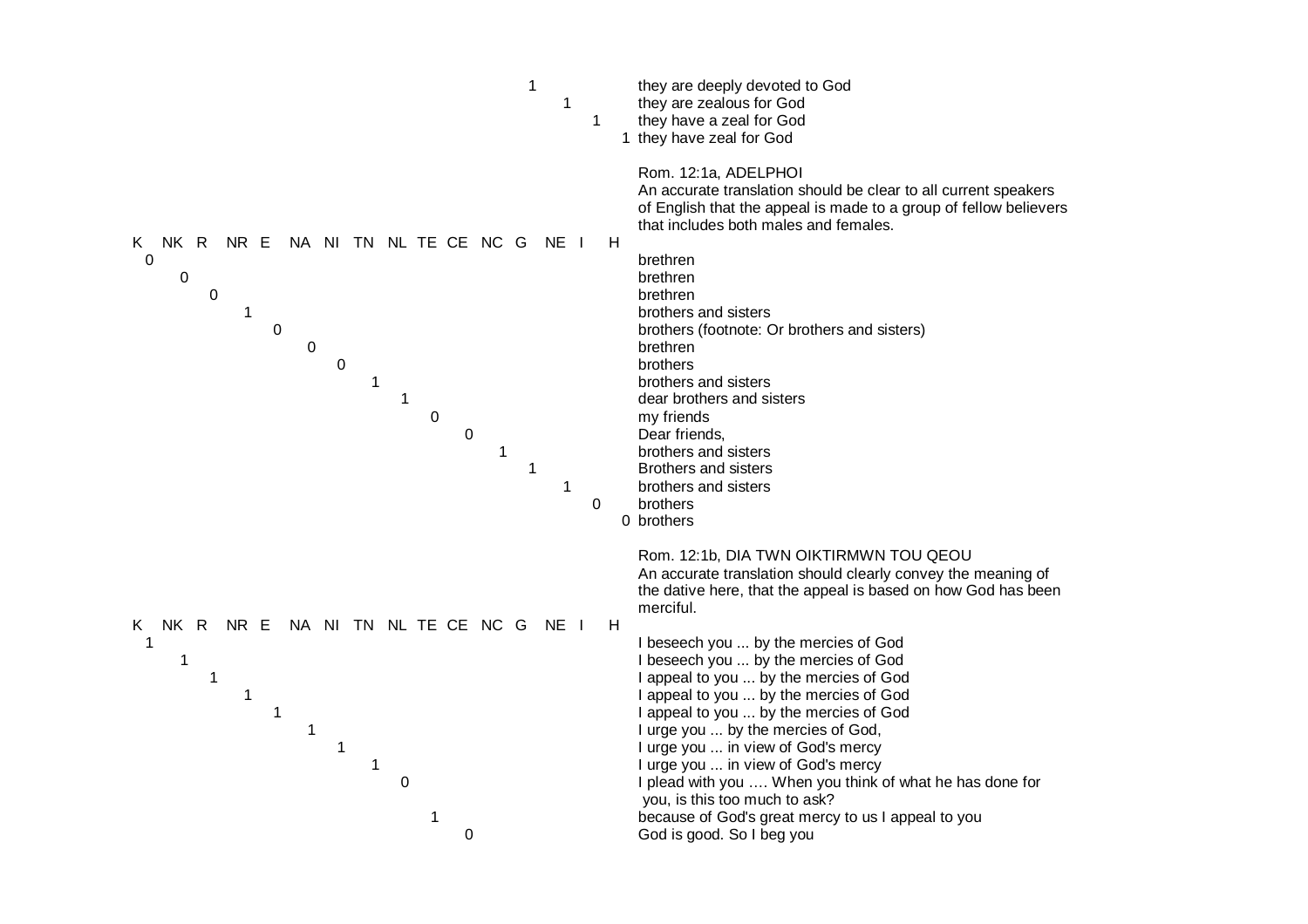| K | NK | R | NR | E | NA | NI | TN | NL | TE | CE | NC | G | NE | I | H | |
|---|---|---|---|---|---|---|---|---|---|---|---|---|---|---|---|---|
| | | | | | | | | | | | | 1 | | | | they are deeply devoted to God |
| | | | | | | | | | | | | | 1 | | | they are zealous for God |
| | | | | | | | | | | | | | | 1 | | they have a zeal for God |
| | | | | | | | | | | | | | | | 1 | they have zeal for God |

Rom. 12:1a, ADELPHOI
An accurate translation should be clear to all current speakers of English that the appeal is made to a group of fellow believers that includes both males and females.

| K | NK | R | NR | E | NA | NI | TN | NL | TE | CE | NC | G | NE | I | H | |
|---|---|---|---|---|---|---|---|---|---|---|---|---|---|---|---|---|
| 0 | | | | | | | | | | | | | | | | brethren |
| | 0 | | | | | | | | | | | | | | | brethren |
| | | 0 | | | | | | | | | | | | | | brethren |
| | | | 1 | | | | | | | | | | | | | brothers and sisters |
| | | | | 0 | | | | | | | | | | | | brothers (footnote: Or brothers and sisters) |
| | | | | | 0 | | | | | | | | | | | brethren |
| | | | | | | 0 | | | | | | | | | | brothers |
| | | | | | | | 1 | | | | | | | | | brothers and sisters |
| | | | | | | | | 1 | | | | | | | | dear brothers and sisters |
| | | | | | | | | | 0 | | | | | | | my friends |
| | | | | | | | | | | 0 | | | | | | Dear friends, |
| | | | | | | | | | | | 1 | | | | | brothers and sisters |
| | | | | | | | | | | | | 1 | | | | Brothers and sisters |
| | | | | | | | | | | | | | 1 | | | brothers and sisters |
| | | | | | | | | | | | | | | 0 | | brothers |
| | | | | | | | | | | | | | | | 0 | brothers |

Rom. 12:1b, DIA TWN OIKTIRMWN TOU QEOU
An accurate translation should clearly convey the meaning of the dative here, that the appeal is based on how God has been merciful.

| K | NK | R | NR | E | NA | NI | TN | NL | TE | CE | NC | G | NE | I | H | |
|---|---|---|---|---|---|---|---|---|---|---|---|---|---|---|---|---|
| 1 | | | | | | | | | | | | | | | | I beseech you ... by the mercies of God |
| | 1 | | | | | | | | | | | | | | | I beseech you ... by the mercies of God |
| | | 1 | | | | | | | | | | | | | | I appeal to you ... by the mercies of God |
| | | | 1 | | | | | | | | | | | | | I appeal to you ... by the mercies of God |
| | | | | 1 | | | | | | | | | | | | I appeal to you ... by the mercies of God |
| | | | | | 1 | | | | | | | | | | | I urge you ... by the mercies of God, |
| | | | | | | 1 | | | | | | | | | | I urge you ... in view of God's mercy |
| | | | | | | | 1 | | | | | | | | | I urge you ... in view of God's mercy |
| | | | | | | | | 0 | | | | | | | | I plead with you …. When you think of what he has done for you, is this too much to ask? |
| | | | | | | | | | 1 | | | | | | | because of God's great mercy to us I appeal to you |
| | | | | | | | | | | 0 | | | | | | God is good. So I beg you |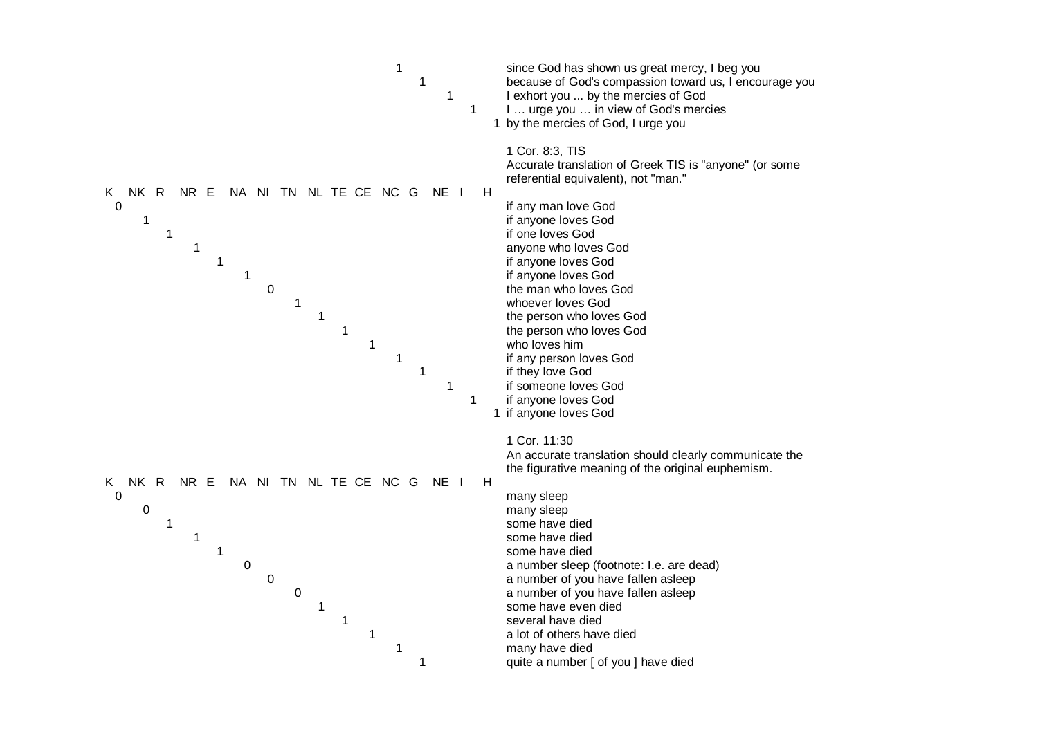| K | NK | R | NR | E | NA | NI | TN | NL | TE | CE | NC | G | NE | I | H | Translation |
|---|---|---|---|---|---|---|---|---|---|---|---|---|---|---|---|---|
| | | | | | | | | | | | 1 | | | | | since God has shown us great mercy, I beg you |
| | | | | | | | | | | | | 1 | | | | because of God's compassion toward us, I encourage you |
| | | | | | | | | | | | | | 1 | | | I exhort you ... by the mercies of God |
| | | | | | | | | | | | | | | 1 | | I … urge you … in view of God's mercies |
| | | | | | | | | | | | | | | | 1 | by the mercies of God, I urge you |

1 Cor. 8:3, TIS

Accurate translation of Greek TIS is "anyone" (or some referential equivalent), not "man."

| K | NK | R | NR | E | NA | NI | TN | NL | TE | CE | NC | G | NE | I | H | Translation |
|---|---|---|---|---|---|---|---|---|---|---|---|---|---|---|---|---|
| 0 | | | | | | | | | | | | | | | | if any man love God |
| | 1 | | | | | | | | | | | | | | | if anyone loves God |
| | | 1 | | | | | | | | | | | | | | if one loves God |
| | | | 1 | | | | | | | | | | | | | anyone who loves God |
| | | | | 1 | | | | | | | | | | | | if anyone loves God |
| | | | | | 1 | | | | | | | | | | | if anyone loves God |
| | | | | | | 0 | | | | | | | | | | the man who loves God |
| | | | | | | | 1 | | | | | | | | | whoever loves God |
| | | | | | | | | 1 | | | | | | | | the person who loves God |
| | | | | | | | | | 1 | | | | | | | the person who loves God |
| | | | | | | | | | | 1 | | | | | | who loves him |
| | | | | | | | | | | | 1 | | | | | if any person loves God |
| | | | | | | | | | | | | 1 | | | | if they love God |
| | | | | | | | | | | | | | 1 | | | if someone loves God |
| | | | | | | | | | | | | | | 1 | | if anyone loves God |
| | | | | | | | | | | | | | | | 1 | if anyone loves God |

1 Cor. 11:30

An accurate translation should clearly communicate the the figurative meaning of the original euphemism.

| K | NK | R | NR | E | NA | NI | TN | NL | TE | CE | NC | G | NE | I | H | Translation |
|---|---|---|---|---|---|---|---|---|---|---|---|---|---|---|---|---|
| 0 | | | | | | | | | | | | | | | | many sleep |
| | 0 | | | | | | | | | | | | | | | many sleep |
| | | 1 | | | | | | | | | | | | | | some have died |
| | | | 1 | | | | | | | | | | | | | some have died |
| | | | | 1 | | | | | | | | | | | | some have died |
| | | | | | 0 | | | | | | | | | | | a number sleep (footnote: I.e. are dead) |
| | | | | | | 0 | | | | | | | | | | a number of you have fallen asleep |
| | | | | | | | 0 | | | | | | | | | a number of you have fallen asleep |
| | | | | | | | | 1 | | | | | | | | some have even died |
| | | | | | | | | | 1 | | | | | | | several have died |
| | | | | | | | | | | 1 | | | | | | a lot of others have died |
| | | | | | | | | | | | 1 | | | | | many have died |
| | | | | | | | | | | | | 1 | | | | quite a number [ of you ] have died |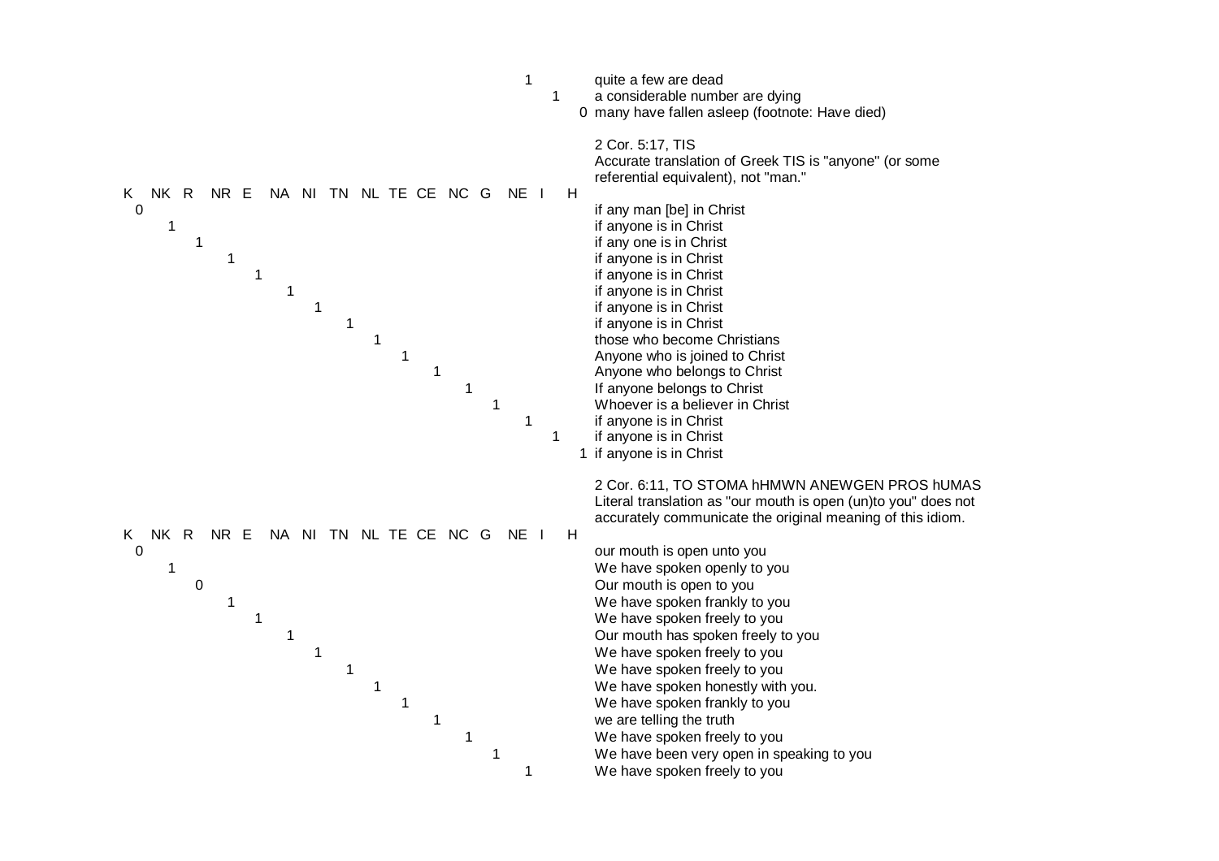| K | NK | R | NR | E | NA | NI | TN | NL | TE | CE | NC | G | NE | I | H | |
|---|---|---|---|---|---|---|---|---|---|---|---|---|---|---|---|---|
| | | | | | | | | | | | | | 1 | | | quite a few are dead |
| | | | | | | | | | | | | | | 1 | | a considerable number are dying |
| | | | | | | | | | | | | | | | 0 | many have fallen asleep (footnote: Have died) |

2 Cor. 5:17, TIS
Accurate translation of Greek TIS is "anyone" (or some referential equivalent), not "man."

| K | NK | R | NR | E | NA | NI | TN | NL | TE | CE | NC | G | NE | I | H | |
|---|---|---|---|---|---|---|---|---|---|---|---|---|---|---|---|---|
| 0 | | | | | | | | | | | | | | | | if any man [be] in Christ |
| | 1 | | | | | | | | | | | | | | | if anyone is in Christ |
| | | 1 | | | | | | | | | | | | | | if any one is in Christ |
| | | | 1 | | | | | | | | | | | | | if anyone is in Christ |
| | | | | 1 | | | | | | | | | | | | if anyone is in Christ |
| | | | | | 1 | | | | | | | | | | | if anyone is in Christ |
| | | | | | | 1 | | | | | | | | | | if anyone is in Christ |
| | | | | | | | 1 | | | | | | | | | if anyone is in Christ |
| | | | | | | | | 1 | | | | | | | | those who become Christians |
| | | | | | | | | | 1 | | | | | | | Anyone who is joined to Christ |
| | | | | | | | | | | 1 | | | | | | Anyone who belongs to Christ |
| | | | | | | | | | | | 1 | | | | | If anyone belongs to Christ |
| | | | | | | | | | | | | 1 | | | | Whoever is a believer in Christ |
| | | | | | | | | | | | | | 1 | | | if anyone is in Christ |
| | | | | | | | | | | | | | | 1 | | if anyone is in Christ |
| | | | | | | | | | | | | | | | 1 | if anyone is in Christ |

2 Cor. 6:11, TO STOMA hHMWN ANEWGEN PROS hUMAS
Literal translation as "our mouth is open (un)to you" does not accurately communicate the original meaning of this idiom.

| K | NK | R | NR | E | NA | NI | TN | NL | TE | CE | NC | G | NE | I | H | |
|---|---|---|---|---|---|---|---|---|---|---|---|---|---|---|---|---|
| 0 | | | | | | | | | | | | | | | | our mouth is open unto you |
| | 1 | | | | | | | | | | | | | | | We have spoken openly to you |
| | | 0 | | | | | | | | | | | | | | Our mouth is open to you |
| | | | 1 | | | | | | | | | | | | | We have spoken frankly to you |
| | | | | 1 | | | | | | | | | | | | We have spoken freely to you |
| | | | | | 1 | | | | | | | | | | | Our mouth has spoken freely to you |
| | | | | | | 1 | | | | | | | | | | We have spoken freely to you |
| | | | | | | | 1 | | | | | | | | | We have spoken freely to you |
| | | | | | | | | 1 | | | | | | | | We have spoken honestly with you. |
| | | | | | | | | | 1 | | | | | | | We have spoken frankly to you |
| | | | | | | | | | | 1 | | | | | | we are telling the truth |
| | | | | | | | | | | | 1 | | | | | We have spoken freely to you |
| | | | | | | | | | | | | 1 | | | | We have been very open in speaking to you |
| | | | | | | | | | | | | | 1 | | | We have spoken freely to you |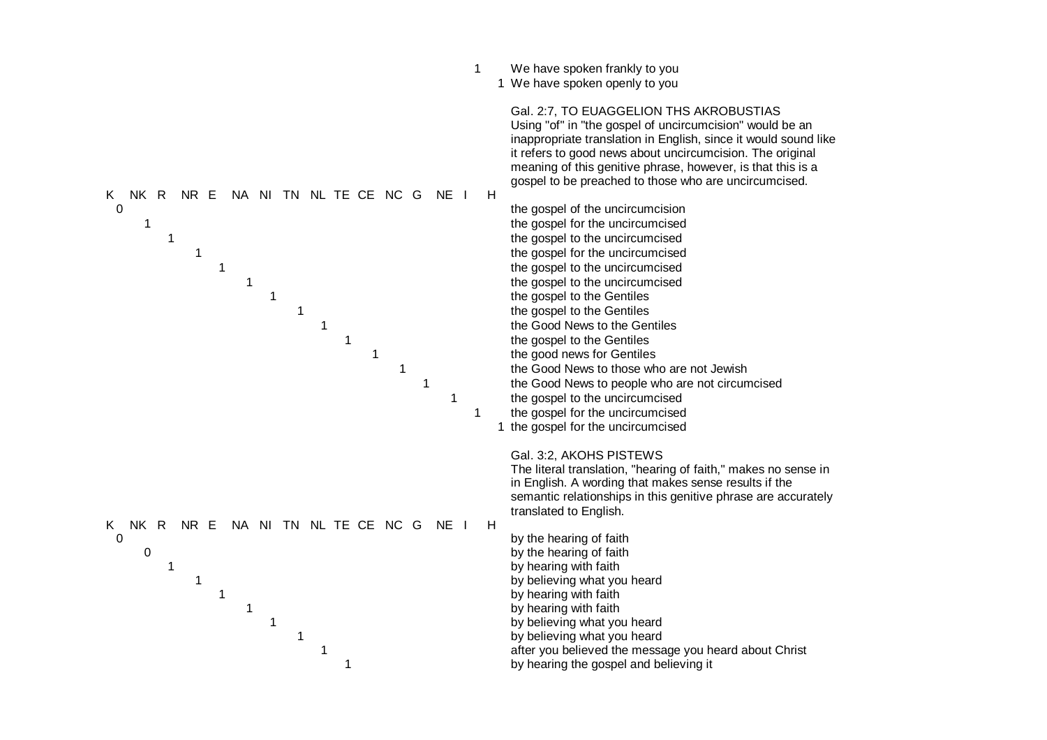| K | NK | R | NR | E | NA | NI | TN | NL | TE | CE | NC | G | NE | I | H | Translation |
|---|---|---|---|---|---|---|---|---|---|---|---|---|---|---|---|---|
| | | | | | | | | | | | | | | 1 | | We have spoken frankly to you |
| | | | | | | | | | | | | | | | 1 | We have spoken openly to you |

Gal. 2:7, TO EUAGGELION THS AKROBUSTIAS
Using "of" in "the gospel of uncircumcision" would be an inappropriate translation in English, since it would sound like it refers to good news about uncircumcision. The original meaning of this genitive phrase, however, is that this is a gospel to be preached to those who are uncircumcised.

| K | NK | R | NR | E | NA | NI | TN | NL | TE | CE | NC | G | NE | I | H | Translation |
|---|---|---|---|---|---|---|---|---|---|---|---|---|---|---|---|---|
| 0 | | | | | | | | | | | | | | | | the gospel of the uncircumcision |
| | 1 | | | | | | | | | | | | | | | the gospel for the uncircumcised |
| | | 1 | | | | | | | | | | | | | | the gospel to the uncircumcised |
| | | | 1 | | | | | | | | | | | | | the gospel for the uncircumcised |
| | | | | 1 | | | | | | | | | | | | the gospel to the uncircumcised |
| | | | | | 1 | | | | | | | | | | | the gospel to the uncircumcised |
| | | | | | | 1 | | | | | | | | | | the gospel to the Gentiles |
| | | | | | | | 1 | | | | | | | | | the gospel to the Gentiles |
| | | | | | | | | 1 | | | | | | | | the Good News to the Gentiles |
| | | | | | | | | | 1 | | | | | | | the gospel to the Gentiles |
| | | | | | | | | | | 1 | | | | | | the good news for Gentiles |
| | | | | | | | | | | | 1 | | | | | the Good News to those who are not Jewish |
| | | | | | | | | | | | | 1 | | | | the Good News to people who are not circumcised |
| | | | | | | | | | | | | | 1 | | | the gospel to the uncircumcised |
| | | | | | | | | | | | | | | 1 | | the gospel for the uncircumcised |
| | | | | | | | | | | | | | | | 1 | the gospel for the uncircumcised |

Gal. 3:2, AKOHS PISTEWS
The literal translation, "hearing of faith," makes no sense in in English. A wording that makes sense results if the semantic relationships in this genitive phrase are accurately translated to English.

| K | NK | R | NR | E | NA | NI | TN | NL | TE | CE | NC | G | NE | I | H | Translation |
|---|---|---|---|---|---|---|---|---|---|---|---|---|---|---|---|---|
| 0 | | | | | | | | | | | | | | | | by the hearing of faith |
| | 0 | | | | | | | | | | | | | | | by the hearing of faith |
| | | 1 | | | | | | | | | | | | | | by hearing with faith |
| | | | 1 | | | | | | | | | | | | | by believing what you heard |
| | | | | 1 | | | | | | | | | | | | by hearing with faith |
| | | | | | 1 | | | | | | | | | | | by hearing with faith |
| | | | | | | 1 | | | | | | | | | | by believing what you heard |
| | | | | | | | 1 | | | | | | | | | by believing what you heard |
| | | | | | | | | 1 | | | | | | | | after you believed the message you heard about Christ |
| | | | | | | | | | 1 | | | | | | | by hearing the gospel and believing it |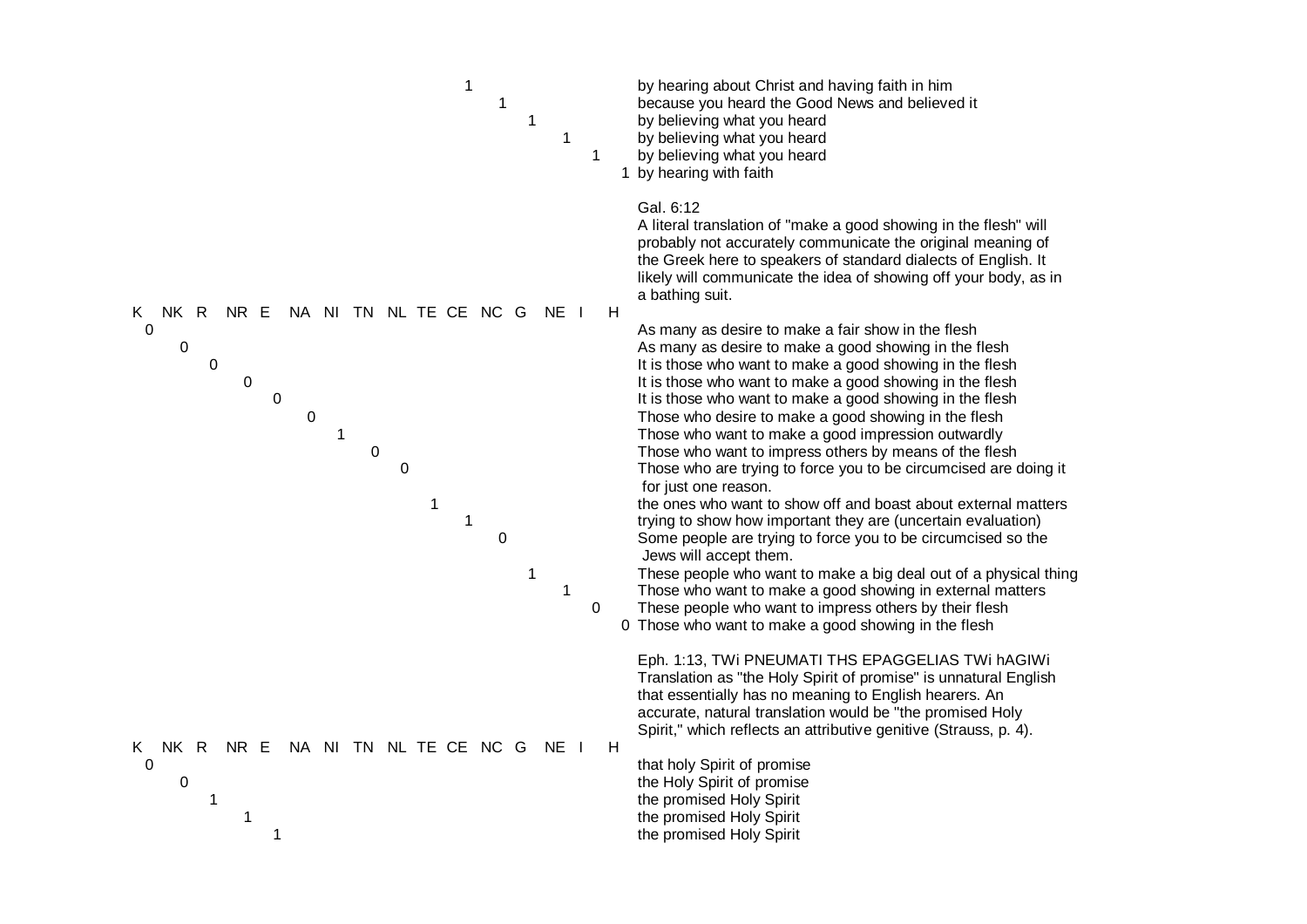| K | NK | R | NR | E | NA | NI | TN | NL | TE | CE | NC | G | NE | I | H | |
|---|---|---|---|---|---|---|---|---|---|---|---|---|---|---|---|---|
| | | | | | | | | | | 1 | | | | | | by hearing about Christ and having faith in him |
| | | | | | | | | | | | 1 | | | | | because you heard the Good News and believed it |
| | | | | | | | | | | | | 1 | | | | by believing what you heard |
| | | | | | | | | | | | | | 1 | | | by believing what you heard |
| | | | | | | | | | | | | | | 1 | | by believing what you heard |
| | | | | | | | | | | | | | | | 1 | by hearing with faith |

Gal. 6:12
A literal translation of "make a good showing in the flesh" will probably not accurately communicate the original meaning of the Greek here to speakers of standard dialects of English. It likely will communicate the idea of showing off your body, as in a bathing suit.

| K | NK | R | NR | E | NA | NI | TN | NL | TE | CE | NC | G | NE | I | H | |
|---|---|---|---|---|---|---|---|---|---|---|---|---|---|---|---|---|
| 0 | | | | | | | | | | | | | | | | As many as desire to make a fair show in the flesh |
| | 0 | | | | | | | | | | | | | | | As many as desire to make a good showing in the flesh |
| | | 0 | | | | | | | | | | | | | | It is those who want to make a good showing in the flesh |
| | | | 0 | | | | | | | | | | | | | It is those who want to make a good showing in the flesh |
| | | | | 0 | | | | | | | | | | | | It is those who want to make a good showing in the flesh |
| | | | | | 0 | | | | | | | | | | | Those who desire to make a good showing in the flesh |
| | | | | | | 1 | | | | | | | | | | Those who want to make a good impression outwardly |
| | | | | | | | 0 | | | | | | | | | Those who want to impress others by means of the flesh |
| | | | | | | | | 0 | | | | | | | | Those who are trying to force you to be circumcised are doing it for just one reason. |
| | | | | | | | | | 1 | | | | | | | the ones who want to show off and boast about external matters |
| | | | | | | | | | | 1 | | | | | | trying to show how important they are (uncertain evaluation) |
| | | | | | | | | | | | 0 | | | | | Some people are trying to force you to be circumcised so the Jews will accept them. |
| | | | | | | | | | | | | 1 | | | | These people who want to make a big deal out of a physical thing |
| | | | | | | | | | | | | | 1 | | | Those who want to make a good showing in external matters |
| | | | | | | | | | | | | | | 0 | | These people who want to impress others by their flesh |
| | | | | | | | | | | | | | | | 0 | Those who want to make a good showing in the flesh |

Eph. 1:13, TWi PNEUMATI THS EPAGGELIAS TWi hAGIWi
Translation as "the Holy Spirit of promise" is unnatural English that essentially has no meaning to English hearers. An accurate, natural translation would be "the promised Holy Spirit," which reflects an attributive genitive (Strauss, p. 4).

| K | NK | R | NR | E | NA | NI | TN | NL | TE | CE | NC | G | NE | I | H | |
|---|---|---|---|---|---|---|---|---|---|---|---|---|---|---|---|---|
| 0 | | | | | | | | | | | | | | | | that holy Spirit of promise |
| | 0 | | | | | | | | | | | | | | | the Holy Spirit of promise |
| | | 1 | | | | | | | | | | | | | | the promised Holy Spirit |
| | | | 1 | | | | | | | | | | | | | the promised Holy Spirit |
| | | | | 1 | | | | | | | | | | | | the promised Holy Spirit |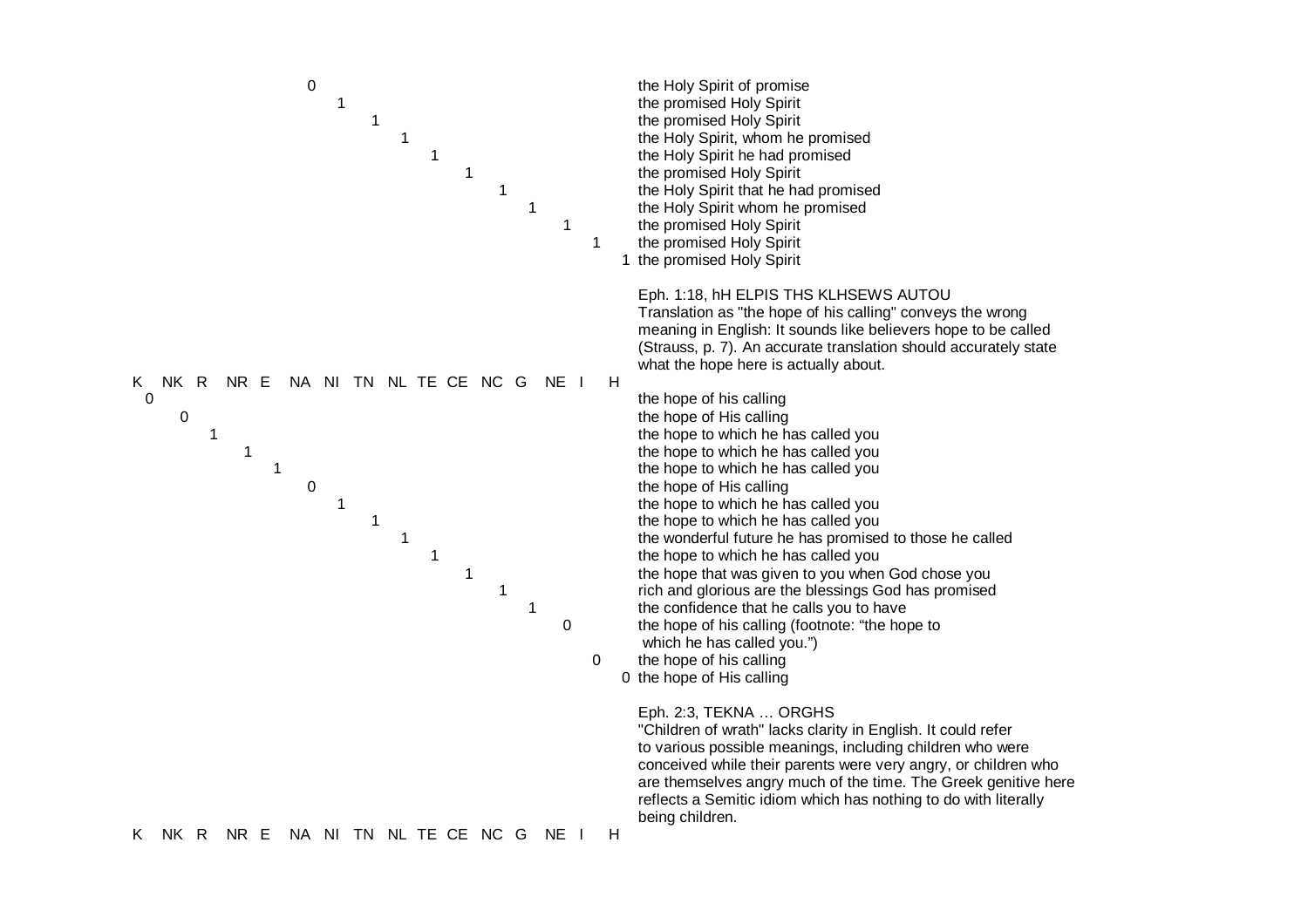| K | NK | R | NR | E | NA | NI | TN | NL | TE | CE | NC | G | NE | I | H | Translation |
|---|---|---|---|---|---|---|---|---|---|---|---|---|---|---|---|---|
| | | | | | 0 | | | | | | | | | | | the Holy Spirit of promise |
| | | | | | | 1 | | | | | | | | | | the promised Holy Spirit |
| | | | | | | | 1 | | | | | | | | | the promised Holy Spirit |
| | | | | | | | | 1 | | | | | | | | the Holy Spirit, whom he promised |
| | | | | | | | | | 1 | | | | | | | the Holy Spirit he had promised |
| | | | | | | | | | | 1 | | | | | | the promised Holy Spirit |
| | | | | | | | | | | | 1 | | | | | the Holy Spirit that he had promised |
| | | | | | | | | | | | | 1 | | | | the Holy Spirit whom he promised |
| | | | | | | | | | | | | | 1 | | | the promised Holy Spirit |
| | | | | | | | | | | | | | | 1 | | the promised Holy Spirit |
| | | | | | | | | | | | | | | | 1 | the promised Holy Spirit |

Eph. 1:18, hH ELPIS THS KLHSEWS AUTOU
Translation as "the hope of his calling" conveys the wrong meaning in English: It sounds like believers hope to be called (Strauss, p. 7). An accurate translation should accurately state what the hope here is actually about.

| K | NK | R | NR | E | NA | NI | TN | NL | TE | CE | NC | G | NE | I | H | Translation |
|---|---|---|---|---|---|---|---|---|---|---|---|---|---|---|---|---|
| 0 | | | | | | | | | | | | | | | | the hope of his calling |
| | 0 | | | | | | | | | | | | | | | the hope of His calling |
| | | 1 | | | | | | | | | | | | | | the hope to which he has called you |
| | | | 1 | | | | | | | | | | | | | the hope to which he has called you |
| | | | | 1 | | | | | | | | | | | | the hope to which he has called you |
| | | | | | 0 | | | | | | | | | | | the hope of His calling |
| | | | | | | 1 | | | | | | | | | | the hope to which he has called you |
| | | | | | | | 1 | | | | | | | | | the hope to which he has called you |
| | | | | | | | | 1 | | | | | | | | the wonderful future he has promised to those he called |
| | | | | | | | | | 1 | | | | | | | the hope to which he has called you |
| | | | | | | | | | | 1 | | | | | | the hope that was given to you when God chose you |
| | | | | | | | | | | | 1 | | | | | rich and glorious are the blessings God has promised |
| | | | | | | | | | | | | 1 | | | | the confidence that he calls you to have |
| | | | | | | | | | | | | | 0 | | | the hope of his calling (footnote: "the hope to which he has called you.") |
| | | | | | | | | | | | | | | 0 | | the hope of his calling |
| | | | | | | | | | | | | | | | 0 | the hope of His calling |

Eph. 2:3, TEKNA … ORGHS
"Children of wrath" lacks clarity in English. It could refer to various possible meanings, including children who were conceived while their parents were very angry, or children who are themselves angry much of the time. The Greek genitive here reflects a Semitic idiom which has nothing to do with literally being children.

| K | NK | R | NR | E | NA | NI | TN | NL | TE | CE | NC | G | NE | I | H |
|---|---|---|---|---|---|---|---|---|---|---|---|---|---|---|---|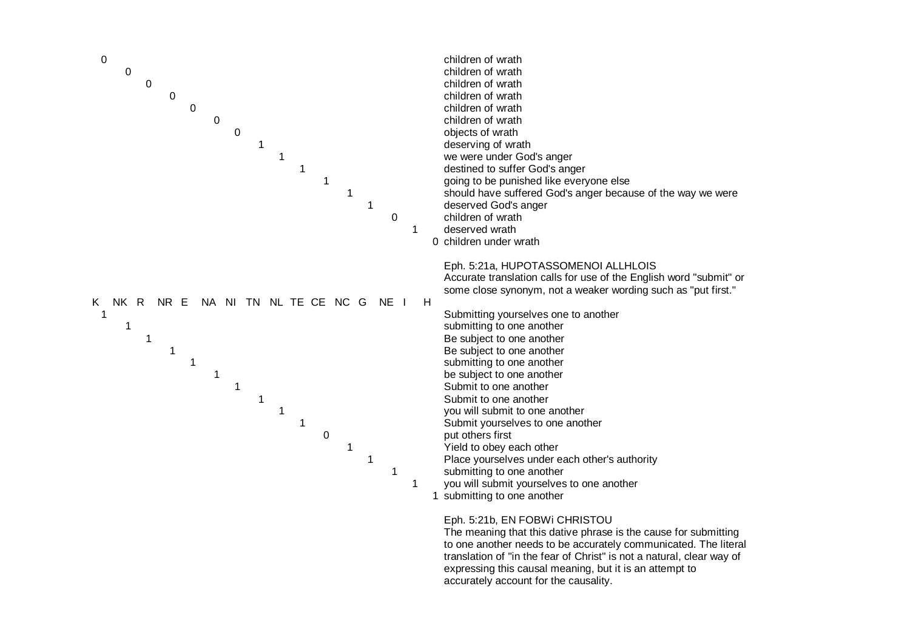| | | | | | | | | | | | | | | | | |
|---|---|---|---|---|---|---|---|---|---|---|---|---|---|---|---|---|
| 0 | | | | | | | | | | | | | | | | children of wrath |
| | 0 | | | | | | | | | | | | | | | children of wrath |
| | | 0 | | | | | | | | | | | | | | children of wrath |
| | | | 0 | | | | | | | | | | | | | children of wrath |
| | | | | 0 | | | | | | | | | | | | children of wrath |
| | | | | | 0 | | | | | | | | | | | children of wrath |
| | | | | | | 0 | | | | | | | | | | objects of wrath |
| | | | | | | | 1 | | | | | | | | | deserving of wrath |
| | | | | | | | | 1 | | | | | | | | we were under God's anger |
| | | | | | | | | | 1 | | | | | | | destined to suffer God's anger |
| | | | | | | | | | | 1 | | | | | | going to be punished like everyone else |
| | | | | | | | | | | | 1 | | | | | should have suffered God's anger because of the way we were |
| | | | | | | | | | | | | 1 | | | | deserved God's anger |
| | | | | | | | | | | | | | 0 | | | children of wrath |
| | | | | | | | | | | | | | | 1 | | deserved wrath |
| | | | | | | | | | | | | | | | 0 | children under wrath |

Eph. 5:21a, HUPOTASSOMENOI ALLHLOIS

Accurate translation calls for use of the English word "submit" or some close synonym, not a weaker wording such as "put first."

| K | NK | R | NR | E | NA | NI | TN | NL | TE | CE | NC | G | NE | I | H | |
|---|---|---|---|---|---|---|---|---|---|---|---|---|---|---|---|---|
| 1 | | | | | | | | | | | | | | | | Submitting yourselves one to another |
| | 1 | | | | | | | | | | | | | | | submitting to one another |
| | | 1 | | | | | | | | | | | | | | Be subject to one another |
| | | | 1 | | | | | | | | | | | | | Be subject to one another |
| | | | | 1 | | | | | | | | | | | | submitting to one another |
| | | | | | 1 | | | | | | | | | | | be subject to one another |
| | | | | | | 1 | | | | | | | | | | Submit to one another |
| | | | | | | | 1 | | | | | | | | | Submit to one another |
| | | | | | | | | 1 | | | | | | | | you will submit to one another |
| | | | | | | | | | 1 | | | | | | | Submit yourselves to one another |
| | | | | | | | | | | 0 | | | | | | put others first |
| | | | | | | | | | | | 1 | | | | | Yield to obey each other |
| | | | | | | | | | | | | 1 | | | | Place yourselves under each other's authority |
| | | | | | | | | | | | | | 1 | | | submitting to one another |
| | | | | | | | | | | | | | | 1 | | you will submit yourselves to one another |
| | | | | | | | | | | | | | | | 1 | submitting to one another |

Eph. 5:21b, EN FOBWi CHRISTOU

The meaning that this dative phrase is the cause for submitting to one another needs to be accurately communicated. The literal translation of "in the fear of Christ" is not a natural, clear way of expressing this causal meaning, but it is an attempt to accurately account for the causality.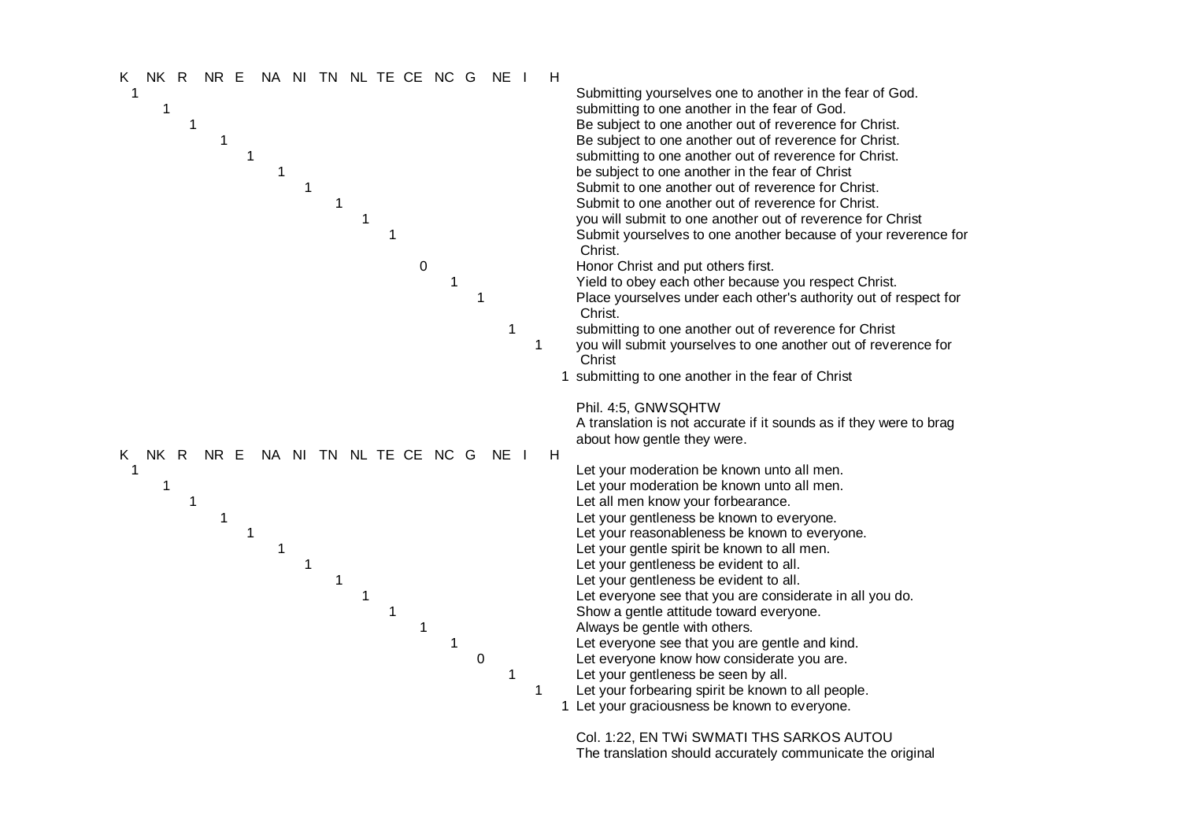| K | NK | R | NR | E | NA | NI | TN | NL | TE | CE | NC | G | NE | I | H | |
|---|---|---|---|---|---|---|---|---|---|---|---|---|---|---|---|---|
| 1 | | | | | | | | | | | | | | | | Submitting yourselves one to another in the fear of God. |
| | 1 | | | | | | | | | | | | | | | submitting to one another in the fear of God. |
| | | 1 | | | | | | | | | | | | | | Be subject to one another out of reverence for Christ. |
| | | | 1 | | | | | | | | | | | | | Be subject to one another out of reverence for Christ. |
| | | | | 1 | | | | | | | | | | | | submitting to one another out of reverence for Christ. |
| | | | | | 1 | | | | | | | | | | | be subject to one another in the fear of Christ |
| | | | | | | 1 | | | | | | | | | | Submit to one another out of reverence for Christ. |
| | | | | | | | 1 | | | | | | | | | Submit to one another out of reverence for Christ. |
| | | | | | | | | 1 | | | | | | | | you will submit to one another out of reverence for Christ |
| | | | | | | | | | 1 | | | | | | | Submit yourselves to one another because of your reverence for Christ. |
| | | | | | | | | | | 0 | | | | | | Honor Christ and put others first. |
| | | | | | | | | | | | 1 | | | | | Yield to obey each other because you respect Christ. |
| | | | | | | | | | | | | 1 | | | | Place yourselves under each other's authority out of respect for Christ. |
| | | | | | | | | | | | | | 1 | | | submitting to one another out of reverence for Christ |
| | | | | | | | | | | | | | | 1 | | you will submit yourselves to one another out of reverence for Christ |
| | | | | | | | | | | | | | | | 1 | submitting to one another in the fear of Christ |

Phil. 4:5, GNWSQHTW
A translation is not accurate if it sounds as if they were to brag about how gentle they were.

| K | NK | R | NR | E | NA | NI | TN | NL | TE | CE | NC | G | NE | I | H | |
|---|---|---|---|---|---|---|---|---|---|---|---|---|---|---|---|---|
| 1 | | | | | | | | | | | | | | | | Let your moderation be known unto all men. |
| | 1 | | | | | | | | | | | | | | | Let your moderation be known unto all men. |
| | | 1 | | | | | | | | | | | | | | Let all men know your forbearance. |
| | | | 1 | | | | | | | | | | | | | Let your gentleness be known to everyone. |
| | | | | 1 | | | | | | | | | | | | Let your reasonableness be known to everyone. |
| | | | | | 1 | | | | | | | | | | | Let your gentle spirit be known to all men. |
| | | | | | | 1 | | | | | | | | | | Let your gentleness be evident to all. |
| | | | | | | | 1 | | | | | | | | | Let your gentleness be evident to all. |
| | | | | | | | | 1 | | | | | | | | Let everyone see that you are considerate in all you do. |
| | | | | | | | | | 1 | | | | | | | Show a gentle attitude toward everyone. |
| | | | | | | | | | | 1 | | | | | | Always be gentle with others. |
| | | | | | | | | | | | 1 | | | | | Let everyone see that you are gentle and kind. |
| | | | | | | | | | | | | 0 | | | | Let everyone know how considerate you are. |
| | | | | | | | | | | | | | 1 | | | Let your gentleness be seen by all. |
| | | | | | | | | | | | | | | 1 | | Let your forbearing spirit be known to all people. |
| | | | | | | | | | | | | | | | 1 | Let your graciousness be known to everyone. |

Col. 1:22, EN TWi SWMATI THS SARKOS AUTOU
The translation should accurately communicate the original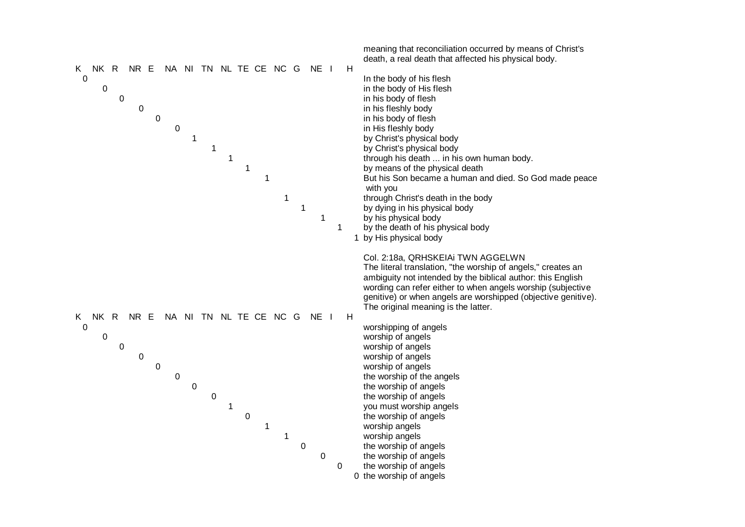meaning that reconciliation occurred by means of Christ's death, a real death that affected his physical body.

| K | NK | R | NR | E | NA | NI | TN | NL | TE | CE | NC | G | NE | I | H | |
|---|---|---|---|---|---|---|---|---|---|---|---|---|---|---|---|---|
| 0 | | | | | | | | | | | | | | | | In the body of his flesh |
| | 0 | | | | | | | | | | | | | | | in the body of His flesh |
| | | 0 | | | | | | | | | | | | | | in his body of flesh |
| | | | 0 | | | | | | | | | | | | | in his fleshly body |
| | | | | 0 | | | | | | | | | | | | in his body of flesh |
| | | | | | 0 | | | | | | | | | | | in His fleshly body |
| | | | | | | 1 | | | | | | | | | | by Christ's physical body |
| | | | | | | | 1 | | | | | | | | | by Christ's physical body |
| | | | | | | | | 1 | | | | | | | | through his death ... in his own human body. |
| | | | | | | | | | 1 | | | | | | | by means of the physical death |
| | | | | | | | | | | 1 | | | | | | But his Son became a human and died. So God made peace with you |
| | | | | | | | | | | | 1 | | | | | through Christ's death in the body |
| | | | | | | | | | | | | 1 | | | | by dying in his physical body |
| | | | | | | | | | | | | | 1 | | | by his physical body |
| | | | | | | | | | | | | | | 1 | | by the death of his physical body |
| | | | | | | | | | | | | | | | 1 | by His physical body |

Col. 2:18a, QRHSKEIAi TWN AGGELWN
The literal translation, "the worship of angels," creates an ambiguity not intended by the biblical author: this English wording can refer either to when angels worship (subjective genitive) or when angels are worshipped (objective genitive). The original meaning is the latter.

| K | NK | R | NR | E | NA | NI | TN | NL | TE | CE | NC | G | NE | I | H | |
|---|---|---|---|---|---|---|---|---|---|---|---|---|---|---|---|---|
| 0 | | | | | | | | | | | | | | | | worshipping of angels |
| | 0 | | | | | | | | | | | | | | | worship of angels |
| | | 0 | | | | | | | | | | | | | | worship of angels |
| | | | 0 | | | | | | | | | | | | | worship of angels |
| | | | | 0 | | | | | | | | | | | | worship of angels |
| | | | | | 0 | | | | | | | | | | | the worship of the angels |
| | | | | | | 0 | | | | | | | | | | the worship of angels |
| | | | | | | | 0 | | | | | | | | | the worship of angels |
| | | | | | | | | 1 | | | | | | | | you must worship angels |
| | | | | | | | | | 0 | | | | | | | the worship of angels |
| | | | | | | | | | | 1 | | | | | | worship angels |
| | | | | | | | | | | | 1 | | | | | worship angels |
| | | | | | | | | | | | | 0 | | | | the worship of angels |
| | | | | | | | | | | | | | 0 | | | the worship of angels |
| | | | | | | | | | | | | | | 0 | | the worship of angels |
| | | | | | | | | | | | | | | | 0 | the worship of angels |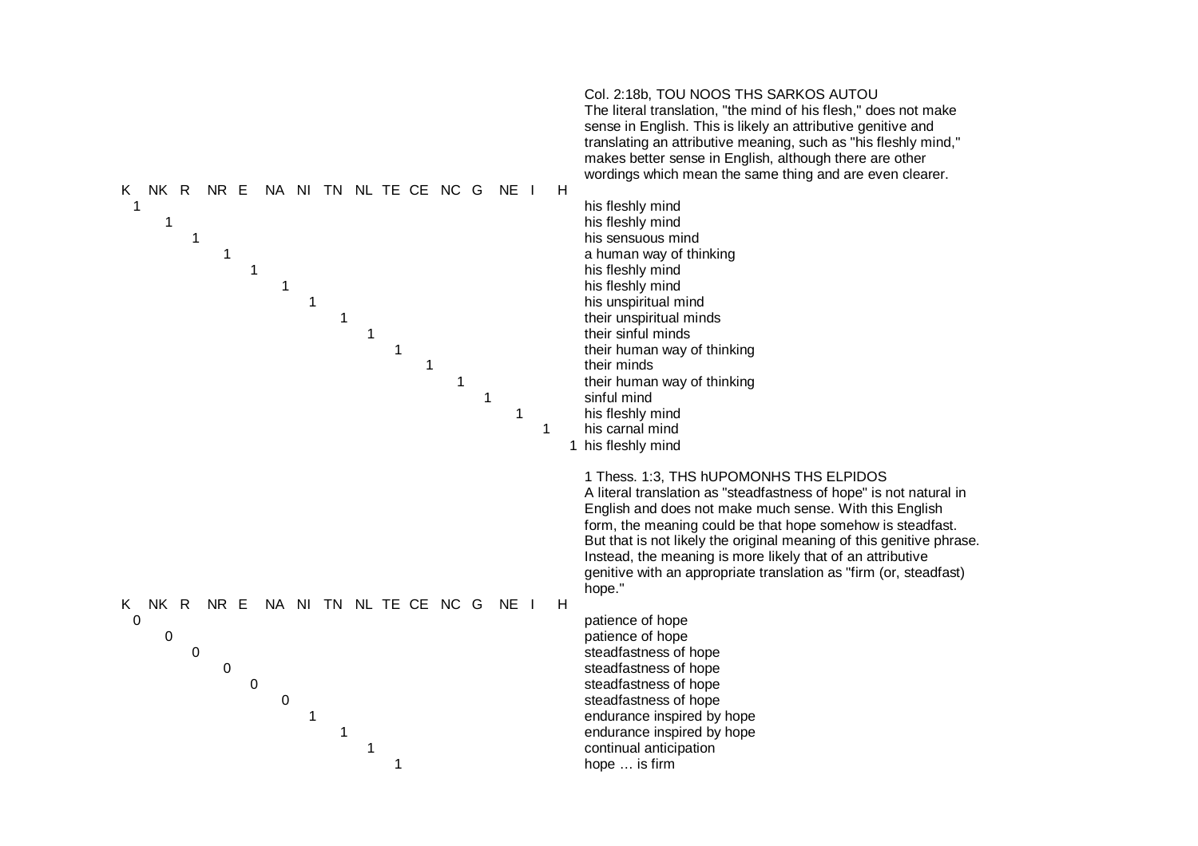Col. 2:18b, TOU NOOS THS SARKOS AUTOU

The literal translation, "the mind of his flesh," does not make sense in English. This is likely an attributive genitive and translating an attributive meaning, such as "his fleshly mind," makes better sense in English, although there are other wordings which mean the same thing and are even clearer.

| K | NK | R | NR | E | NA | NI | TN | NL | TE | CE | NC | G | NE | I | H | |
|---|---|---|---|---|---|---|---|---|---|---|---|---|---|---|---|---|
| 1 | | | | | | | | | | | | | | | | his fleshly mind |
| | 1 | | | | | | | | | | | | | | | his fleshly mind |
| | | 1 | | | | | | | | | | | | | | his sensuous mind |
| | | | 1 | | | | | | | | | | | | | a human way of thinking |
| | | | | 1 | | | | | | | | | | | | his fleshly mind |
| | | | | | 1 | | | | | | | | | | | his fleshly mind |
| | | | | | | 1 | | | | | | | | | | his unspiritual mind |
| | | | | | | | 1 | | | | | | | | | their unspiritual minds |
| | | | | | | | | 1 | | | | | | | | their sinful minds |
| | | | | | | | | | 1 | | | | | | | their human way of thinking |
| | | | | | | | | | | 1 | | | | | | their minds |
| | | | | | | | | | | | 1 | | | | | their human way of thinking |
| | | | | | | | | | | | | 1 | | | | sinful mind |
| | | | | | | | | | | | | | 1 | | | his fleshly mind |
| | | | | | | | | | | | | | | 1 | | his carnal mind |
| | | | | | | | | | | | | | | | 1 | his fleshly mind |

1 Thess. 1:3, THS hUPOMONHS THS ELPIDOS

A literal translation as "steadfastness of hope" is not natural in English and does not make much sense. With this English form, the meaning could be that hope somehow is steadfast. But that is not likely the original meaning of this genitive phrase. Instead, the meaning is more likely that of an attributive genitive with an appropriate translation as "firm (or, steadfast) hope."

| K | NK | R | NR | E | NA | NI | TN | NL | TE | CE | NC | G | NE | I | H | |
|---|---|---|---|---|---|---|---|---|---|---|---|---|---|---|---|---|
| 0 | | | | | | | | | | | | | | | | patience of hope |
| | 0 | | | | | | | | | | | | | | | patience of hope |
| | | 0 | | | | | | | | | | | | | | steadfastness of hope |
| | | | 0 | | | | | | | | | | | | | steadfastness of hope |
| | | | | 0 | | | | | | | | | | | | steadfastness of hope |
| | | | | | 0 | | | | | | | | | | | steadfastness of hope |
| | | | | | | 1 | | | | | | | | | | endurance inspired by hope |
| | | | | | | | 1 | | | | | | | | | endurance inspired by hope |
| | | | | | | | | 1 | | | | | | | | continual anticipation |
| | | | | | | | | | 1 | | | | | | | hope … is firm |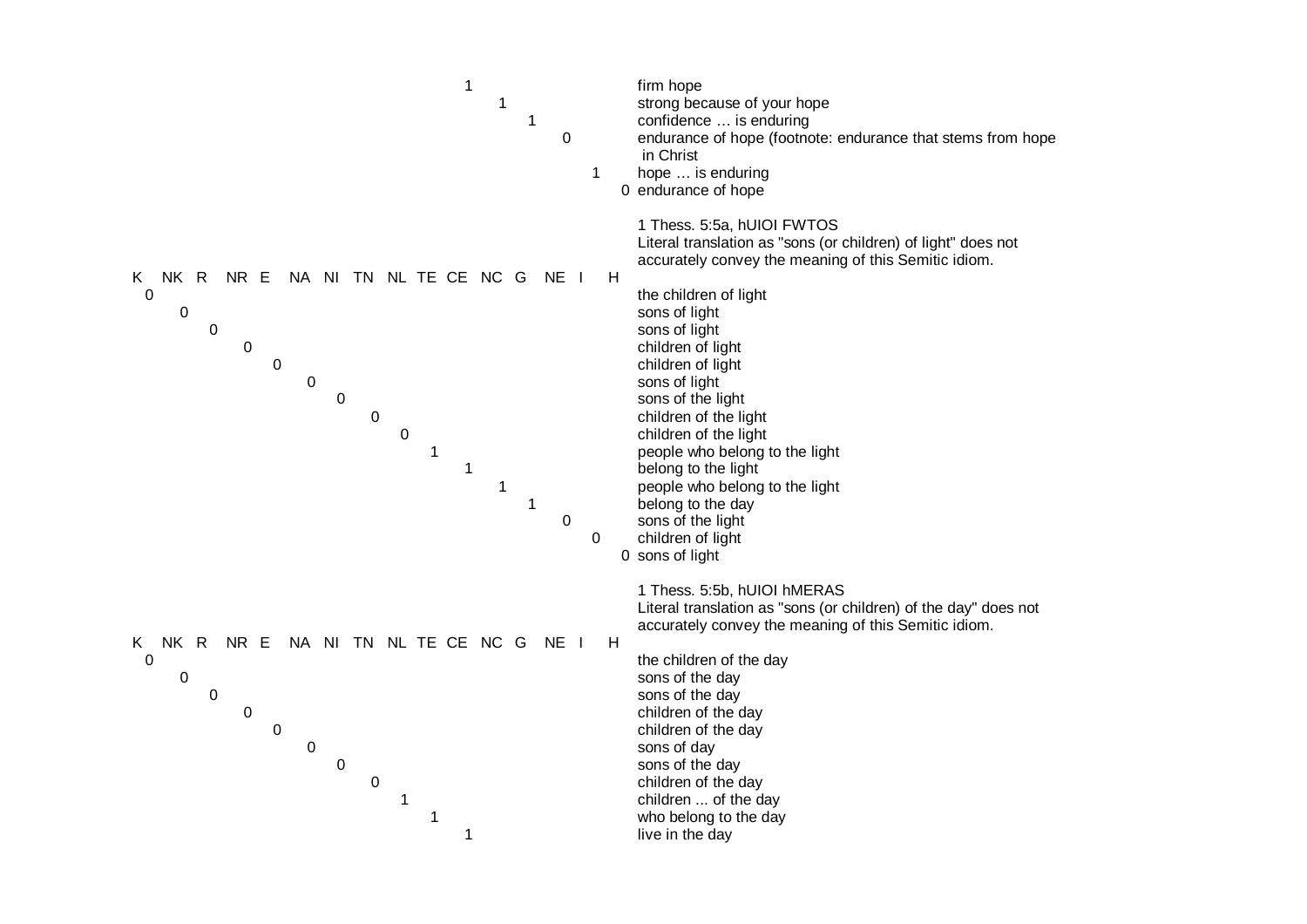| | | | | | | | | | | | | | | | | |
|---|---|---|---|---|---|---|---|---|---|---|---|---|---|---|---|---|
| | | | | | | | | | | 1 | | | | | | firm hope |
| | | | | | | | | | | | 1 | | | | | strong because of your hope |
| | | | | | | | | | | | | 1 | | | | confidence … is enduring |
| | | | | | | | | | | | | | 0 | | | endurance of hope (footnote: endurance that stems from hope in Christ |
| | | | | | | | | | | | | | | 1 | | hope … is enduring |
| | | | | | | | | | | | | | | | 0 | endurance of hope |

1 Thess. 5:5a, hUIOI FWTOS
Literal translation as "sons (or children) of light" does not accurately convey the meaning of this Semitic idiom.

| K | NK | R | NR | E | NA | NI | TN | NL | TE | CE | NC | G | NE | I | H | |
|---|---|---|---|---|---|---|---|---|---|---|---|---|---|---|---|---|
| 0 | | | | | | | | | | | | | | | | the children of light |
| | 0 | | | | | | | | | | | | | | | sons of light |
| | | 0 | | | | | | | | | | | | | | sons of light |
| | | | 0 | | | | | | | | | | | | | children of light |
| | | | | 0 | | | | | | | | | | | | children of light |
| | | | | | 0 | | | | | | | | | | | sons of light |
| | | | | | | 0 | | | | | | | | | | sons of the light |
| | | | | | | | 0 | | | | | | | | | children of the light |
| | | | | | | | | 0 | | | | | | | | children of the light |
| | | | | | | | | | 1 | | | | | | | people who belong to the light |
| | | | | | | | | | | 1 | | | | | | belong to the light |
| | | | | | | | | | | | 1 | | | | | people who belong to the light |
| | | | | | | | | | | | | 1 | | | | belong to the day |
| | | | | | | | | | | | | | 0 | | | sons of the light |
| | | | | | | | | | | | | | | 0 | | children of light |
| | | | | | | | | | | | | | | | 0 | sons of light |

1 Thess. 5:5b, hUIOI hMERAS
Literal translation as "sons (or children) of the day" does not accurately convey the meaning of this Semitic idiom.

| K | NK | R | NR | E | NA | NI | TN | NL | TE | CE | NC | G | NE | I | H | |
|---|---|---|---|---|---|---|---|---|---|---|---|---|---|---|---|---|
| 0 | | | | | | | | | | | | | | | | the children of the day |
| | 0 | | | | | | | | | | | | | | | sons of the day |
| | | 0 | | | | | | | | | | | | | | sons of the day |
| | | | 0 | | | | | | | | | | | | | children of the day |
| | | | | 0 | | | | | | | | | | | | children of the day |
| | | | | | 0 | | | | | | | | | | | sons of day |
| | | | | | | 0 | | | | | | | | | | sons of the day |
| | | | | | | | 0 | | | | | | | | | children of the day |
| | | | | | | | | 1 | | | | | | | | children ... of the day |
| | | | | | | | | | 1 | | | | | | | who belong to the day |
| | | | | | | | | | | 1 | | | | | | live in the day |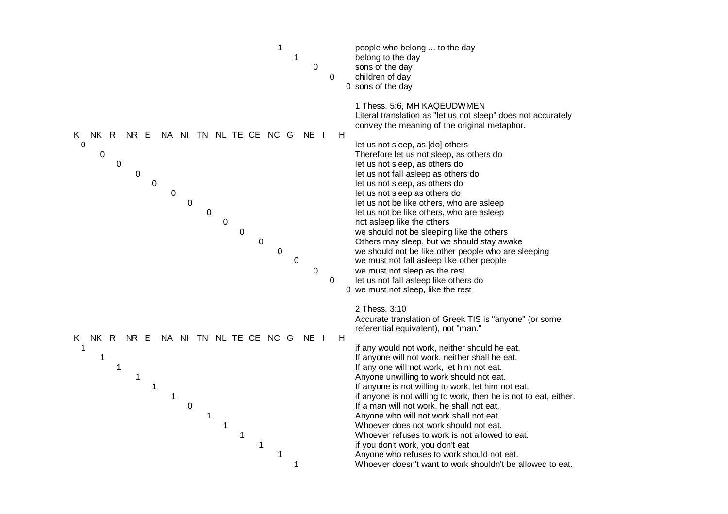| Version | Score | Translation |
|---|---|---|
| NC | 1 | people who belong ... to the day |
| G | 1 | belong to the day |
| NE | 0 | sons of the day |
| I | 0 | children of day |
| H | 0 | sons of the day |

1 Thess. 5:6, MH KAQEUDWMEN
Literal translation as "let us not sleep" does not accurately convey the meaning of the original metaphor.

| Version | Score | Translation |
|---|---|---|
| K | 0 | let us not sleep, as [do] others |
| NK | 0 | Therefore let us not sleep, as others do |
| R | 0 | let us not sleep, as others do |
| NR | 0 | let us not fall asleep as others do |
| E | 0 | let us not sleep, as others do |
| NA | 0 | let us not sleep as others do |
| NI | 0 | let us not be like others, who are asleep |
| TN | 0 | let us not be like others, who are asleep |
| NL | 0 | not asleep like the others |
| TE | 0 | we should not be sleeping like the others |
| CE | 0 | Others may sleep, but we should stay awake |
| NC | 0 | we should not be like other people who are sleeping |
| G | 0 | we must not fall asleep like other people |
| NE | 0 | we must not sleep as the rest |
| I | 0 | let us not fall asleep like others do |
| H | 0 | we must not sleep, like the rest |

2 Thess. 3:10
Accurate translation of Greek TIS is "anyone" (or some referential equivalent), not "man."

| Version | Score | Translation |
|---|---|---|
| K | 1 | if any would not work, neither should he eat. |
| NK | 1 | If anyone will not work, neither shall he eat. |
| R | 1 | If any one will not work, let him not eat. |
| NR | 1 | Anyone unwilling to work should not eat. |
| E | 1 | If anyone is not willing to work, let him not eat. |
| NA | 1 | if anyone is not willing to work, then he is not to eat, either. |
| NI | 0 | If a man will not work, he shall not eat. |
| TN | 1 | Anyone who will not work shall not eat. |
| NL | 1 | Whoever does not work should not eat. |
| TE | 1 | Whoever refuses to work is not allowed to eat. |
| CE | 1 | if you don't work, you don't eat |
| NC | 1 | Anyone who refuses to work should not eat. |
| G | 1 | Whoever doesn't want to work shouldn't be allowed to eat. |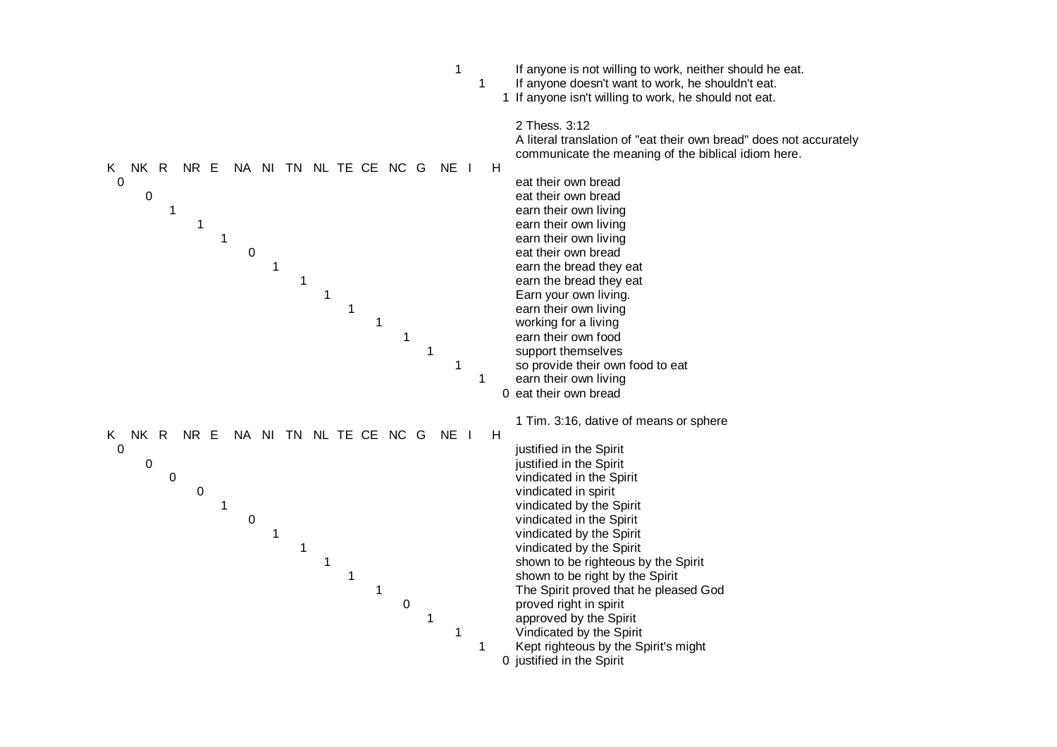| K | NK | R | NR | E | NA | NI | TN | NL | TE | CE | NC | G | NE | I | H | |
|---|---|---|---|---|---|---|---|---|---|---|---|---|---|---|---|---|
| | | | | | | | | | | | | | 1 | | | If anyone is not willing to work, neither should he eat. |
| | | | | | | | | | | | | | | 1 | | If anyone doesn't want to work, he shouldn't eat. |
| | | | | | | | | | | | | | | | 1 | If anyone isn't willing to work, he should not eat. |

2 Thess. 3:12
A literal translation of "eat their own bread" does not accurately communicate the meaning of the biblical idiom here.

| K | NK | R | NR | E | NA | NI | TN | NL | TE | CE | NC | G | NE | I | H | |
|---|---|---|---|---|---|---|---|---|---|---|---|---|---|---|---|---|
| 0 | | | | | | | | | | | | | | | | eat their own bread |
| | 0 | | | | | | | | | | | | | | | eat their own bread |
| | | 1 | | | | | | | | | | | | | | earn their own living |
| | | | 1 | | | | | | | | | | | | | earn their own living |
| | | | | 1 | | | | | | | | | | | | earn their own living |
| | | | | | 0 | | | | | | | | | | | eat their own bread |
| | | | | | | 1 | | | | | | | | | | earn the bread they eat |
| | | | | | | | 1 | | | | | | | | | earn the bread they eat |
| | | | | | | | | 1 | | | | | | | | Earn your own living. |
| | | | | | | | | | 1 | | | | | | | earn their own living |
| | | | | | | | | | | 1 | | | | | | working for a living |
| | | | | | | | | | | | 1 | | | | | earn their own food |
| | | | | | | | | | | | | 1 | | | | support themselves |
| | | | | | | | | | | | | | 1 | | | so provide their own food to eat |
| | | | | | | | | | | | | | | 1 | | earn their own living |
| | | | | | | | | | | | | | | | 0 | eat their own bread |

1 Tim. 3:16, dative of means or sphere

| K | NK | R | NR | E | NA | NI | TN | NL | TE | CE | NC | G | NE | I | H | |
|---|---|---|---|---|---|---|---|---|---|---|---|---|---|---|---|---|
| 0 | | | | | | | | | | | | | | | | justified in the Spirit |
| | 0 | | | | | | | | | | | | | | | justified in the Spirit |
| | | 0 | | | | | | | | | | | | | | vindicated in the Spirit |
| | | | 0 | | | | | | | | | | | | | vindicated in spirit |
| | | | | 1 | | | | | | | | | | | | vindicated by the Spirit |
| | | | | | 0 | | | | | | | | | | | vindicated in the Spirit |
| | | | | | | 1 | | | | | | | | | | vindicated by the Spirit |
| | | | | | | | 1 | | | | | | | | | vindicated by the Spirit |
| | | | | | | | | 1 | | | | | | | | shown to be righteous by the Spirit |
| | | | | | | | | | 1 | | | | | | | shown to be right by the Spirit |
| | | | | | | | | | | 1 | | | | | | The Spirit proved that he pleased God |
| | | | | | | | | | | | 0 | | | | | proved right in spirit |
| | | | | | | | | | | | | 1 | | | | approved by the Spirit |
| | | | | | | | | | | | | | 1 | | | Vindicated by the Spirit |
| | | | | | | | | | | | | | | 1 | | Kept righteous by the Spirit's might |
| | | | | | | | | | | | | | | | 0 | justified in the Spirit |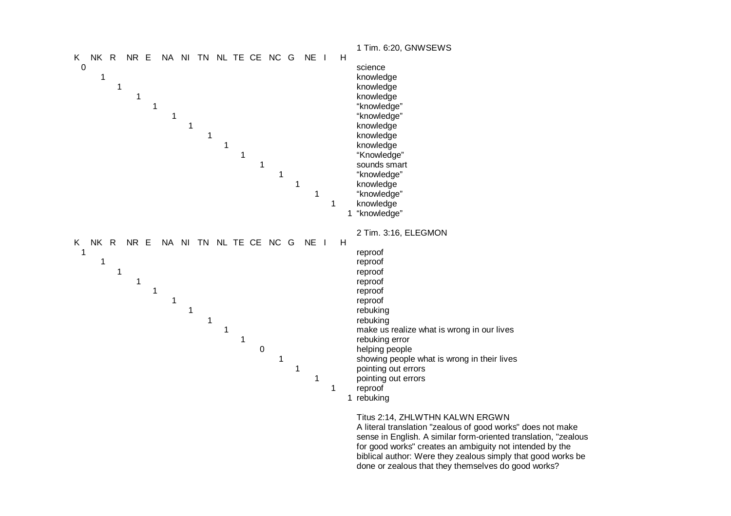| K | NK | R | NR | E | NA | NI | TN | NL | TE | CE | NC | G | NE | I | H | 1 Tim. 6:20, GNWSEWS |
|---|---|---|---|---|---|---|---|---|---|---|---|---|---|---|---|---|
| 0 | | | | | | | | | | | | | | | | science |
| | 1 | | | | | | | | | | | | | | | knowledge |
| | | 1 | | | | | | | | | | | | | | knowledge |
| | | | 1 | | | | | | | | | | | | | knowledge |
| | | | | 1 | | | | | | | | | | | | “knowledge” |
| | | | | | 1 | | | | | | | | | | | “knowledge” |
| | | | | | | 1 | | | | | | | | | | knowledge |
| | | | | | | | 1 | | | | | | | | | knowledge |
| | | | | | | | | 1 | | | | | | | | knowledge |
| | | | | | | | | | 1 | | | | | | | “Knowledge” |
| | | | | | | | | | | 1 | | | | | | sounds smart |
| | | | | | | | | | | | 1 | | | | | “knowledge” |
| | | | | | | | | | | | | 1 | | | | knowledge |
| | | | | | | | | | | | | | 1 | | | “knowledge” |
| | | | | | | | | | | | | | | 1 | | knowledge |
| | | | | | | | | | | | | | | | 1 | “knowledge” |

| K | NK | R | NR | E | NA | NI | TN | NL | TE | CE | NC | G | NE | I | H | 2 Tim. 3:16, ELEGMON |
|---|---|---|---|---|---|---|---|---|---|---|---|---|---|---|---|---|
| 1 | | | | | | | | | | | | | | | | reproof |
| | 1 | | | | | | | | | | | | | | | reproof |
| | | 1 | | | | | | | | | | | | | | reproof |
| | | | 1 | | | | | | | | | | | | | reproof |
| | | | | 1 | | | | | | | | | | | | reproof |
| | | | | | 1 | | | | | | | | | | | reproof |
| | | | | | | 1 | | | | | | | | | | rebuking |
| | | | | | | | 1 | | | | | | | | | rebuking |
| | | | | | | | | 1 | | | | | | | | make us realize what is wrong in our lives |
| | | | | | | | | | 1 | | | | | | | rebuking error |
| | | | | | | | | | | 0 | | | | | | helping people |
| | | | | | | | | | | | 1 | | | | | showing people what is wrong in their lives |
| | | | | | | | | | | | | 1 | | | | pointing out errors |
| | | | | | | | | | | | | | 1 | | | pointing out errors |
| | | | | | | | | | | | | | | 1 | | reproof |
| | | | | | | | | | | | | | | | 1 | rebuking |

Titus 2:14, ZHLWTHN KALWN ERGWN

A literal translation "zealous of good works" does not make sense in English. A similar form-oriented translation, "zealous for good works" creates an ambiguity not intended by the biblical author: Were they zealous simply that good works be done or zealous that they themselves do good works?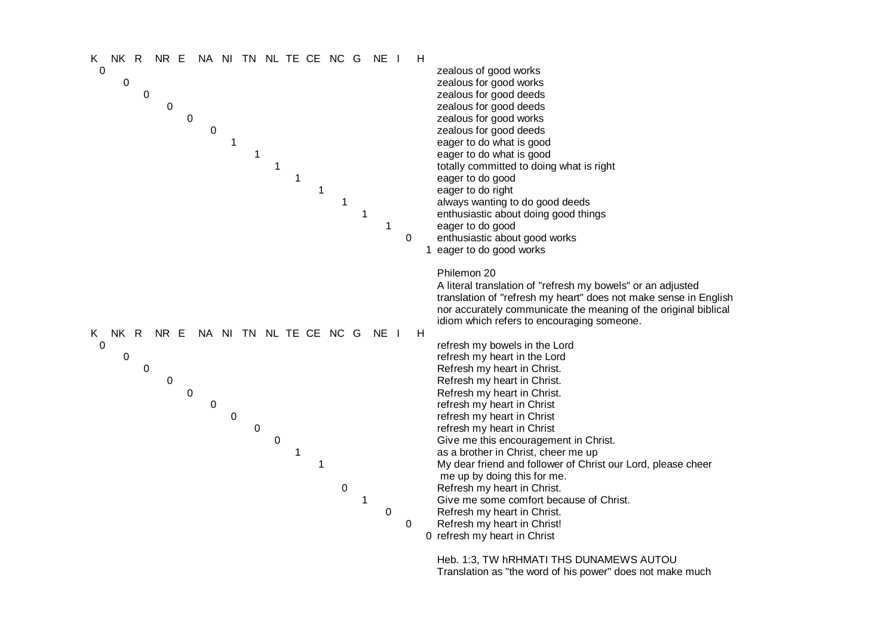| K | NK | R | NR | E | NA | NI | TN | NL | TE | CE | NC | G | NE | I | H | |
|---|---|---|---|---|---|---|---|---|---|---|---|---|---|---|---|---|
| 0 | | | | | | | | | | | | | | | | zealous of good works |
| | 0 | | | | | | | | | | | | | | | zealous for good works |
| | | 0 | | | | | | | | | | | | | | zealous for good deeds |
| | | | 0 | | | | | | | | | | | | | zealous for good deeds |
| | | | | 0 | | | | | | | | | | | | zealous for good works |
| | | | | | 0 | | | | | | | | | | | zealous for good deeds |
| | | | | | | 1 | | | | | | | | | | eager to do what is good |
| | | | | | | | 1 | | | | | | | | | eager to do what is good |
| | | | | | | | | 1 | | | | | | | | totally committed to doing what is right |
| | | | | | | | | | 1 | | | | | | | eager to do good |
| | | | | | | | | | | 1 | | | | | | eager to do right |
| | | | | | | | | | | | 1 | | | | | always wanting to do good deeds |
| | | | | | | | | | | | | 1 | | | | enthusiastic about doing good things |
| | | | | | | | | | | | | | 1 | | | eager to do good |
| | | | | | | | | | | | | | | 0 | | enthusiastic about good works |
| | | | | | | | | | | | | | | | 1 | eager to do good works |

Philemon 20

A literal translation of "refresh my bowels" or an adjusted translation of "refresh my heart" does not make sense in English nor accurately communicate the meaning of the original biblical idiom which refers to encouraging someone.

| K | NK | R | NR | E | NA | NI | TN | NL | TE | CE | NC | G | NE | I | H | |
|---|---|---|---|---|---|---|---|---|---|---|---|---|---|---|---|---|
| 0 | | | | | | | | | | | | | | | | refresh my bowels in the Lord |
| | 0 | | | | | | | | | | | | | | | refresh my heart in the Lord |
| | | 0 | | | | | | | | | | | | | | Refresh my heart in Christ. |
| | | | 0 | | | | | | | | | | | | | Refresh my heart in Christ. |
| | | | | 0 | | | | | | | | | | | | Refresh my heart in Christ. |
| | | | | | 0 | | | | | | | | | | | refresh my heart in Christ |
| | | | | | | 0 | | | | | | | | | | refresh my heart in Christ |
| | | | | | | | 0 | | | | | | | | | refresh my heart in Christ |
| | | | | | | | | 0 | | | | | | | | Give me this encouragement in Christ. |
| | | | | | | | | | 1 | | | | | | | as a brother in Christ, cheer me up |
| | | | | | | | | | | 1 | | | | | | My dear friend and follower of Christ our Lord, please cheer me up by doing this for me. |
| | | | | | | | | | | | 0 | | | | | Refresh my heart in Christ. |
| | | | | | | | | | | | | 1 | | | | Give me some comfort because of Christ. |
| | | | | | | | | | | | | | 0 | | | Refresh my heart in Christ. |
| | | | | | | | | | | | | | | 0 | | Refresh my heart in Christ! |
| | | | | | | | | | | | | | | | 0 | refresh my heart in Christ |

Heb. 1:3, TW hRHMATI THS DUNAMEWS AUTOU

Translation as "the word of his power" does not make much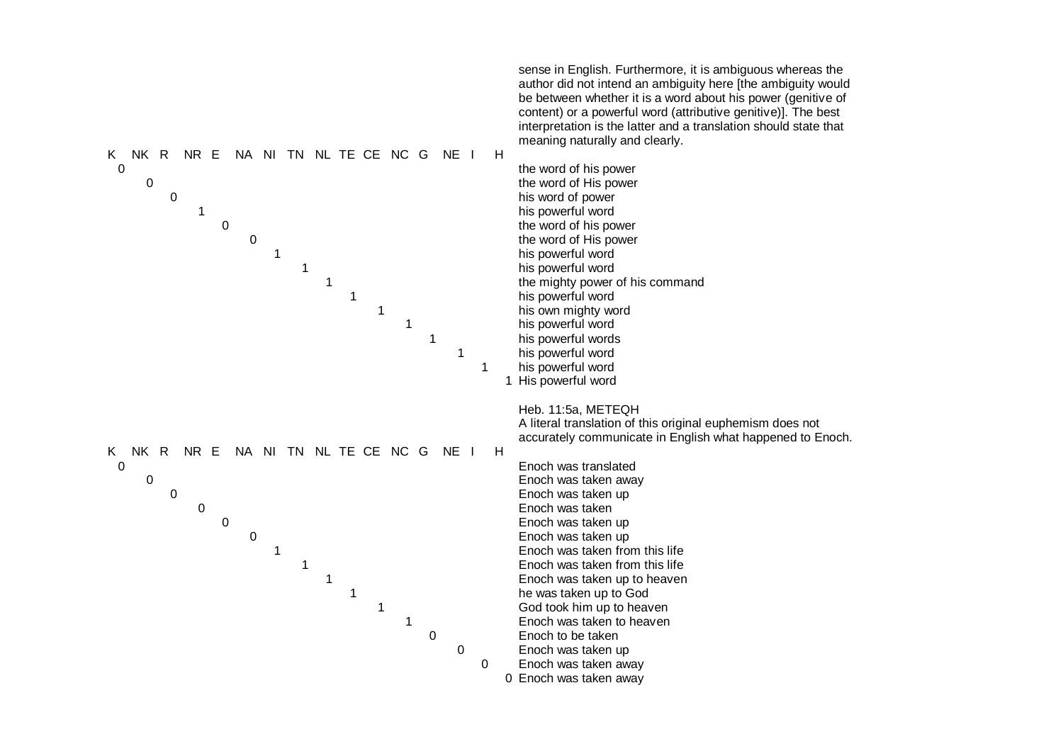sense in English. Furthermore, it is ambiguous whereas the author did not intend an ambiguity here [the ambiguity would be between whether it is a word about his power (genitive of content) or a powerful word (attributive genitive)]. The best interpretation is the latter and a translation should state that meaning naturally and clearly.

| K | NK | R | NR | E | NA | NI | TN | NL | TE | CE | NC | G | NE | I | H | |
|---|---|---|---|---|---|---|---|---|---|---|---|---|---|---|---|---|
| 0 | | | | | | | | | | | | | | | | the word of his power |
| | 0 | | | | | | | | | | | | | | | the word of His power |
| | | 0 | | | | | | | | | | | | | | his word of power |
| | | | 1 | | | | | | | | | | | | | his powerful word |
| | | | | 0 | | | | | | | | | | | | the word of his power |
| | | | | | 0 | | | | | | | | | | | the word of His power |
| | | | | | | 1 | | | | | | | | | | his powerful word |
| | | | | | | | 1 | | | | | | | | | his powerful word |
| | | | | | | | | 1 | | | | | | | | the mighty power of his command |
| | | | | | | | | | 1 | | | | | | | his powerful word |
| | | | | | | | | | | 1 | | | | | | his own mighty word |
| | | | | | | | | | | | 1 | | | | | his powerful word |
| | | | | | | | | | | | | 1 | | | | his powerful words |
| | | | | | | | | | | | | | 1 | | | his powerful word |
| | | | | | | | | | | | | | | 1 | | his powerful word |
| | | | | | | | | | | | | | | | 1 | His powerful word |

Heb. 11:5a, METEQH
A literal translation of this original euphemism does not accurately communicate in English what happened to Enoch.

| K | NK | R | NR | E | NA | NI | TN | NL | TE | CE | NC | G | NE | I | H | |
|---|---|---|---|---|---|---|---|---|---|---|---|---|---|---|---|---|
| 0 | | | | | | | | | | | | | | | | Enoch was translated |
| | 0 | | | | | | | | | | | | | | | Enoch was taken away |
| | | 0 | | | | | | | | | | | | | | Enoch was taken up |
| | | | 0 | | | | | | | | | | | | | Enoch was taken |
| | | | | 0 | | | | | | | | | | | | Enoch was taken up |
| | | | | | 0 | | | | | | | | | | | Enoch was taken up |
| | | | | | | 1 | | | | | | | | | | Enoch was taken from this life |
| | | | | | | | 1 | | | | | | | | | Enoch was taken from this life |
| | | | | | | | | 1 | | | | | | | | Enoch was taken up to heaven |
| | | | | | | | | | 1 | | | | | | | he was taken up to God |
| | | | | | | | | | | 1 | | | | | | God took him up to heaven |
| | | | | | | | | | | | 1 | | | | | Enoch was taken to heaven |
| | | | | | | | | | | | | 0 | | | | Enoch to be taken |
| | | | | | | | | | | | | | 0 | | | Enoch was taken up |
| | | | | | | | | | | | | | | 0 | | Enoch was taken away |
| | | | | | | | | | | | | | | | 0 | Enoch was taken away |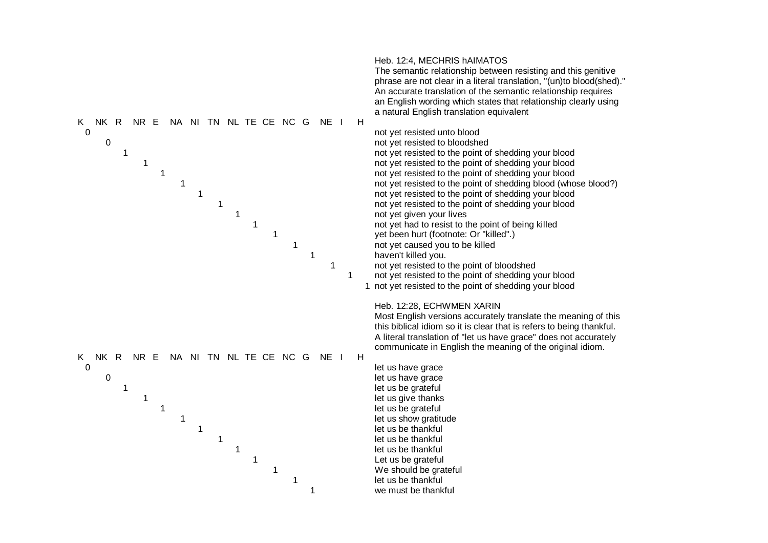Heb. 12:4, MECHRIS hAIMATOS

The semantic relationship between resisting and this genitive phrase are not clear in a literal translation, "(un)to blood(shed)." An accurate translation of the semantic relationship requires an English wording which states that relationship clearly using a natural English translation equivalent

| K | NK | R | NR | E | NA | NI | TN | NL | TE | CE | NC | G | NE | I | H | |
|---|---|---|---|---|---|---|---|---|---|---|---|---|---|---|---|---|
| 0 | | | | | | | | | | | | | | | | not yet resisted unto blood |
| | 0 | | | | | | | | | | | | | | | not yet resisted to bloodshed |
| | | 1 | | | | | | | | | | | | | | not yet resisted to the point of shedding your blood |
| | | | 1 | | | | | | | | | | | | | not yet resisted to the point of shedding your blood |
| | | | | 1 | | | | | | | | | | | | not yet resisted to the point of shedding your blood |
| | | | | | 1 | | | | | | | | | | | not yet resisted to the point of shedding blood (whose blood?) |
| | | | | | | 1 | | | | | | | | | | not yet resisted to the point of shedding your blood |
| | | | | | | | 1 | | | | | | | | | not yet resisted to the point of shedding your blood |
| | | | | | | | | 1 | | | | | | | | not yet given your lives |
| | | | | | | | | | 1 | | | | | | | not yet had to resist to the point of being killed |
| | | | | | | | | | | 1 | | | | | | yet been hurt (footnote: Or "killed".) |
| | | | | | | | | | | | 1 | | | | | not yet caused you to be killed |
| | | | | | | | | | | | | 1 | | | | haven't killed you. |
| | | | | | | | | | | | | | 1 | | | not yet resisted to the point of bloodshed |
| | | | | | | | | | | | | | | 1 | | not yet resisted to the point of shedding your blood |
| | | | | | | | | | | | | | | | 1 | not yet resisted to the point of shedding your blood |

Heb. 12:28, ECHWMEN XARIN

Most English versions accurately translate the meaning of this this biblical idiom so it is clear that is refers to being thankful. A literal translation of "let us have grace" does not accurately communicate in English the meaning of the original idiom.

| K | NK | R | NR | E | NA | NI | TN | NL | TE | CE | NC | G | NE | I | H | |
|---|---|---|---|---|---|---|---|---|---|---|---|---|---|---|---|---|
| 0 | | | | | | | | | | | | | | | | let us have grace |
| | 0 | | | | | | | | | | | | | | | let us have grace |
| | | 1 | | | | | | | | | | | | | | let us be grateful |
| | | | 1 | | | | | | | | | | | | | let us give thanks |
| | | | | 1 | | | | | | | | | | | | let us be grateful |
| | | | | | 1 | | | | | | | | | | | let us show gratitude |
| | | | | | | 1 | | | | | | | | | | let us be thankful |
| | | | | | | | 1 | | | | | | | | | let us be thankful |
| | | | | | | | | 1 | | | | | | | | let us be thankful |
| | | | | | | | | | 1 | | | | | | | Let us be grateful |
| | | | | | | | | | | 1 | | | | | | We should be grateful |
| | | | | | | | | | | | 1 | | | | | let us be thankful |
| | | | | | | | | | | | | 1 | | | | we must be thankful |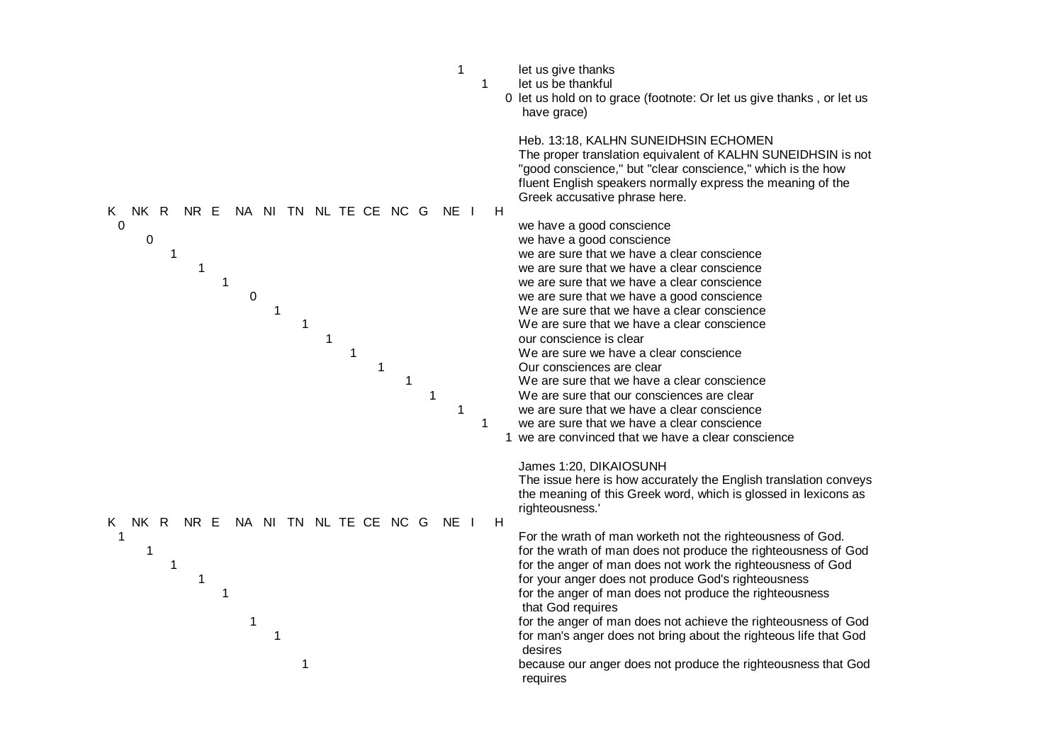| K | NK | R | NR | E | NA | NI | TN | NL | TE | CE | NC | G | NE | I | H | Translation |
|---|---|---|---|---|---|---|---|---|---|---|---|---|---|---|---|---|
| | | | | | | | | | | | | | 1 | | | let us give thanks |
| | | | | | | | | | | | | | | 1 | | let us be thankful |
| | | | | | | | | | | | | | | | 0 | let us hold on to grace (footnote: Or let us give thanks , or let us have grace) |

Heb. 13:18, KALHN SUNEIDHSIN ECHOMEN
The proper translation equivalent of KALHN SUNEIDHSIN is not "good conscience," but "clear conscience," which is the how fluent English speakers normally express the meaning of the Greek accusative phrase here.

| K | NK | R | NR | E | NA | NI | TN | NL | TE | CE | NC | G | NE | I | H | Translation |
|---|---|---|---|---|---|---|---|---|---|---|---|---|---|---|---|---|
| 0 | | | | | | | | | | | | | | | | we have a good conscience |
| | 0 | | | | | | | | | | | | | | | we have a good conscience |
| | | 1 | | | | | | | | | | | | | | we are sure that we have a clear conscience |
| | | | 1 | | | | | | | | | | | | | we are sure that we have a clear conscience |
| | | | | 1 | | | | | | | | | | | | we are sure that we have a clear conscience |
| | | | | | 0 | | | | | | | | | | | we are sure that we have a good conscience |
| | | | | | | 1 | | | | | | | | | | We are sure that we have a clear conscience |
| | | | | | | | 1 | | | | | | | | | We are sure that we have a clear conscience |
| | | | | | | | | 1 | | | | | | | | our conscience is clear |
| | | | | | | | | | 1 | | | | | | | We are sure we have a clear conscience |
| | | | | | | | | | | 1 | | | | | | Our consciences are clear |
| | | | | | | | | | | | 1 | | | | | We are sure that we have a clear conscience |
| | | | | | | | | | | | | 1 | | | | We are sure that our consciences are clear |
| | | | | | | | | | | | | | 1 | | | we are sure that we have a clear conscience |
| | | | | | | | | | | | | | | 1 | | we are sure that we have a clear conscience |
| | | | | | | | | | | | | | | | 1 | we are convinced that we have a clear conscience |

James 1:20, DIKAIOSUNH
The issue here is how accurately the English translation conveys the meaning of this Greek word, which is glossed in lexicons as righteousness.'

| K | NK | R | NR | E | NA | NI | TN | NL | TE | CE | NC | G | NE | I | H | Translation |
|---|---|---|---|---|---|---|---|---|---|---|---|---|---|---|---|---|
| 1 | | | | | | | | | | | | | | | | For the wrath of man worketh not the righteousness of God. |
| | 1 | | | | | | | | | | | | | | | for the wrath of man does not produce the righteousness of God |
| | | 1 | | | | | | | | | | | | | | for the anger of man does not work the righteousness of God |
| | | | 1 | | | | | | | | | | | | | for your anger does not produce God's righteousness |
| | | | | 1 | | | | | | | | | | | | for the anger of man does not produce the righteousness that God requires |
| | | | | | 1 | | | | | | | | | | | for the anger of man does not achieve the righteousness of God |
| | | | | | | 1 | | | | | | | | | | for man's anger does not bring about the righteous life that God desires |
| | | | | | | | 1 | | | | | | | | | because our anger does not produce the righteousness that God requires |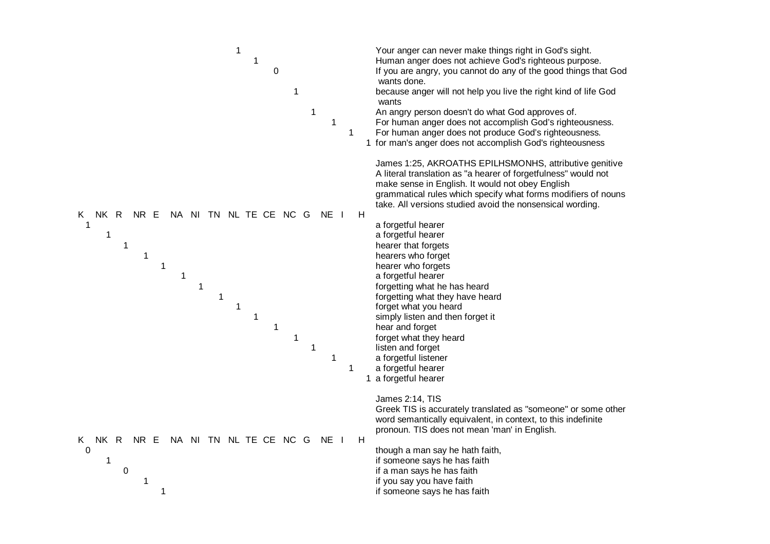| K | NK | R | NR | E | NA | NI | TN | NL | TE | CE | NC | G | NE | I | H | Translation |
|---|---|---|---|---|---|---|---|---|---|---|---|---|---|---|---|---|
| | | | | | | | | 1 | | | | | | | | Your anger can never make things right in God's sight. |
| | | | | | | | | | 1 | | | | | | | Human anger does not achieve God's righteous purpose. |
| | | | | | | | | | | 0 | | | | | | If you are angry, you cannot do any of the good things that God wants done. |
| | | | | | | | | | | | 1 | | | | | because anger will not help you live the right kind of life God wants |
| | | | | | | | | | | | | 1 | | | | An angry person doesn't do what God approves of. |
| | | | | | | | | | | | | | 1 | | | For human anger does not accomplish God's righteousness. |
| | | | | | | | | | | | | | | 1 | | For human anger does not produce God's righteousness. |
| | | | | | | | | | | | | | | | 1 | for man's anger does not accomplish God's righteousness |

James 1:25, AKROATHS EPILHSMONHS, attributive genitive
A literal translation as "a hearer of forgetfulness" would not make sense in English. It would not obey English grammatical rules which specify what forms modifiers of nouns take. All versions studied avoid the nonsensical wording.

| K | NK | R | NR | E | NA | NI | TN | NL | TE | CE | NC | G | NE | I | H | Translation |
|---|---|---|---|---|---|---|---|---|---|---|---|---|---|---|---|---|
| 1 | | | | | | | | | | | | | | | | a forgetful hearer |
| | 1 | | | | | | | | | | | | | | | a forgetful hearer |
| | | 1 | | | | | | | | | | | | | | hearer that forgets |
| | | | 1 | | | | | | | | | | | | | hearers who forget |
| | | | | 1 | | | | | | | | | | | | hearer who forgets |
| | | | | | 1 | | | | | | | | | | | a forgetful hearer |
| | | | | | | 1 | | | | | | | | | | forgetting what he has heard |
| | | | | | | | 1 | | | | | | | | | forgetting what they have heard |
| | | | | | | | | 1 | | | | | | | | forget what you heard |
| | | | | | | | | | 1 | | | | | | | simply listen and then forget it |
| | | | | | | | | | | 1 | | | | | | hear and forget |
| | | | | | | | | | | | 1 | | | | | forget what they heard |
| | | | | | | | | | | | | 1 | | | | listen and forget |
| | | | | | | | | | | | | | 1 | | | a forgetful listener |
| | | | | | | | | | | | | | | 1 | | a forgetful hearer |
| | | | | | | | | | | | | | | | 1 | a forgetful hearer |

James 2:14, TIS
Greek TIS is accurately translated as "someone" or some other word semantically equivalent, in context, to this indefinite pronoun. TIS does not mean 'man' in English.

| K | NK | R | NR | E | NA | NI | TN | NL | TE | CE | NC | G | NE | I | H | Translation |
|---|---|---|---|---|---|---|---|---|---|---|---|---|---|---|---|---|
| 0 | | | | | | | | | | | | | | | | though a man say he hath faith, |
| | 1 | | | | | | | | | | | | | | | if someone says he has faith |
| | | 0 | | | | | | | | | | | | | | if a man says he has faith |
| | | | 1 | | | | | | | | | | | | | if you say you have faith |
| | | | | 1 | | | | | | | | | | | | if someone says he has faith |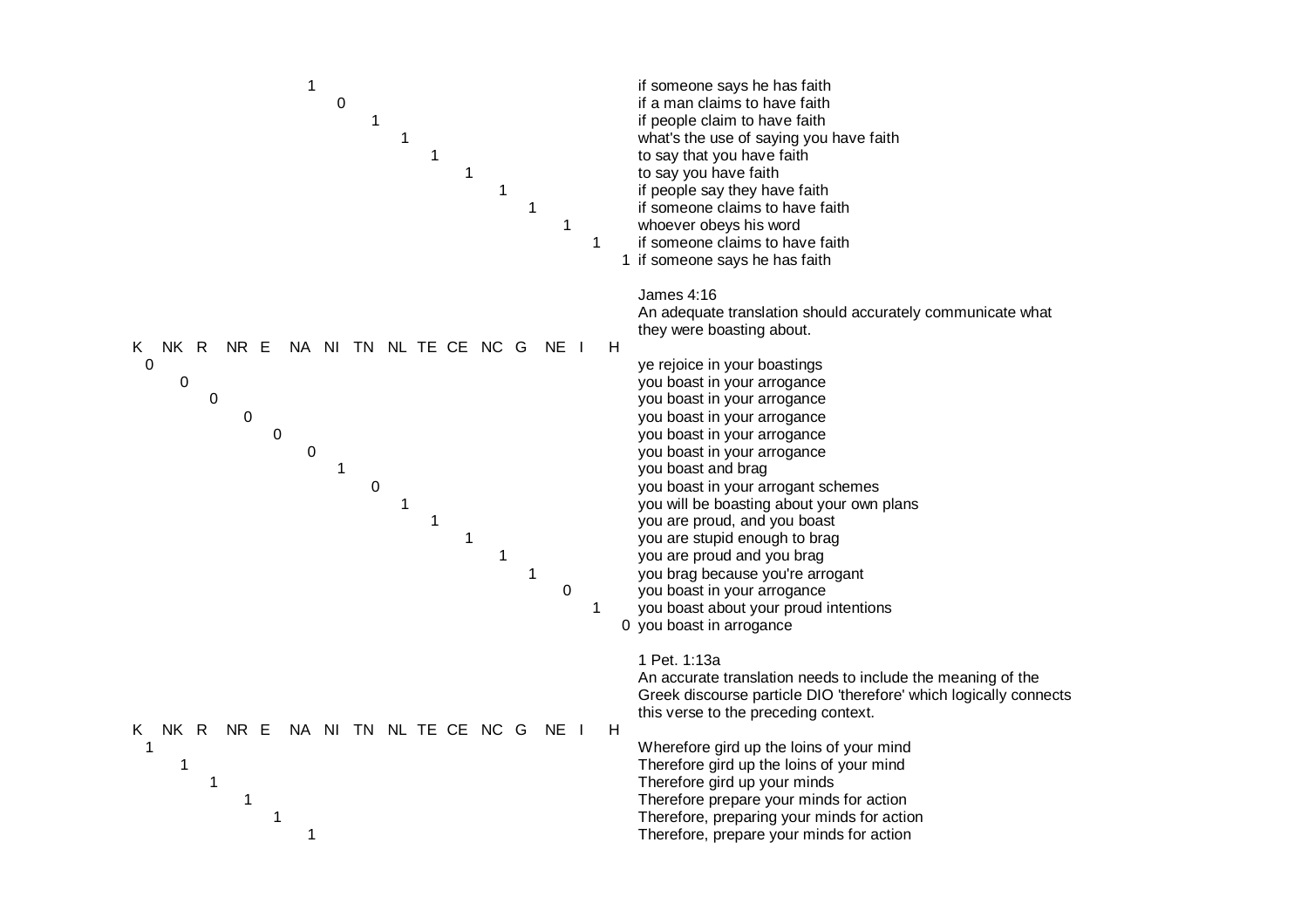| K | NK | R | NR | E | NA | NI | TN | NL | TE | CE | NC | G | NE | I | H | |
|---|---|---|---|---|---|---|---|---|---|---|---|---|---|---|---|---|
| | | | | | 1 | | | | | | | | | | | if someone says he has faith |
| | | | | | | 0 | | | | | | | | | | if a man claims to have faith |
| | | | | | | | 1 | | | | | | | | | if people claim to have faith |
| | | | | | | | | 1 | | | | | | | | what's the use of saying you have faith |
| | | | | | | | | | 1 | | | | | | | to say that you have faith |
| | | | | | | | | | | 1 | | | | | | to say you have faith |
| | | | | | | | | | | | 1 | | | | | if people say they have faith |
| | | | | | | | | | | | | 1 | | | | if someone claims to have faith |
| | | | | | | | | | | | | | 1 | | | whoever obeys his word |
| | | | | | | | | | | | | | | 1 | | if someone claims to have faith |
| | | | | | | | | | | | | | | | 1 | if someone says he has faith |

James 4:16
An adequate translation should accurately communicate what they were boasting about.

| K | NK | R | NR | E | NA | NI | TN | NL | TE | CE | NC | G | NE | I | H | |
|---|---|---|---|---|---|---|---|---|---|---|---|---|---|---|---|---|
| 0 | | | | | | | | | | | | | | | | ye rejoice in your boastings |
| | 0 | | | | | | | | | | | | | | | you boast in your arrogance |
| | | 0 | | | | | | | | | | | | | | you boast in your arrogance |
| | | | 0 | | | | | | | | | | | | | you boast in your arrogance |
| | | | | 0 | | | | | | | | | | | | you boast in your arrogance |
| | | | | | 0 | | | | | | | | | | | you boast in your arrogance |
| | | | | | | 1 | | | | | | | | | | you boast and brag |
| | | | | | | | 0 | | | | | | | | | you boast in your arrogant schemes |
| | | | | | | | | 1 | | | | | | | | you will be boasting about your own plans |
| | | | | | | | | | 1 | | | | | | | you are proud, and you boast |
| | | | | | | | | | | 1 | | | | | | you are stupid enough to brag |
| | | | | | | | | | | | 1 | | | | | you are proud and you brag |
| | | | | | | | | | | | | 1 | | | | you brag because you're arrogant |
| | | | | | | | | | | | | | 0 | | | you boast in your arrogance |
| | | | | | | | | | | | | | | 1 | | you boast about your proud intentions |
| | | | | | | | | | | | | | | | 0 | you boast in arrogance |

1 Pet. 1:13a
An accurate translation needs to include the meaning of the Greek discourse particle DIO 'therefore' which logically connects this verse to the preceding context.

| K | NK | R | NR | E | NA | NI | TN | NL | TE | CE | NC | G | NE | I | H | |
|---|---|---|---|---|---|---|---|---|---|---|---|---|---|---|---|---|
| 1 | | | | | | | | | | | | | | | | Wherefore gird up the loins of your mind |
| | 1 | | | | | | | | | | | | | | | Therefore gird up the loins of your mind |
| | | 1 | | | | | | | | | | | | | | Therefore gird up your minds |
| | | | 1 | | | | | | | | | | | | | Therefore prepare your minds for action |
| | | | | 1 | | | | | | | | | | | | Therefore, preparing your minds for action |
| | | | | | 1 | | | | | | | | | | | Therefore, prepare your minds for action |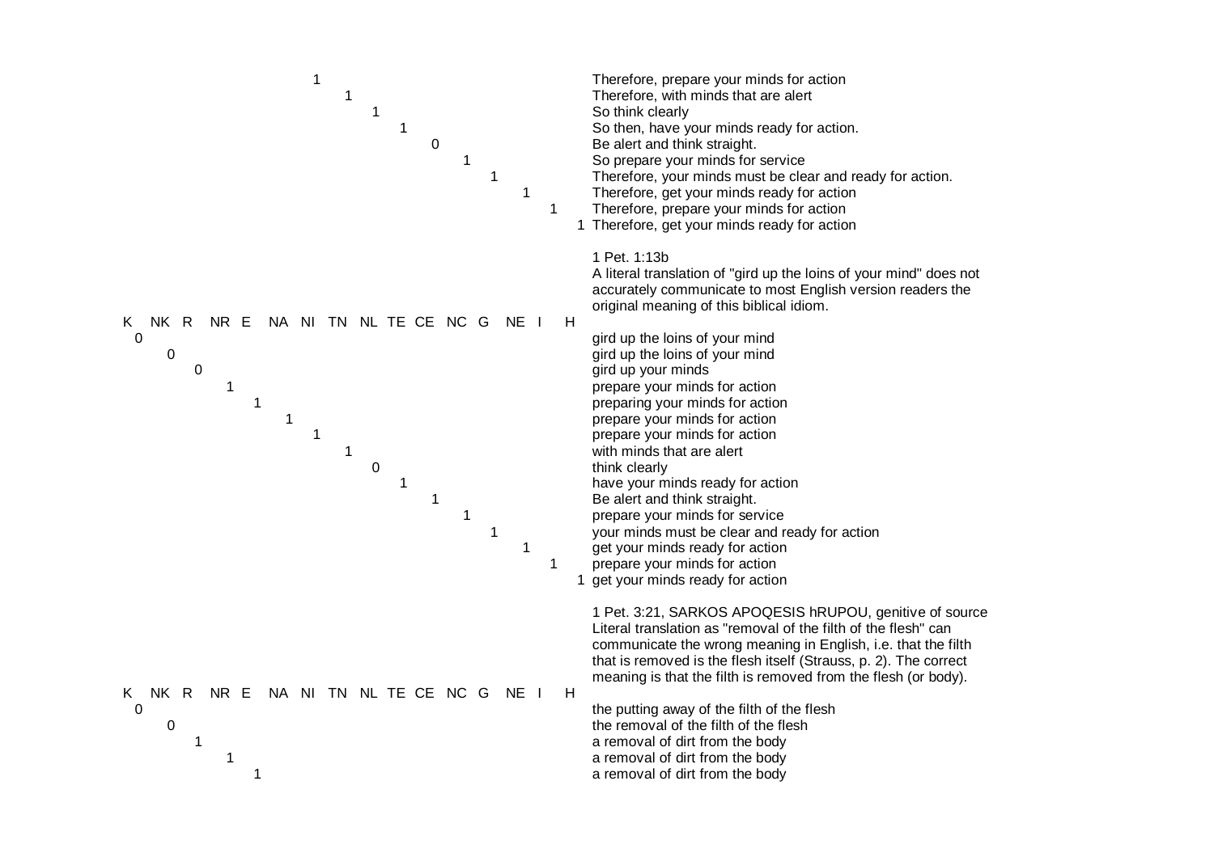| K | NK | R | NR | E | NA | NI | TN | NL | TE | CE | NC | G | NE | I | H | |
|---|---|---|---|---|---|---|---|---|---|---|---|---|---|---|---|---|
| | | | | | | 1 | | | | | | | | | | Therefore, prepare your minds for action |
| | | | | | | | 1 | | | | | | | | | Therefore, with minds that are alert |
| | | | | | | | | 1 | | | | | | | | So think clearly |
| | | | | | | | | | 1 | | | | | | | So then, have your minds ready for action. |
| | | | | | | | | | | 0 | | | | | | Be alert and think straight. |
| | | | | | | | | | | | 1 | | | | | So prepare your minds for service |
| | | | | | | | | | | | | 1 | | | | Therefore, your minds must be clear and ready for action. |
| | | | | | | | | | | | | | 1 | | | Therefore, get your minds ready for action |
| | | | | | | | | | | | | | | 1 | | Therefore, prepare your minds for action |
| | | | | | | | | | | | | | | | 1 | Therefore, get your minds ready for action |

1 Pet. 1:13b
A literal translation of "gird up the loins of your mind" does not accurately communicate to most English version readers the original meaning of this biblical idiom.

| K | NK | R | NR | E | NA | NI | TN | NL | TE | CE | NC | G | NE | I | H | |
|---|---|---|---|---|---|---|---|---|---|---|---|---|---|---|---|---|
| 0 | | | | | | | | | | | | | | | | gird up the loins of your mind |
| | 0 | | | | | | | | | | | | | | | gird up the loins of your mind |
| | | 0 | | | | | | | | | | | | | | gird up your minds |
| | | | 1 | | | | | | | | | | | | | prepare your minds for action |
| | | | | 1 | | | | | | | | | | | | preparing your minds for action |
| | | | | | 1 | | | | | | | | | | | prepare your minds for action |
| | | | | | | 1 | | | | | | | | | | prepare your minds for action |
| | | | | | | | 1 | | | | | | | | | with minds that are alert |
| | | | | | | | | 0 | | | | | | | | think clearly |
| | | | | | | | | | 1 | | | | | | | have your minds ready for action |
| | | | | | | | | | | 1 | | | | | | Be alert and think straight. |
| | | | | | | | | | | | 1 | | | | | prepare your minds for service |
| | | | | | | | | | | | | 1 | | | | your minds must be clear and ready for action |
| | | | | | | | | | | | | | 1 | | | get your minds ready for action |
| | | | | | | | | | | | | | | 1 | | prepare your minds for action |
| | | | | | | | | | | | | | | | 1 | get your minds ready for action |

1 Pet. 3:21, SARKOS APOQESIS hRUPOU, genitive of source
Literal translation as "removal of the filth of the flesh" can communicate the wrong meaning in English, i.e. that the filth that is removed is the flesh itself (Strauss, p. 2). The correct meaning is that the filth is removed from the flesh (or body).

| K | NK | R | NR | E | NA | NI | TN | NL | TE | CE | NC | G | NE | I | H | |
|---|---|---|---|---|---|---|---|---|---|---|---|---|---|---|---|---|
| 0 | | | | | | | | | | | | | | | | the putting away of the filth of the flesh |
| | 0 | | | | | | | | | | | | | | | the removal of the filth of the flesh |
| | | 1 | | | | | | | | | | | | | | a removal of dirt from the body |
| | | | 1 | | | | | | | | | | | | | a removal of dirt from the body |
| | | | | 1 | | | | | | | | | | | | a removal of dirt from the body |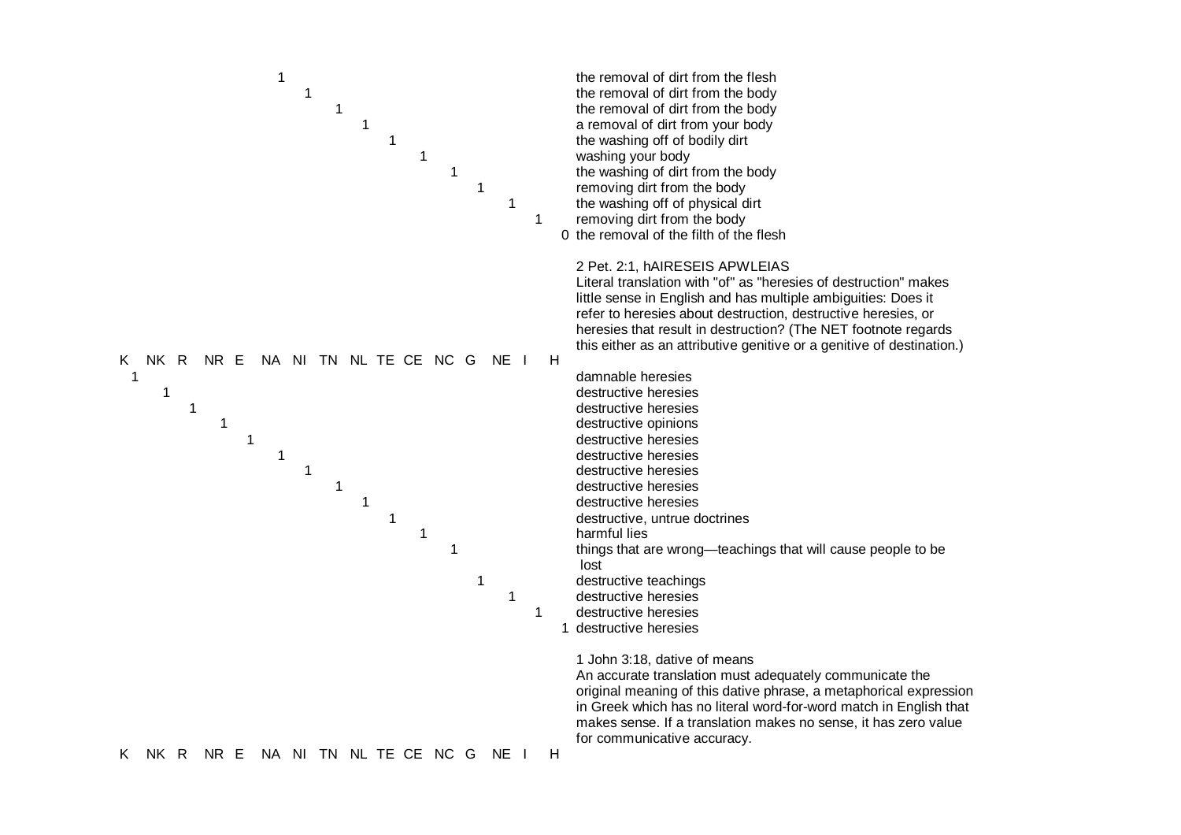| K | NK | R | NR | E | NA | NI | TN | NL | TE | CE | NC | G | NE | I | H | |
|---|---|---|---|---|---|---|---|---|---|---|---|---|---|---|---|---|
| | | | | | 1 | | | | | | | | | | | the removal of dirt from the flesh |
| | | | | | | 1 | | | | | | | | | | the removal of dirt from the body |
| | | | | | | | 1 | | | | | | | | | the removal of dirt from the body |
| | | | | | | | | 1 | | | | | | | | a removal of dirt from your body |
| | | | | | | | | | 1 | | | | | | | the washing off of bodily dirt |
| | | | | | | | | | | 1 | | | | | | washing your body |
| | | | | | | | | | | | 1 | | | | | the washing of dirt from the body |
| | | | | | | | | | | | | 1 | | | | removing dirt from the body |
| | | | | | | | | | | | | | 1 | | | the washing off of physical dirt |
| | | | | | | | | | | | | | | 1 | | removing dirt from the body |
| | | | | | | | | | | | | | | | 0 | the removal of the filth of the flesh |

2 Pet. 2:1, hAIRESEIS APWLEIAS
Literal translation with "of" as "heresies of destruction" makes little sense in English and has multiple ambiguities: Does it refer to heresies about destruction, destructive heresies, or heresies that result in destruction? (The NET footnote regards this either as an attributive genitive or a genitive of destination.)

| K | NK | R | NR | E | NA | NI | TN | NL | TE | CE | NC | G | NE | I | H | |
|---|---|---|---|---|---|---|---|---|---|---|---|---|---|---|---|---|
| 1 | | | | | | | | | | | | | | | | damnable heresies |
| | 1 | | | | | | | | | | | | | | | destructive heresies |
| | | 1 | | | | | | | | | | | | | | destructive heresies |
| | | | 1 | | | | | | | | | | | | | destructive opinions |
| | | | | 1 | | | | | | | | | | | | destructive heresies |
| | | | | | 1 | | | | | | | | | | | destructive heresies |
| | | | | | | 1 | | | | | | | | | | destructive heresies |
| | | | | | | | 1 | | | | | | | | | destructive heresies |
| | | | | | | | | 1 | | | | | | | | destructive heresies |
| | | | | | | | | | 1 | | | | | | | destructive, untrue doctrines |
| | | | | | | | | | | 1 | | | | | | harmful lies |
| | | | | | | | | | | | 1 | | | | | things that are wrong—teachings that will cause people to be lost |
| | | | | | | | | | | | | 1 | | | | destructive teachings |
| | | | | | | | | | | | | | 1 | | | destructive heresies |
| | | | | | | | | | | | | | | 1 | | destructive heresies |
| | | | | | | | | | | | | | | | 1 | destructive heresies |

1 John 3:18, dative of means
An accurate translation must adequately communicate the original meaning of this dative phrase, a metaphorical expression in Greek which has no literal word-for-word match in English that makes sense. If a translation makes no sense, it has zero value for communicative accuracy.

| K | NK | R | NR | E | NA | NI | TN | NL | TE | CE | NC | G | NE | I | H |
|---|---|---|---|---|---|---|---|---|---|---|---|---|---|---|---|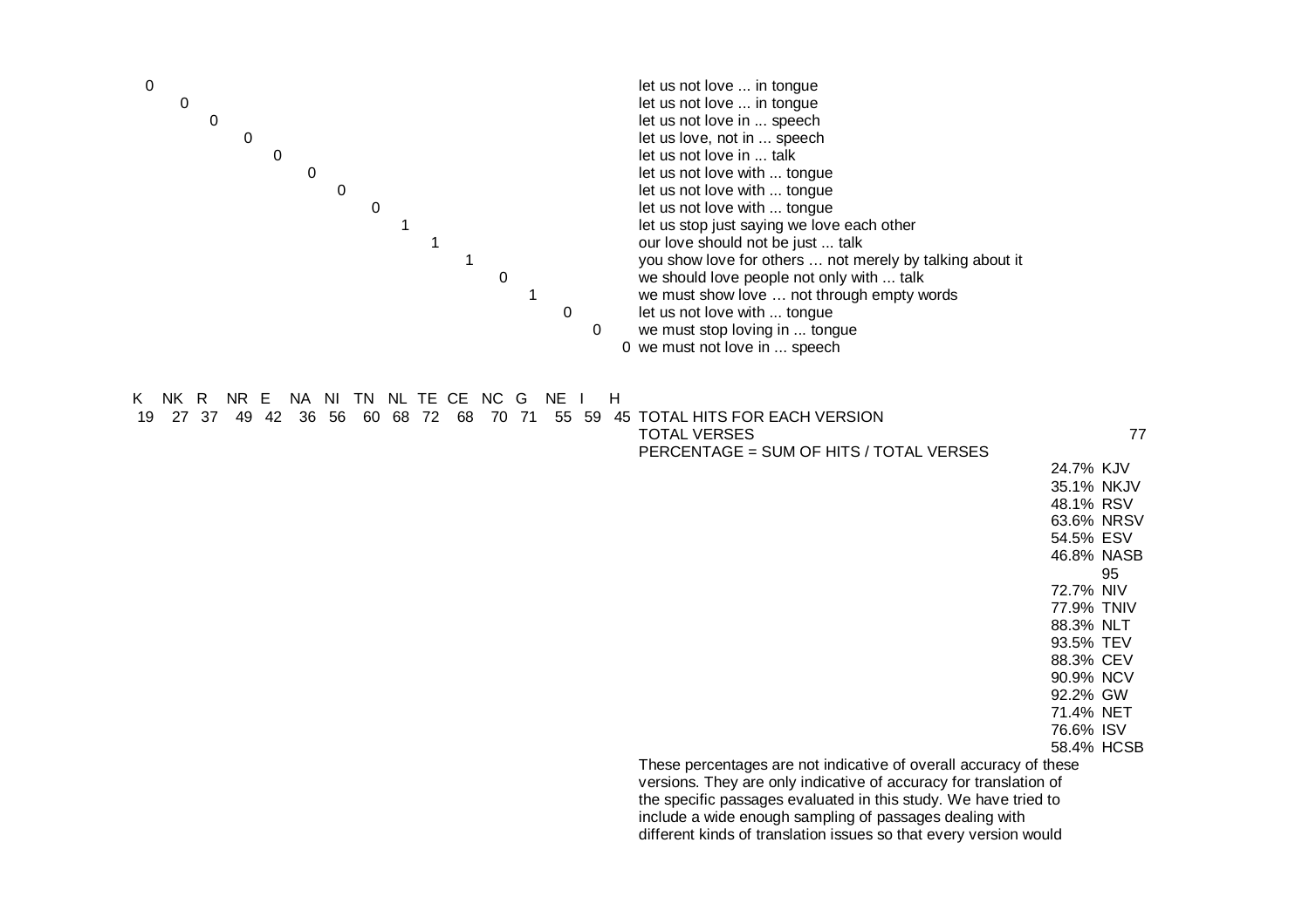| K | NK | R | NR | E | NA | NI | TN | NL | TE | CE | NC | G | NE | I | H | |
|---|---|---|---|---|---|---|---|---|---|---|---|---|---|---|---|---|
| 0 | | | | | | | | | | | | | | | | let us not love ... in tongue |
| | 0 | | | | | | | | | | | | | | | let us not love ... in tongue |
| | | 0 | | | | | | | | | | | | | | let us not love in ... speech |
| | | | 0 | | | | | | | | | | | | | let us love, not in ... speech |
| | | | | 0 | | | | | | | | | | | | let us not love in ... talk |
| | | | | | 0 | | | | | | | | | | | let us not love with ... tongue |
| | | | | | | 0 | | | | | | | | | | let us not love with ... tongue |
| | | | | | | | 0 | | | | | | | | | let us not love with ... tongue |
| | | | | | | | | 1 | | | | | | | | let us stop just saying we love each other |
| | | | | | | | | | 1 | | | | | | | our love should not be just ... talk |
| | | | | | | | | | | 1 | | | | | | you show love for others … not merely by talking about it |
| | | | | | | | | | | | 0 | | | | | we should love people not only with ... talk |
| | | | | | | | | | | | | 1 | | | | we must show love … not through empty words |
| | | | | | | | | | | | | | 0 | | | let us not love with ... tongue |
| | | | | | | | | | | | | | | 0 | | we must stop loving in ... tongue |
| | | | | | | | | | | | | | | | 0 | we must not love in ... speech |
| 19 | 27 | 37 | 49 | 42 | 36 | 56 | 60 | 68 | 72 | 68 | 70 | 71 | 55 | 59 | 45 | TOTAL HITS FOR EACH VERSION |

TOTAL VERSES 77

PERCENTAGE = SUM OF HITS / TOTAL VERSES

| Percentage | Version |
|---|---|
| 24.7% | KJV |
| 35.1% | NKJV |
| 48.1% | RSV |
| 63.6% | NRSV |
| 54.5% | ESV |
| 46.8% | NASB 95 |
| 72.7% | NIV |
| 77.9% | TNIV |
| 88.3% | NLT |
| 93.5% | TEV |
| 88.3% | CEV |
| 90.9% | NCV |
| 92.2% | GW |
| 71.4% | NET |
| 76.6% | ISV |
| 58.4% | HCSB |

These percentages are not indicative of overall accuracy of these versions. They are only indicative of accuracy for translation of the specific passages evaluated in this study. We have tried to include a wide enough sampling of passages dealing with different kinds of translation issues so that every version would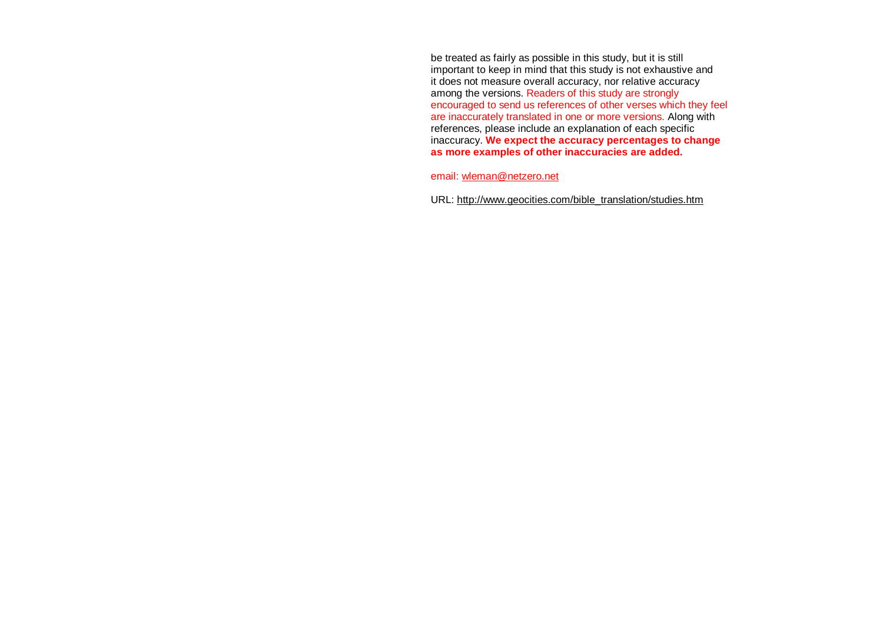be treated as fairly as possible in this study, but it is still important to keep in mind that this study is not exhaustive and it does not measure overall accuracy, nor relative accuracy among the versions. Readers of this study are strongly encouraged to send us references of other verses which they feel are inaccurately translated in one or more versions. Along with references, please include an explanation of each specific inaccuracy. **We expect the accuracy percentages to change as more examples of other inaccuracies are added.**

email: wleman@netzero.net

URL: http://www.geocities.com/bible_translation/studies.htm